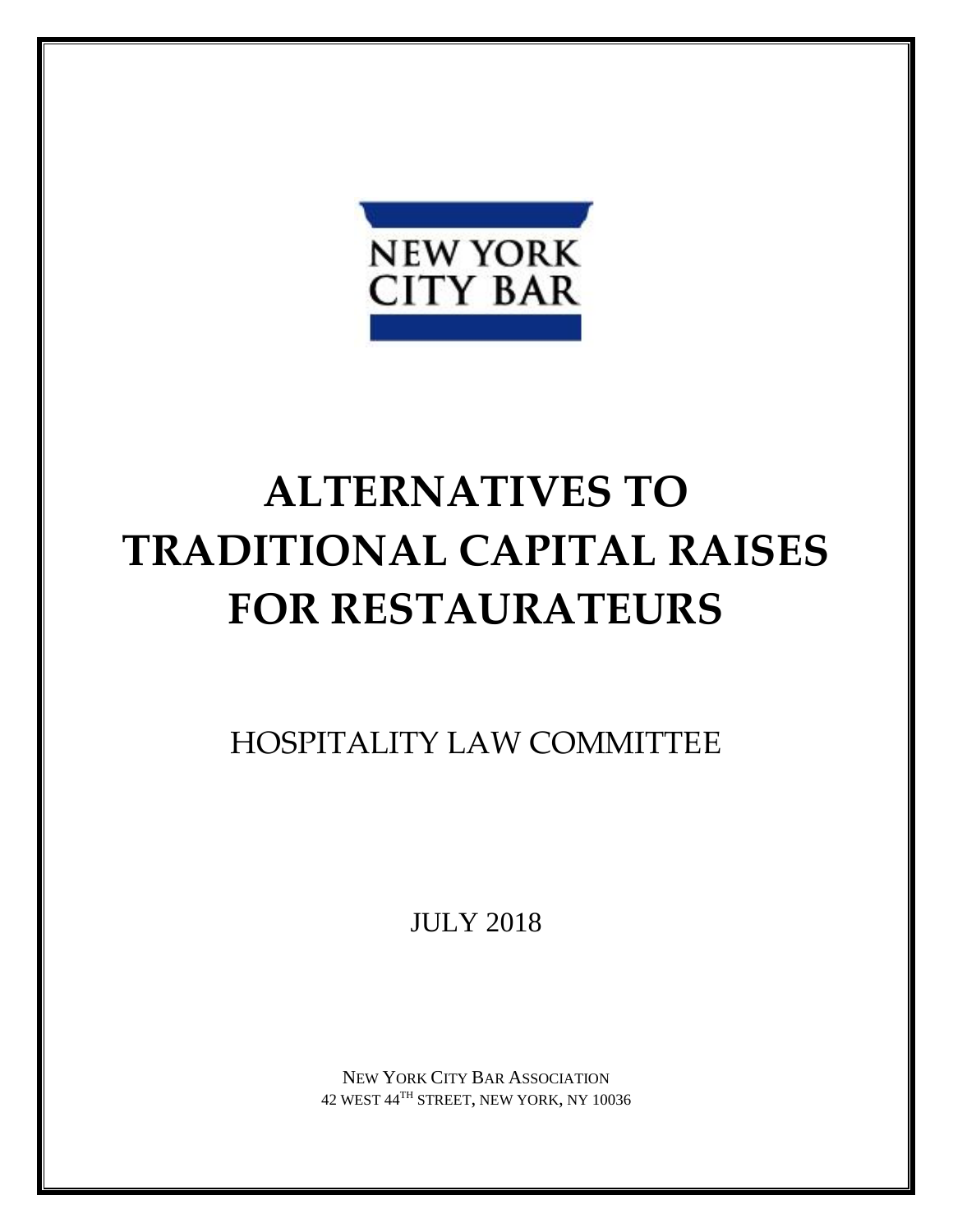NEW YORK CITY BAR

# ALTERNATIVES TO TRADITIONAL CAPITAL RAISES FOR RESTAURATEURS

## HOSPITALITY LAW COMMITTEE

JULY 2018

NEW YORK CITY BAR ASSOCIATION
42 WEST 44TH STREET, NEW YORK, NY 10036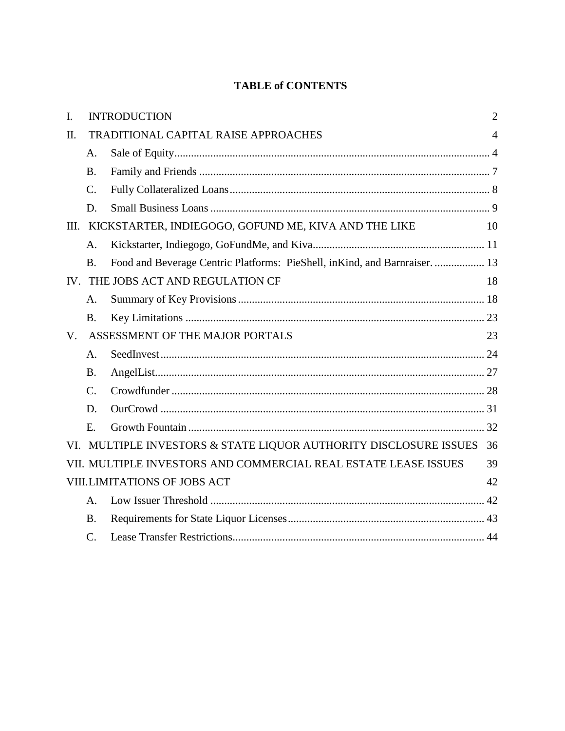# TABLE of CONTENTS

I. INTRODUCTION 2

II. TRADITIONAL CAPITAL RAISE APPROACHES 4

- A. Sale of Equity 4
- B. Family and Friends 7
- C. Fully Collateralized Loans 8
- D. Small Business Loans 9

III. KICKSTARTER, INDIEGOGO, GOFUND ME, KIVA AND THE LIKE 10

- A. Kickstarter, Indiegogo, GoFundMe, and Kiva 11
- B. Food and Beverage Centric Platforms: PieShell, inKind, and Barnraiser. 13

IV. THE JOBS ACT AND REGULATION CF 18

- A. Summary of Key Provisions 18
- B. Key Limitations 23

V. ASSESSMENT OF THE MAJOR PORTALS 23

- A. SeedInvest 24
- B. AngelList 27
- C. Crowdfunder 28
- D. OurCrowd 31
- E. Growth Fountain 32

VI. MULTIPLE INVESTORS & STATE LIQUOR AUTHORITY DISCLOSURE ISSUES 36

VII. MULTIPLE INVESTORS AND COMMERCIAL REAL ESTATE LEASE ISSUES 39

VIII. LIMITATIONS OF JOBS ACT 42

- A. Low Issuer Threshold 42
- B. Requirements for State Liquor Licenses 43
- C. Lease Transfer Restrictions 44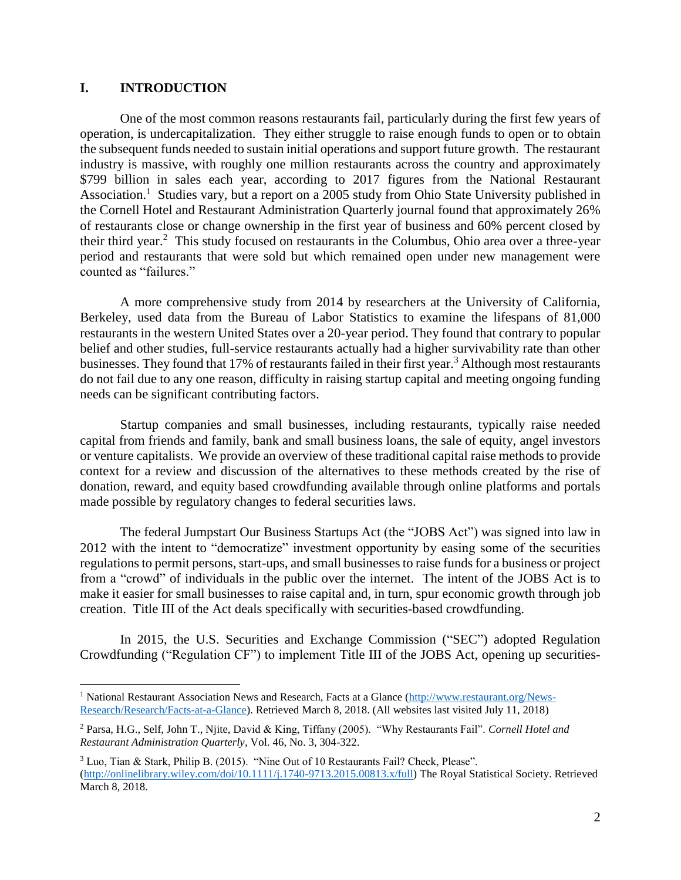## I. INTRODUCTION

One of the most common reasons restaurants fail, particularly during the first few years of operation, is undercapitalization. They either struggle to raise enough funds to open or to obtain the subsequent funds needed to sustain initial operations and support future growth. The restaurant industry is massive, with roughly one million restaurants across the country and approximately $799 billion in sales each year, according to 2017 figures from the National Restaurant Association.[1] Studies vary, but a report on a 2005 study from Ohio State University published in the Cornell Hotel and Restaurant Administration Quarterly journal found that approximately 26% of restaurants close or change ownership in the first year of business and 60% percent closed by their third year.[2] This study focused on restaurants in the Columbus, Ohio area over a three-year period and restaurants that were sold but which remained open under new management were counted as "failures."

A more comprehensive study from 2014 by researchers at the University of California, Berkeley, used data from the Bureau of Labor Statistics to examine the lifespans of 81,000 restaurants in the western United States over a 20-year period. They found that contrary to popular belief and other studies, full-service restaurants actually had a higher survivability rate than other businesses. They found that 17% of restaurants failed in their first year.[3] Although most restaurants do not fail due to any one reason, difficulty in raising startup capital and meeting ongoing funding needs can be significant contributing factors.

Startup companies and small businesses, including restaurants, typically raise needed capital from friends and family, bank and small business loans, the sale of equity, angel investors or venture capitalists. We provide an overview of these traditional capital raise methods to provide context for a review and discussion of the alternatives to these methods created by the rise of donation, reward, and equity based crowdfunding available through online platforms and portals made possible by regulatory changes to federal securities laws.

The federal Jumpstart Our Business Startups Act (the "JOBS Act") was signed into law in 2012 with the intent to "democratize" investment opportunity by easing some of the securities regulations to permit persons, start-ups, and small businesses to raise funds for a business or project from a "crowd" of individuals in the public over the internet. The intent of the JOBS Act is to make it easier for small businesses to raise capital and, in turn, spur economic growth through job creation. Title III of the Act deals specifically with securities-based crowdfunding.

In 2015, the U.S. Securities and Exchange Commission ("SEC") adopted Regulation Crowdfunding ("Regulation CF") to implement Title III of the JOBS Act, opening up securities-

---

[1] National Restaurant Association News and Research, Facts at a Glance (http://www.restaurant.org/News-Research/Research/Facts-at-a-Glance). Retrieved March 8, 2018. (All websites last visited July 11, 2018)

[2] Parsa, H.G., Self, John T., Njite, David & King, Tiffany (2005). "Why Restaurants Fail". *Cornell Hotel and Restaurant Administration Quarterly*, Vol. 46, No. 3, 304-322.

[3] Luo, Tian & Stark, Philip B. (2015). "Nine Out of 10 Restaurants Fail? Check, Please". (http://onlinelibrary.wiley.com/doi/10.1111/j.1740-9713.2015.00813.x/full) The Royal Statistical Society. Retrieved March 8, 2018.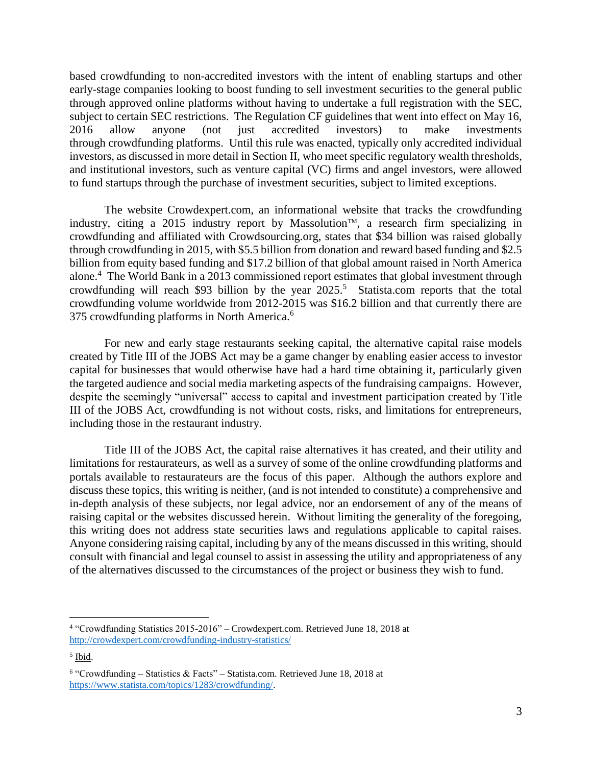based crowdfunding to non-accredited investors with the intent of enabling startups and other early-stage companies looking to boost funding to sell investment securities to the general public through approved online platforms without having to undertake a full registration with the SEC, subject to certain SEC restrictions. The Regulation CF guidelines that went into effect on May 16, 2016 allow anyone (not just accredited investors) to make investments through crowdfunding platforms. Until this rule was enacted, typically only accredited individual investors, as discussed in more detail in Section II, who meet specific regulatory wealth thresholds, and institutional investors, such as venture capital (VC) firms and angel investors, were allowed to fund startups through the purchase of investment securities, subject to limited exceptions.

The website Crowdexpert.com, an informational website that tracks the crowdfunding industry, citing a 2015 industry report by Massolution™, a research firm specializing in crowdfunding and affiliated with Crowdsourcing.org, states that $34 billion was raised globally through crowdfunding in 2015, with $5.5 billion from donation and reward based funding and $2.5 billion from equity based funding and $17.2 billion of that global amount raised in North America alone.[4] The World Bank in a 2013 commissioned report estimates that global investment through crowdfunding will reach $93 billion by the year 2025.[5] Statista.com reports that the total crowdfunding volume worldwide from 2012-2015 was $16.2 billion and that currently there are 375 crowdfunding platforms in North America.[6]

For new and early stage restaurants seeking capital, the alternative capital raise models created by Title III of the JOBS Act may be a game changer by enabling easier access to investor capital for businesses that would otherwise have had a hard time obtaining it, particularly given the targeted audience and social media marketing aspects of the fundraising campaigns. However, despite the seemingly "universal" access to capital and investment participation created by Title III of the JOBS Act, crowdfunding is not without costs, risks, and limitations for entrepreneurs, including those in the restaurant industry.

Title III of the JOBS Act, the capital raise alternatives it has created, and their utility and limitations for restaurateurs, as well as a survey of some of the online crowdfunding platforms and portals available to restaurateurs are the focus of this paper. Although the authors explore and discuss these topics, this writing is neither, (and is not intended to constitute) a comprehensive and in-depth analysis of these subjects, nor legal advice, nor an endorsement of any of the means of raising capital or the websites discussed herein. Without limiting the generality of the foregoing, this writing does not address state securities laws and regulations applicable to capital raises. Anyone considering raising capital, including by any of the means discussed in this writing, should consult with financial and legal counsel to assist in assessing the utility and appropriateness of any of the alternatives discussed to the circumstances of the project or business they wish to fund.

---

[4] "Crowdfunding Statistics 2015-2016" – Crowdexpert.com. Retrieved June 18, 2018 at http://crowdexpert.com/crowdfunding-industry-statistics/

[5] Ibid.

[6] "Crowdfunding – Statistics & Facts" – Statista.com. Retrieved June 18, 2018 at https://www.statista.com/topics/1283/crowdfunding/.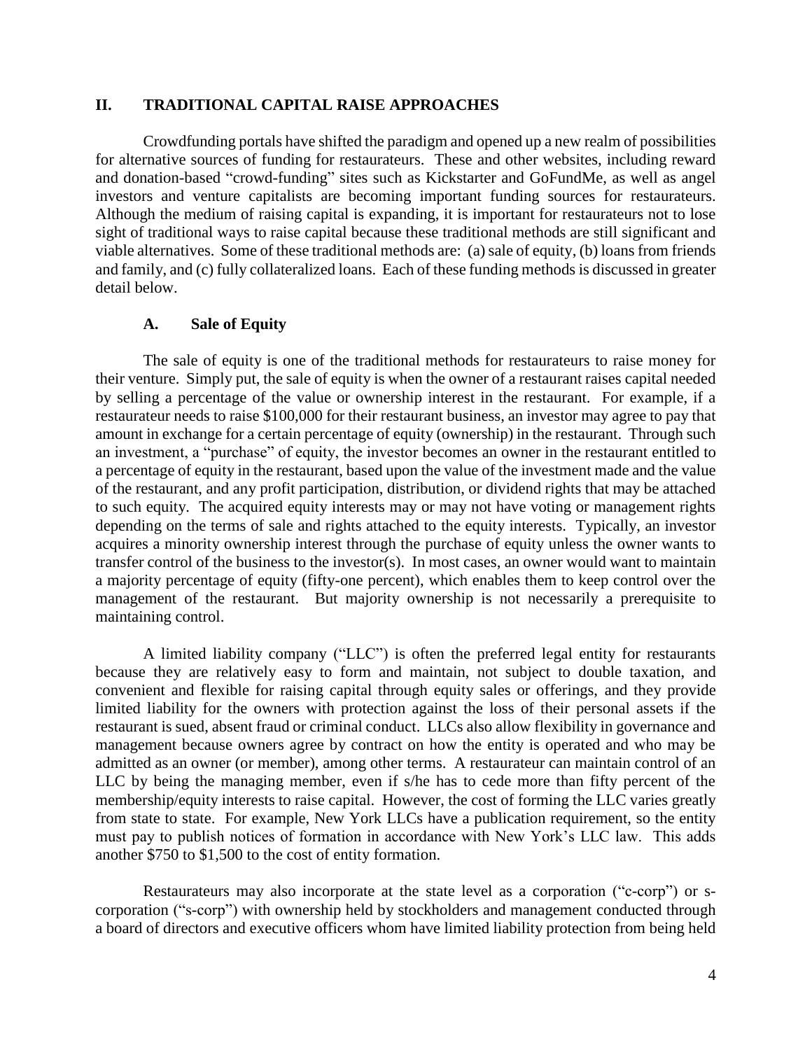## II. TRADITIONAL CAPITAL RAISE APPROACHES

Crowdfunding portals have shifted the paradigm and opened up a new realm of possibilities for alternative sources of funding for restaurateurs. These and other websites, including reward and donation-based "crowd-funding" sites such as Kickstarter and GoFundMe, as well as angel investors and venture capitalists are becoming important funding sources for restaurateurs. Although the medium of raising capital is expanding, it is important for restaurateurs not to lose sight of traditional ways to raise capital because these traditional methods are still significant and viable alternatives. Some of these traditional methods are: (a) sale of equity, (b) loans from friends and family, and (c) fully collateralized loans. Each of these funding methods is discussed in greater detail below.

### A. Sale of Equity

The sale of equity is one of the traditional methods for restaurateurs to raise money for their venture. Simply put, the sale of equity is when the owner of a restaurant raises capital needed by selling a percentage of the value or ownership interest in the restaurant. For example, if a restaurateur needs to raise $100,000 for their restaurant business, an investor may agree to pay that amount in exchange for a certain percentage of equity (ownership) in the restaurant. Through such an investment, a "purchase" of equity, the investor becomes an owner in the restaurant entitled to a percentage of equity in the restaurant, based upon the value of the investment made and the value of the restaurant, and any profit participation, distribution, or dividend rights that may be attached to such equity. The acquired equity interests may or may not have voting or management rights depending on the terms of sale and rights attached to the equity interests. Typically, an investor acquires a minority ownership interest through the purchase of equity unless the owner wants to transfer control of the business to the investor(s). In most cases, an owner would want to maintain a majority percentage of equity (fifty-one percent), which enables them to keep control over the management of the restaurant. But majority ownership is not necessarily a prerequisite to maintaining control.

A limited liability company ("LLC") is often the preferred legal entity for restaurants because they are relatively easy to form and maintain, not subject to double taxation, and convenient and flexible for raising capital through equity sales or offerings, and they provide limited liability for the owners with protection against the loss of their personal assets if the restaurant is sued, absent fraud or criminal conduct. LLCs also allow flexibility in governance and management because owners agree by contract on how the entity is operated and who may be admitted as an owner (or member), among other terms. A restaurateur can maintain control of an LLC by being the managing member, even if s/he has to cede more than fifty percent of the membership/equity interests to raise capital. However, the cost of forming the LLC varies greatly from state to state. For example, New York LLCs have a publication requirement, so the entity must pay to publish notices of formation in accordance with New York's LLC law. This adds another $750 to $1,500 to the cost of entity formation.

Restaurateurs may also incorporate at the state level as a corporation ("c-corp") or s-corporation ("s-corp") with ownership held by stockholders and management conducted through a board of directors and executive officers whom have limited liability protection from being held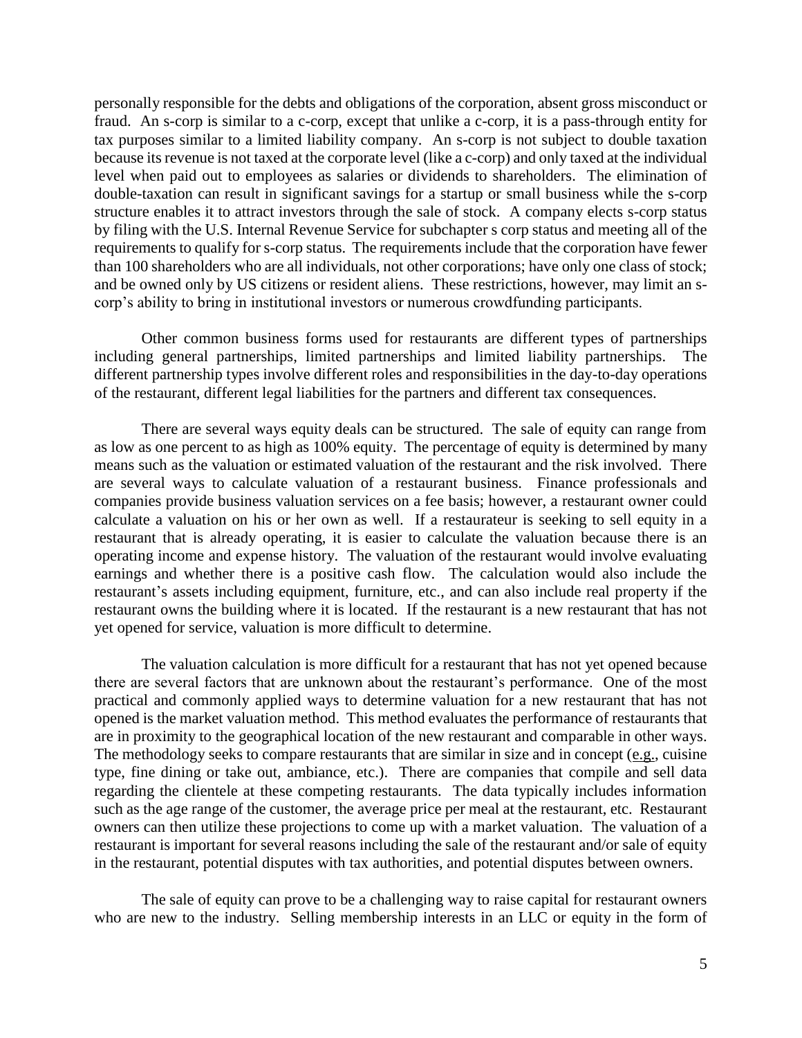personally responsible for the debts and obligations of the corporation, absent gross misconduct or fraud. An s-corp is similar to a c-corp, except that unlike a c-corp, it is a pass-through entity for tax purposes similar to a limited liability company. An s-corp is not subject to double taxation because its revenue is not taxed at the corporate level (like a c-corp) and only taxed at the individual level when paid out to employees as salaries or dividends to shareholders. The elimination of double-taxation can result in significant savings for a startup or small business while the s-corp structure enables it to attract investors through the sale of stock. A company elects s-corp status by filing with the U.S. Internal Revenue Service for subchapter s corp status and meeting all of the requirements to qualify for s-corp status. The requirements include that the corporation have fewer than 100 shareholders who are all individuals, not other corporations; have only one class of stock; and be owned only by US citizens or resident aliens. These restrictions, however, may limit an s-corp's ability to bring in institutional investors or numerous crowdfunding participants.

Other common business forms used for restaurants are different types of partnerships including general partnerships, limited partnerships and limited liability partnerships. The different partnership types involve different roles and responsibilities in the day-to-day operations of the restaurant, different legal liabilities for the partners and different tax consequences.

There are several ways equity deals can be structured. The sale of equity can range from as low as one percent to as high as 100% equity. The percentage of equity is determined by many means such as the valuation or estimated valuation of the restaurant and the risk involved. There are several ways to calculate valuation of a restaurant business. Finance professionals and companies provide business valuation services on a fee basis; however, a restaurant owner could calculate a valuation on his or her own as well. If a restaurateur is seeking to sell equity in a restaurant that is already operating, it is easier to calculate the valuation because there is an operating income and expense history. The valuation of the restaurant would involve evaluating earnings and whether there is a positive cash flow. The calculation would also include the restaurant's assets including equipment, furniture, etc., and can also include real property if the restaurant owns the building where it is located. If the restaurant is a new restaurant that has not yet opened for service, valuation is more difficult to determine.

The valuation calculation is more difficult for a restaurant that has not yet opened because there are several factors that are unknown about the restaurant's performance. One of the most practical and commonly applied ways to determine valuation for a new restaurant that has not opened is the market valuation method. This method evaluates the performance of restaurants that are in proximity to the geographical location of the new restaurant and comparable in other ways. The methodology seeks to compare restaurants that are similar in size and in concept (e.g., cuisine type, fine dining or take out, ambiance, etc.). There are companies that compile and sell data regarding the clientele at these competing restaurants. The data typically includes information such as the age range of the customer, the average price per meal at the restaurant, etc. Restaurant owners can then utilize these projections to come up with a market valuation. The valuation of a restaurant is important for several reasons including the sale of the restaurant and/or sale of equity in the restaurant, potential disputes with tax authorities, and potential disputes between owners.

The sale of equity can prove to be a challenging way to raise capital for restaurant owners who are new to the industry. Selling membership interests in an LLC or equity in the form of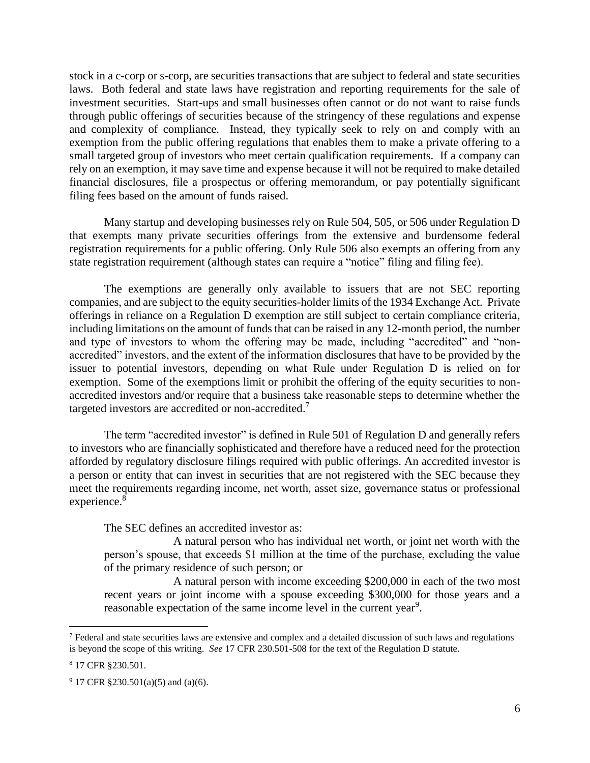stock in a c-corp or s-corp, are securities transactions that are subject to federal and state securities laws. Both federal and state laws have registration and reporting requirements for the sale of investment securities. Start-ups and small businesses often cannot or do not want to raise funds through public offerings of securities because of the stringency of these regulations and expense and complexity of compliance. Instead, they typically seek to rely on and comply with an exemption from the public offering regulations that enables them to make a private offering to a small targeted group of investors who meet certain qualification requirements. If a company can rely on an exemption, it may save time and expense because it will not be required to make detailed financial disclosures, file a prospectus or offering memorandum, or pay potentially significant filing fees based on the amount of funds raised.

Many startup and developing businesses rely on Rule 504, 505, or 506 under Regulation D that exempts many private securities offerings from the extensive and burdensome federal registration requirements for a public offering. Only Rule 506 also exempts an offering from any state registration requirement (although states can require a "notice" filing and filing fee).

The exemptions are generally only available to issuers that are not SEC reporting companies, and are subject to the equity securities-holder limits of the 1934 Exchange Act. Private offerings in reliance on a Regulation D exemption are still subject to certain compliance criteria, including limitations on the amount of funds that can be raised in any 12-month period, the number and type of investors to whom the offering may be made, including "accredited" and "non-accredited" investors, and the extent of the information disclosures that have to be provided by the issuer to potential investors, depending on what Rule under Regulation D is relied on for exemption. Some of the exemptions limit or prohibit the offering of the equity securities to non-accredited investors and/or require that a business take reasonable steps to determine whether the targeted investors are accredited or non-accredited.[7]

The term "accredited investor" is defined in Rule 501 of Regulation D and generally refers to investors who are financially sophisticated and therefore have a reduced need for the protection afforded by regulatory disclosure filings required with public offerings. An accredited investor is a person or entity that can invest in securities that are not registered with the SEC because they meet the requirements regarding income, net worth, asset size, governance status or professional experience.[8]

The SEC defines an accredited investor as:

> A natural person who has individual net worth, or joint net worth with the person's spouse, that exceeds $1 million at the time of the purchase, excluding the value of the primary residence of such person; or
>
> A natural person with income exceeding $200,000 in each of the two most recent years or joint income with a spouse exceeding $300,000 for those years and a reasonable expectation of the same income level in the current year[9].

---

[7] Federal and state securities laws are extensive and complex and a detailed discussion of such laws and regulations is beyond the scope of this writing. *See* 17 CFR 230.501-508 for the text of the Regulation D statute.

[8] 17 CFR §230.501.

[9] 17 CFR §230.501(a)(5) and (a)(6).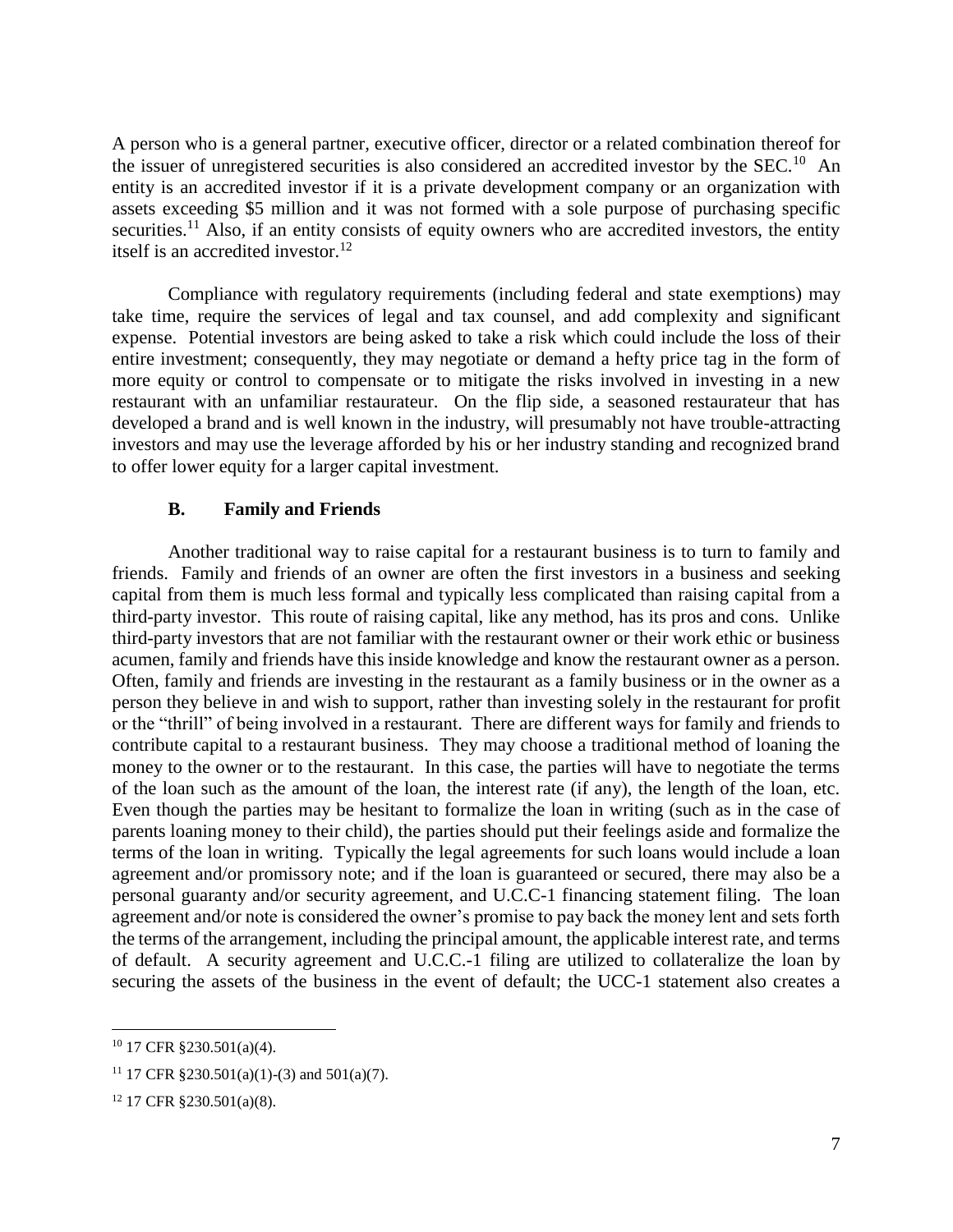A person who is a general partner, executive officer, director or a related combination thereof for the issuer of unregistered securities is also considered an accredited investor by the SEC.[10] An entity is an accredited investor if it is a private development company or an organization with assets exceeding $5 million and it was not formed with a sole purpose of purchasing specific securities.[11] Also, if an entity consists of equity owners who are accredited investors, the entity itself is an accredited investor.[12]

Compliance with regulatory requirements (including federal and state exemptions) may take time, require the services of legal and tax counsel, and add complexity and significant expense. Potential investors are being asked to take a risk which could include the loss of their entire investment; consequently, they may negotiate or demand a hefty price tag in the form of more equity or control to compensate or to mitigate the risks involved in investing in a new restaurant with an unfamiliar restaurateur. On the flip side, a seasoned restaurateur that has developed a brand and is well known in the industry, will presumably not have trouble-attracting investors and may use the leverage afforded by his or her industry standing and recognized brand to offer lower equity for a larger capital investment.

### B. Family and Friends

Another traditional way to raise capital for a restaurant business is to turn to family and friends. Family and friends of an owner are often the first investors in a business and seeking capital from them is much less formal and typically less complicated than raising capital from a third-party investor. This route of raising capital, like any method, has its pros and cons. Unlike third-party investors that are not familiar with the restaurant owner or their work ethic or business acumen, family and friends have this inside knowledge and know the restaurant owner as a person. Often, family and friends are investing in the restaurant as a family business or in the owner as a person they believe in and wish to support, rather than investing solely in the restaurant for profit or the "thrill" of being involved in a restaurant. There are different ways for family and friends to contribute capital to a restaurant business. They may choose a traditional method of loaning the money to the owner or to the restaurant. In this case, the parties will have to negotiate the terms of the loan such as the amount of the loan, the interest rate (if any), the length of the loan, etc. Even though the parties may be hesitant to formalize the loan in writing (such as in the case of parents loaning money to their child), the parties should put their feelings aside and formalize the terms of the loan in writing. Typically the legal agreements for such loans would include a loan agreement and/or promissory note; and if the loan is guaranteed or secured, there may also be a personal guaranty and/or security agreement, and U.C.C-1 financing statement filing. The loan agreement and/or note is considered the owner's promise to pay back the money lent and sets forth the terms of the arrangement, including the principal amount, the applicable interest rate, and terms of default. A security agreement and U.C.C.-1 filing are utilized to collateralize the loan by securing the assets of the business in the event of default; the UCC-1 statement also creates a

---

[10] 17 CFR §230.501(a)(4).

[11] 17 CFR §230.501(a)(1)-(3) and 501(a)(7).

[12] 17 CFR §230.501(a)(8).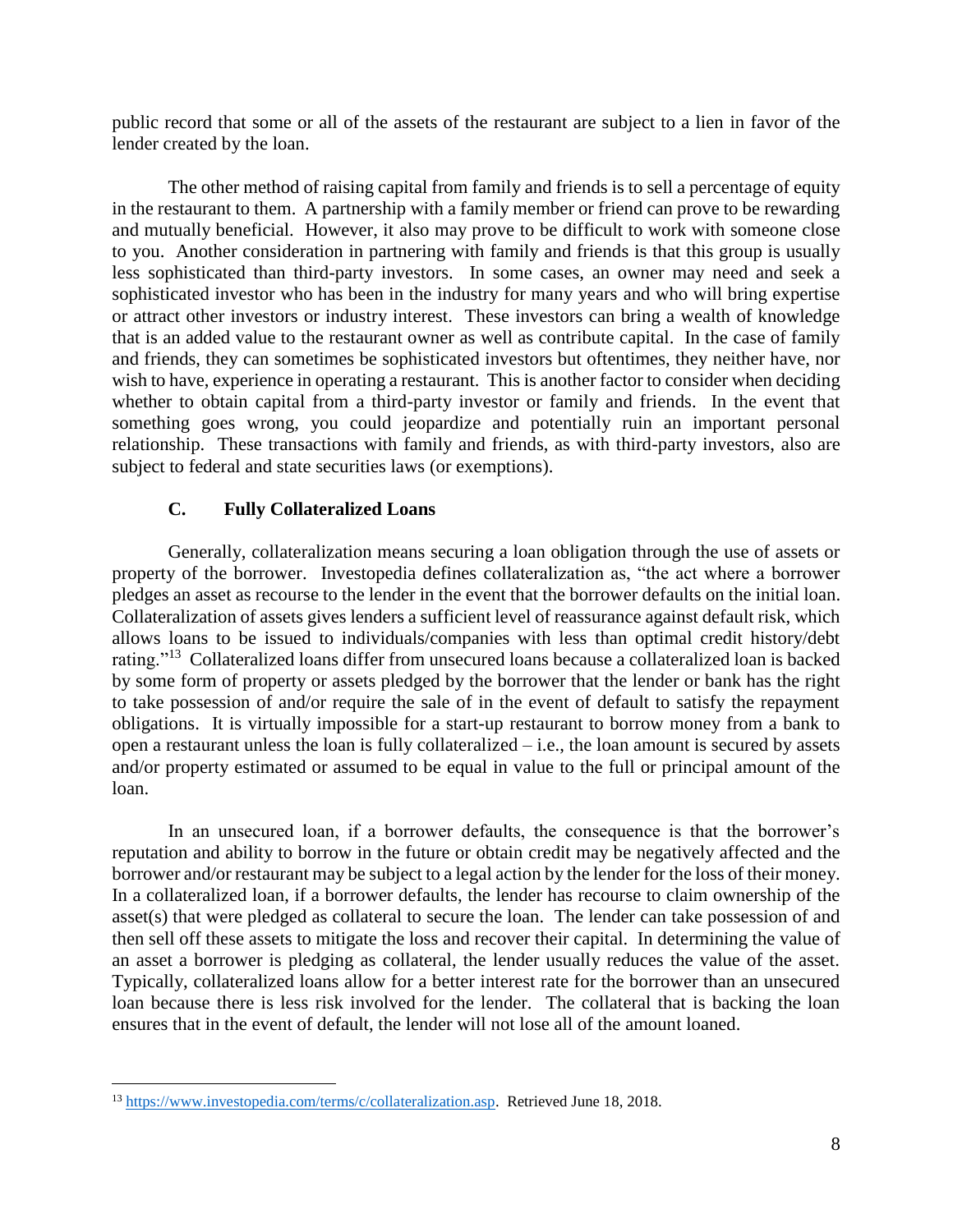public record that some or all of the assets of the restaurant are subject to a lien in favor of the lender created by the loan.

The other method of raising capital from family and friends is to sell a percentage of equity in the restaurant to them. A partnership with a family member or friend can prove to be rewarding and mutually beneficial. However, it also may prove to be difficult to work with someone close to you. Another consideration in partnering with family and friends is that this group is usually less sophisticated than third-party investors. In some cases, an owner may need and seek a sophisticated investor who has been in the industry for many years and who will bring expertise or attract other investors or industry interest. These investors can bring a wealth of knowledge that is an added value to the restaurant owner as well as contribute capital. In the case of family and friends, they can sometimes be sophisticated investors but oftentimes, they neither have, nor wish to have, experience in operating a restaurant. This is another factor to consider when deciding whether to obtain capital from a third-party investor or family and friends. In the event that something goes wrong, you could jeopardize and potentially ruin an important personal relationship. These transactions with family and friends, as with third-party investors, also are subject to federal and state securities laws (or exemptions).

### C. Fully Collateralized Loans

Generally, collateralization means securing a loan obligation through the use of assets or property of the borrower. Investopedia defines collateralization as, "the act where a borrower pledges an asset as recourse to the lender in the event that the borrower defaults on the initial loan. Collateralization of assets gives lenders a sufficient level of reassurance against default risk, which allows loans to be issued to individuals/companies with less than optimal credit history/debt rating."[13] Collateralized loans differ from unsecured loans because a collateralized loan is backed by some form of property or assets pledged by the borrower that the lender or bank has the right to take possession of and/or require the sale of in the event of default to satisfy the repayment obligations. It is virtually impossible for a start-up restaurant to borrow money from a bank to open a restaurant unless the loan is fully collateralized – i.e., the loan amount is secured by assets and/or property estimated or assumed to be equal in value to the full or principal amount of the loan.

In an unsecured loan, if a borrower defaults, the consequence is that the borrower's reputation and ability to borrow in the future or obtain credit may be negatively affected and the borrower and/or restaurant may be subject to a legal action by the lender for the loss of their money. In a collateralized loan, if a borrower defaults, the lender has recourse to claim ownership of the asset(s) that were pledged as collateral to secure the loan. The lender can take possession of and then sell off these assets to mitigate the loss and recover their capital. In determining the value of an asset a borrower is pledging as collateral, the lender usually reduces the value of the asset. Typically, collateralized loans allow for a better interest rate for the borrower than an unsecured loan because there is less risk involved for the lender. The collateral that is backing the loan ensures that in the event of default, the lender will not lose all of the amount loaned.

---

[13] https://www.investopedia.com/terms/c/collateralization.asp. Retrieved June 18, 2018.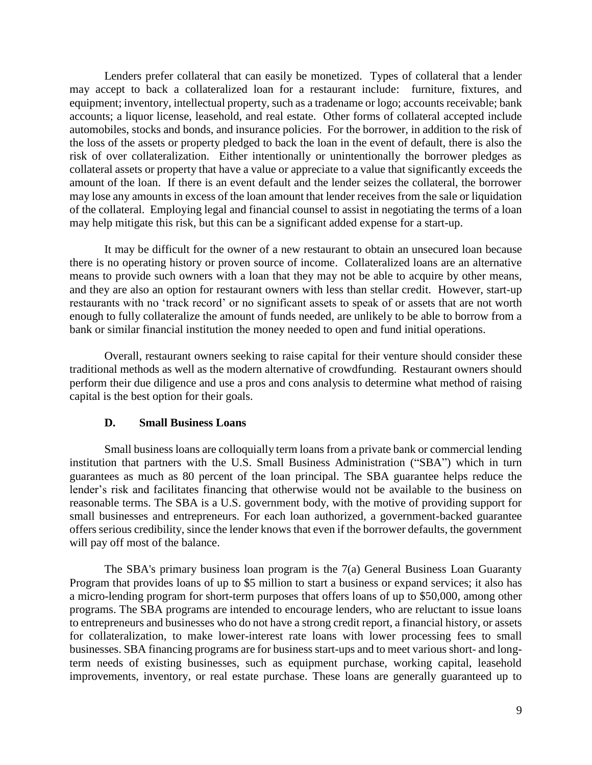Lenders prefer collateral that can easily be monetized. Types of collateral that a lender may accept to back a collateralized loan for a restaurant include: furniture, fixtures, and equipment; inventory, intellectual property, such as a tradename or logo; accounts receivable; bank accounts; a liquor license, leasehold, and real estate. Other forms of collateral accepted include automobiles, stocks and bonds, and insurance policies. For the borrower, in addition to the risk of the loss of the assets or property pledged to back the loan in the event of default, there is also the risk of over collateralization. Either intentionally or unintentionally the borrower pledges as collateral assets or property that have a value or appreciate to a value that significantly exceeds the amount of the loan. If there is an event default and the lender seizes the collateral, the borrower may lose any amounts in excess of the loan amount that lender receives from the sale or liquidation of the collateral. Employing legal and financial counsel to assist in negotiating the terms of a loan may help mitigate this risk, but this can be a significant added expense for a start-up.

It may be difficult for the owner of a new restaurant to obtain an unsecured loan because there is no operating history or proven source of income. Collateralized loans are an alternative means to provide such owners with a loan that they may not be able to acquire by other means, and they are also an option for restaurant owners with less than stellar credit. However, start-up restaurants with no 'track record' or no significant assets to speak of or assets that are not worth enough to fully collateralize the amount of funds needed, are unlikely to be able to borrow from a bank or similar financial institution the money needed to open and fund initial operations.

Overall, restaurant owners seeking to raise capital for their venture should consider these traditional methods as well as the modern alternative of crowdfunding. Restaurant owners should perform their due diligence and use a pros and cons analysis to determine what method of raising capital is the best option for their goals.

### D. Small Business Loans

Small business loans are colloquially term loans from a private bank or commercial lending institution that partners with the U.S. Small Business Administration ("SBA") which in turn guarantees as much as 80 percent of the loan principal. The SBA guarantee helps reduce the lender's risk and facilitates financing that otherwise would not be available to the business on reasonable terms. The SBA is a U.S. government body, with the motive of providing support for small businesses and entrepreneurs. For each loan authorized, a government-backed guarantee offers serious credibility, since the lender knows that even if the borrower defaults, the government will pay off most of the balance.

The SBA's primary business loan program is the 7(a) General Business Loan Guaranty Program that provides loans of up to $5 million to start a business or expand services; it also has a micro-lending program for short-term purposes that offers loans of up to $50,000, among other programs. The SBA programs are intended to encourage lenders, who are reluctant to issue loans to entrepreneurs and businesses who do not have a strong credit report, a financial history, or assets for collateralization, to make lower-interest rate loans with lower processing fees to small businesses. SBA financing programs are for business start-ups and to meet various short- and long-term needs of existing businesses, such as equipment purchase, working capital, leasehold improvements, inventory, or real estate purchase. These loans are generally guaranteed up to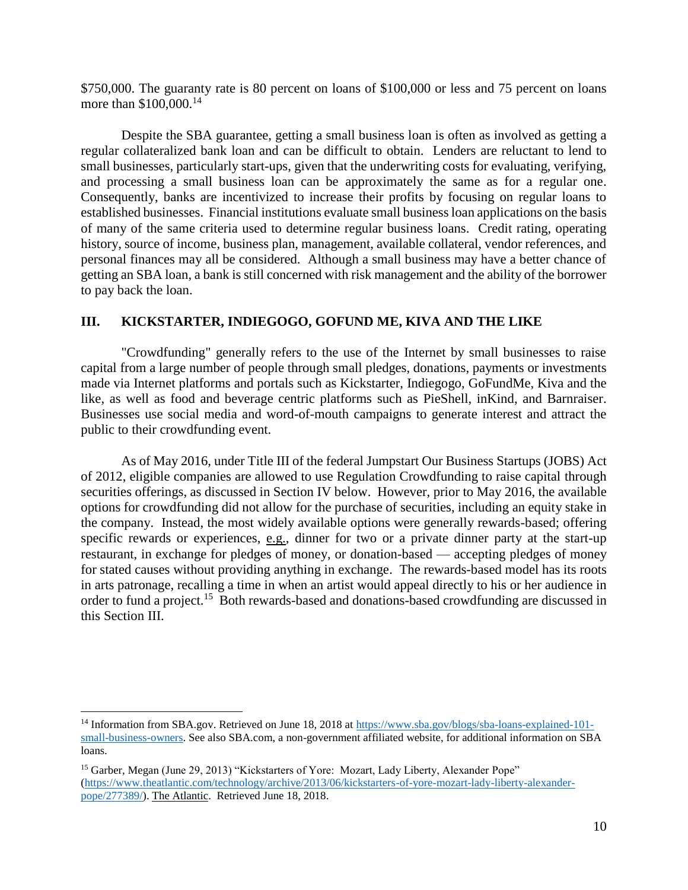$750,000. The guaranty rate is 80 percent on loans of $100,000 or less and 75 percent on loans more than $100,000.[14]

Despite the SBA guarantee, getting a small business loan is often as involved as getting a regular collateralized bank loan and can be difficult to obtain. Lenders are reluctant to lend to small businesses, particularly start-ups, given that the underwriting costs for evaluating, verifying, and processing a small business loan can be approximately the same as for a regular one. Consequently, banks are incentivized to increase their profits by focusing on regular loans to established businesses. Financial institutions evaluate small business loan applications on the basis of many of the same criteria used to determine regular business loans. Credit rating, operating history, source of income, business plan, management, available collateral, vendor references, and personal finances may all be considered. Although a small business may have a better chance of getting an SBA loan, a bank is still concerned with risk management and the ability of the borrower to pay back the loan.

## III. KICKSTARTER, INDIEGOGO, GOFUND ME, KIVA AND THE LIKE

"Crowdfunding" generally refers to the use of the Internet by small businesses to raise capital from a large number of people through small pledges, donations, payments or investments made via Internet platforms and portals such as Kickstarter, Indiegogo, GoFundMe, Kiva and the like, as well as food and beverage centric platforms such as PieShell, inKind, and Barnraiser. Businesses use social media and word-of-mouth campaigns to generate interest and attract the public to their crowdfunding event.

As of May 2016, under Title III of the federal Jumpstart Our Business Startups (JOBS) Act of 2012, eligible companies are allowed to use Regulation Crowdfunding to raise capital through securities offerings, as discussed in Section IV below. However, prior to May 2016, the available options for crowdfunding did not allow for the purchase of securities, including an equity stake in the company. Instead, the most widely available options were generally rewards-based; offering specific rewards or experiences, e.g., dinner for two or a private dinner party at the start-up restaurant, in exchange for pledges of money, or donation-based — accepting pledges of money for stated causes without providing anything in exchange. The rewards-based model has its roots in arts patronage, recalling a time in when an artist would appeal directly to his or her audience in order to fund a project.[15] Both rewards-based and donations-based crowdfunding are discussed in this Section III.

---

[14] Information from SBA.gov. Retrieved on June 18, 2018 at https://www.sba.gov/blogs/sba-loans-explained-101-small-business-owners. See also SBA.com, a non-government affiliated website, for additional information on SBA loans.

[15] Garber, Megan (June 29, 2013) "Kickstarters of Yore: Mozart, Lady Liberty, Alexander Pope" (https://www.theatlantic.com/technology/archive/2013/06/kickstarters-of-yore-mozart-lady-liberty-alexander-pope/277389/). The Atlantic. Retrieved June 18, 2018.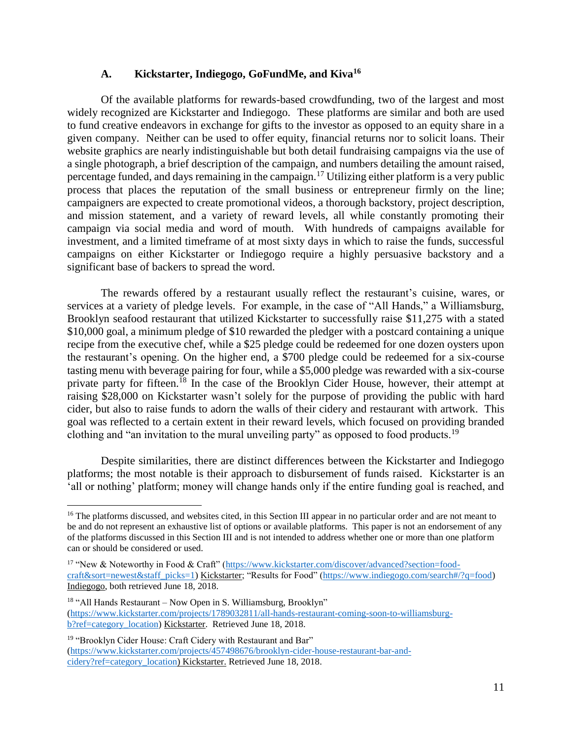### A. Kickstarter, Indiegogo, GoFundMe, and Kiva[16]

Of the available platforms for rewards-based crowdfunding, two of the largest and most widely recognized are Kickstarter and Indiegogo. These platforms are similar and both are used to fund creative endeavors in exchange for gifts to the investor as opposed to an equity share in a given company. Neither can be used to offer equity, financial returns nor to solicit loans. Their website graphics are nearly indistinguishable but both detail fundraising campaigns via the use of a single photograph, a brief description of the campaign, and numbers detailing the amount raised, percentage funded, and days remaining in the campaign.[17] Utilizing either platform is a very public process that places the reputation of the small business or entrepreneur firmly on the line; campaigners are expected to create promotional videos, a thorough backstory, project description, and mission statement, and a variety of reward levels, all while constantly promoting their campaign via social media and word of mouth. With hundreds of campaigns available for investment, and a limited timeframe of at most sixty days in which to raise the funds, successful campaigns on either Kickstarter or Indiegogo require a highly persuasive backstory and a significant base of backers to spread the word.

The rewards offered by a restaurant usually reflect the restaurant's cuisine, wares, or services at a variety of pledge levels. For example, in the case of "All Hands," a Williamsburg, Brooklyn seafood restaurant that utilized Kickstarter to successfully raise $11,275 with a stated $10,000 goal, a minimum pledge of $10 rewarded the pledger with a postcard containing a unique recipe from the executive chef, while a $25 pledge could be redeemed for one dozen oysters upon the restaurant's opening. On the higher end, a $700 pledge could be redeemed for a six-course tasting menu with beverage pairing for four, while a $5,000 pledge was rewarded with a six-course private party for fifteen.[18] In the case of the Brooklyn Cider House, however, their attempt at raising $28,000 on Kickstarter wasn't solely for the purpose of providing the public with hard cider, but also to raise funds to adorn the walls of their cidery and restaurant with artwork. This goal was reflected to a certain extent in their reward levels, which focused on providing branded clothing and "an invitation to the mural unveiling party" as opposed to food products.[19]

Despite similarities, there are distinct differences between the Kickstarter and Indiegogo platforms; the most notable is their approach to disbursement of funds raised. Kickstarter is an 'all or nothing' platform; money will change hands only if the entire funding goal is reached, and

---

[16] The platforms discussed, and websites cited, in this Section III appear in no particular order and are not meant to be and do not represent an exhaustive list of options or available platforms. This paper is not an endorsement of any of the platforms discussed in this Section III and is not intended to address whether one or more than one platform can or should be considered or used.

[17] "New & Noteworthy in Food & Craft" (https://www.kickstarter.com/discover/advanced?section=food-craft&sort=newest&staff_picks=1) Kickstarter; "Results for Food" (https://www.indiegogo.com/search#/?q=food) Indiegogo, both retrieved June 18, 2018.

[18] "All Hands Restaurant – Now Open in S. Williamsburg, Brooklyn" (https://www.kickstarter.com/projects/1789032811/all-hands-restaurant-coming-soon-to-williamsburg-b?ref=category_location) Kickstarter. Retrieved June 18, 2018.

[19] "Brooklyn Cider House: Craft Cidery with Restaurant and Bar" (https://www.kickstarter.com/projects/457498676/brooklyn-cider-house-restaurant-bar-and-cidery?ref=category_location) Kickstarter. Retrieved June 18, 2018.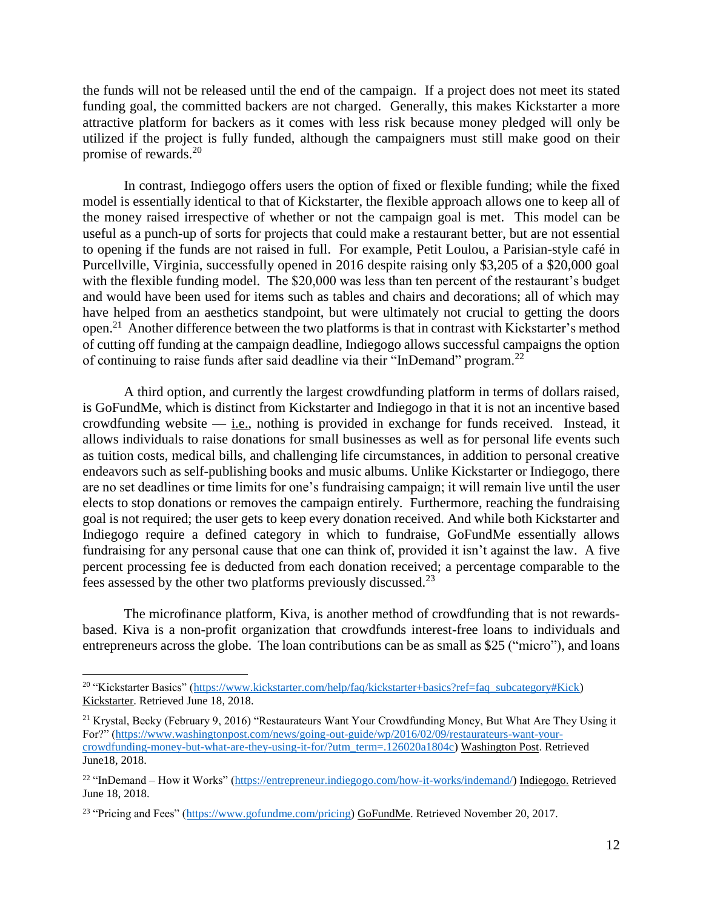the funds will not be released until the end of the campaign. If a project does not meet its stated funding goal, the committed backers are not charged. Generally, this makes Kickstarter a more attractive platform for backers as it comes with less risk because money pledged will only be utilized if the project is fully funded, although the campaigners must still make good on their promise of rewards.[20]

In contrast, Indiegogo offers users the option of fixed or flexible funding; while the fixed model is essentially identical to that of Kickstarter, the flexible approach allows one to keep all of the money raised irrespective of whether or not the campaign goal is met. This model can be useful as a punch-up of sorts for projects that could make a restaurant better, but are not essential to opening if the funds are not raised in full. For example, Petit Loulou, a Parisian-style café in Purcellville, Virginia, successfully opened in 2016 despite raising only $3,205 of a $20,000 goal with the flexible funding model. The $20,000 was less than ten percent of the restaurant's budget and would have been used for items such as tables and chairs and decorations; all of which may have helped from an aesthetics standpoint, but were ultimately not crucial to getting the doors open.[21] Another difference between the two platforms is that in contrast with Kickstarter's method of cutting off funding at the campaign deadline, Indiegogo allows successful campaigns the option of continuing to raise funds after said deadline via their "InDemand" program.[22]

A third option, and currently the largest crowdfunding platform in terms of dollars raised, is GoFundMe, which is distinct from Kickstarter and Indiegogo in that it is not an incentive based crowdfunding website — i.e., nothing is provided in exchange for funds received. Instead, it allows individuals to raise donations for small businesses as well as for personal life events such as tuition costs, medical bills, and challenging life circumstances, in addition to personal creative endeavors such as self-publishing books and music albums. Unlike Kickstarter or Indiegogo, there are no set deadlines or time limits for one's fundraising campaign; it will remain live until the user elects to stop donations or removes the campaign entirely. Furthermore, reaching the fundraising goal is not required; the user gets to keep every donation received. And while both Kickstarter and Indiegogo require a defined category in which to fundraise, GoFundMe essentially allows fundraising for any personal cause that one can think of, provided it isn't against the law. A five percent processing fee is deducted from each donation received; a percentage comparable to the fees assessed by the other two platforms previously discussed.[23]

The microfinance platform, Kiva, is another method of crowdfunding that is not rewards-based. Kiva is a non-profit organization that crowdfunds interest-free loans to individuals and entrepreneurs across the globe. The loan contributions can be as small as $25 ("micro"), and loans

---

[20] "Kickstarter Basics" (https://www.kickstarter.com/help/faq/kickstarter+basics?ref=faq_subcategory#Kick) Kickstarter. Retrieved June 18, 2018.

[21] Krystal, Becky (February 9, 2016) "Restaurateurs Want Your Crowdfunding Money, But What Are They Using it For?" (https://www.washingtonpost.com/news/going-out-guide/wp/2016/02/09/restaurateurs-want-your-crowdfunding-money-but-what-are-they-using-it-for/?utm_term=.126020a1804c) Washington Post. Retrieved June18, 2018.

[22] "InDemand – How it Works" (https://entrepreneur.indiegogo.com/how-it-works/indemand/) Indiegogo. Retrieved June 18, 2018.

[23] "Pricing and Fees" (https://www.gofundme.com/pricing) GoFundMe. Retrieved November 20, 2017.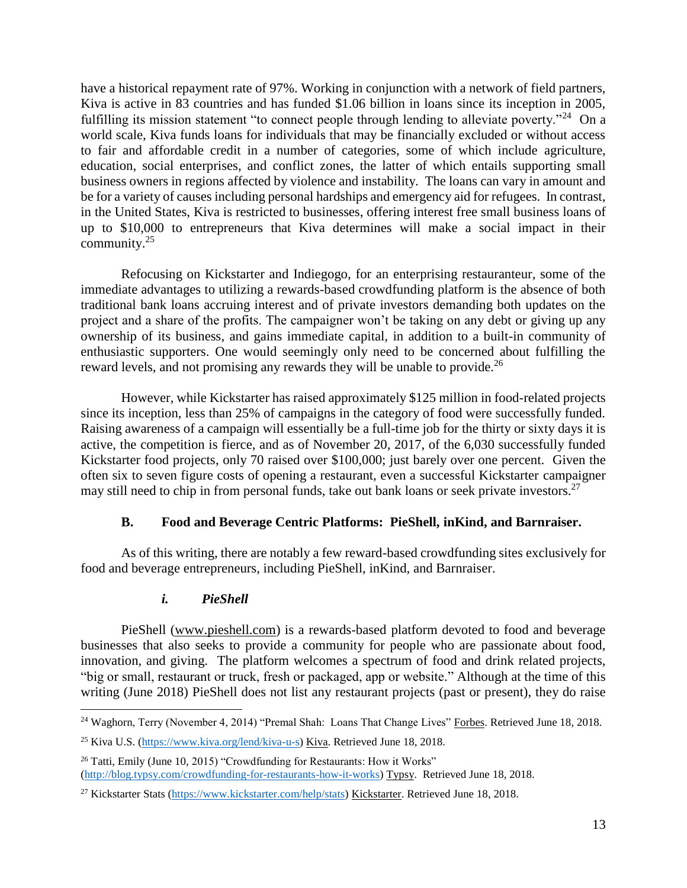have a historical repayment rate of 97%. Working in conjunction with a network of field partners, Kiva is active in 83 countries and has funded $1.06 billion in loans since its inception in 2005, fulfilling its mission statement "to connect people through lending to alleviate poverty."[24] On a world scale, Kiva funds loans for individuals that may be financially excluded or without access to fair and affordable credit in a number of categories, some of which include agriculture, education, social enterprises, and conflict zones, the latter of which entails supporting small business owners in regions affected by violence and instability. The loans can vary in amount and be for a variety of causes including personal hardships and emergency aid for refugees. In contrast, in the United States, Kiva is restricted to businesses, offering interest free small business loans of up to $10,000 to entrepreneurs that Kiva determines will make a social impact in their community.[25]

Refocusing on Kickstarter and Indiegogo, for an enterprising restauranteur, some of the immediate advantages to utilizing a rewards-based crowdfunding platform is the absence of both traditional bank loans accruing interest and of private investors demanding both updates on the project and a share of the profits. The campaigner won't be taking on any debt or giving up any ownership of its business, and gains immediate capital, in addition to a built-in community of enthusiastic supporters. One would seemingly only need to be concerned about fulfilling the reward levels, and not promising any rewards they will be unable to provide.[26]

However, while Kickstarter has raised approximately $125 million in food-related projects since its inception, less than 25% of campaigns in the category of food were successfully funded. Raising awareness of a campaign will essentially be a full-time job for the thirty or sixty days it is active, the competition is fierce, and as of November 20, 2017, of the 6,030 successfully funded Kickstarter food projects, only 70 raised over $100,000; just barely over one percent. Given the often six to seven figure costs of opening a restaurant, even a successful Kickstarter campaigner may still need to chip in from personal funds, take out bank loans or seek private investors.[27]

### B. Food and Beverage Centric Platforms: PieShell, inKind, and Barnraiser.

As of this writing, there are notably a few reward-based crowdfunding sites exclusively for food and beverage entrepreneurs, including PieShell, inKind, and Barnraiser.

#### *i. PieShell*

PieShell (www.pieshell.com) is a rewards-based platform devoted to food and beverage businesses that also seeks to provide a community for people who are passionate about food, innovation, and giving. The platform welcomes a spectrum of food and drink related projects, "big or small, restaurant or truck, fresh or packaged, app or website." Although at the time of this writing (June 2018) PieShell does not list any restaurant projects (past or present), they do raise

---

[24] Waghorn, Terry (November 4, 2014) "Premal Shah: Loans That Change Lives" Forbes. Retrieved June 18, 2018.

[25] Kiva U.S. (https://www.kiva.org/lend/kiva-u-s) Kiva. Retrieved June 18, 2018.

[26] Tatti, Emily (June 10, 2015) "Crowdfunding for Restaurants: How it Works" (http://blog.typsy.com/crowdfunding-for-restaurants-how-it-works) Typsy. Retrieved June 18, 2018.

[27] Kickstarter Stats (https://www.kickstarter.com/help/stats) Kickstarter. Retrieved June 18, 2018.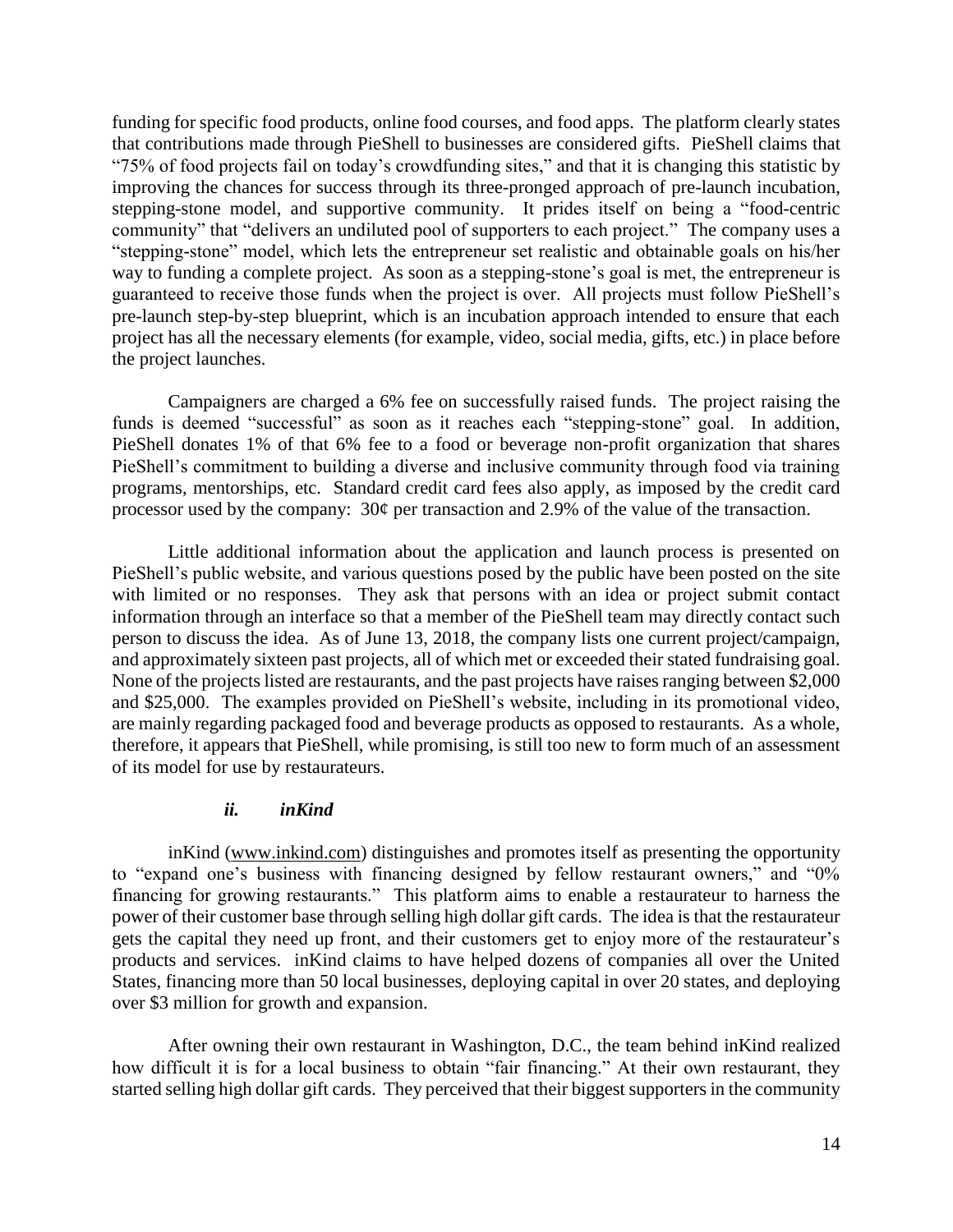funding for specific food products, online food courses, and food apps. The platform clearly states that contributions made through PieShell to businesses are considered gifts. PieShell claims that "75% of food projects fail on today's crowdfunding sites," and that it is changing this statistic by improving the chances for success through its three-pronged approach of pre-launch incubation, stepping-stone model, and supportive community. It prides itself on being a "food-centric community" that "delivers an undiluted pool of supporters to each project." The company uses a "stepping-stone" model, which lets the entrepreneur set realistic and obtainable goals on his/her way to funding a complete project. As soon as a stepping-stone's goal is met, the entrepreneur is guaranteed to receive those funds when the project is over. All projects must follow PieShell's pre-launch step-by-step blueprint, which is an incubation approach intended to ensure that each project has all the necessary elements (for example, video, social media, gifts, etc.) in place before the project launches.

Campaigners are charged a 6% fee on successfully raised funds. The project raising the funds is deemed "successful" as soon as it reaches each "stepping-stone" goal. In addition, PieShell donates 1% of that 6% fee to a food or beverage non-profit organization that shares PieShell's commitment to building a diverse and inclusive community through food via training programs, mentorships, etc. Standard credit card fees also apply, as imposed by the credit card processor used by the company: 30¢ per transaction and 2.9% of the value of the transaction.

Little additional information about the application and launch process is presented on PieShell's public website, and various questions posed by the public have been posted on the site with limited or no responses. They ask that persons with an idea or project submit contact information through an interface so that a member of the PieShell team may directly contact such person to discuss the idea. As of June 13, 2018, the company lists one current project/campaign, and approximately sixteen past projects, all of which met or exceeded their stated fundraising goal. None of the projects listed are restaurants, and the past projects have raises ranging between $2,000 and $25,000. The examples provided on PieShell's website, including in its promotional video, are mainly regarding packaged food and beverage products as opposed to restaurants. As a whole, therefore, it appears that PieShell, while promising, is still too new to form much of an assessment of its model for use by restaurateurs.

#### *ii. inKind*

inKind (www.inkind.com) distinguishes and promotes itself as presenting the opportunity to "expand one's business with financing designed by fellow restaurant owners," and "0% financing for growing restaurants." This platform aims to enable a restaurateur to harness the power of their customer base through selling high dollar gift cards. The idea is that the restaurateur gets the capital they need up front, and their customers get to enjoy more of the restaurateur's products and services. inKind claims to have helped dozens of companies all over the United States, financing more than 50 local businesses, deploying capital in over 20 states, and deploying over $3 million for growth and expansion.

After owning their own restaurant in Washington, D.C., the team behind inKind realized how difficult it is for a local business to obtain "fair financing." At their own restaurant, they started selling high dollar gift cards. They perceived that their biggest supporters in the community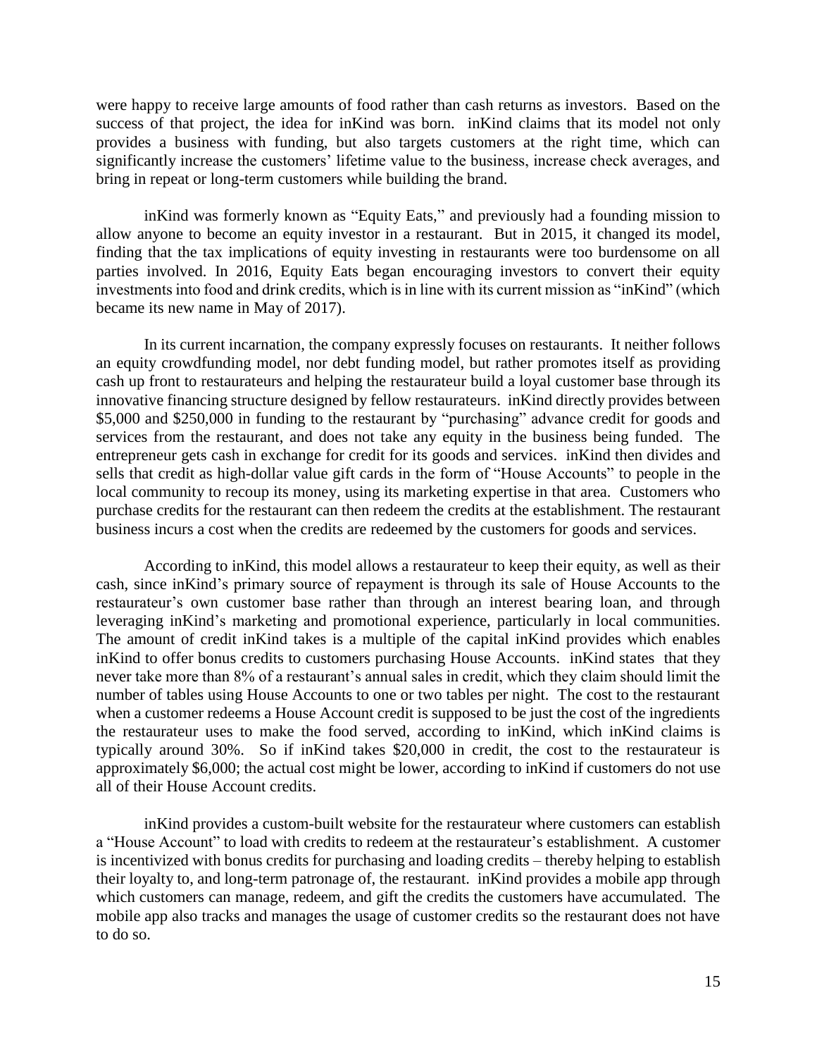were happy to receive large amounts of food rather than cash returns as investors. Based on the success of that project, the idea for inKind was born. inKind claims that its model not only provides a business with funding, but also targets customers at the right time, which can significantly increase the customers' lifetime value to the business, increase check averages, and bring in repeat or long-term customers while building the brand.

inKind was formerly known as "Equity Eats," and previously had a founding mission to allow anyone to become an equity investor in a restaurant. But in 2015, it changed its model, finding that the tax implications of equity investing in restaurants were too burdensome on all parties involved. In 2016, Equity Eats began encouraging investors to convert their equity investments into food and drink credits, which is in line with its current mission as "inKind" (which became its new name in May of 2017).

In its current incarnation, the company expressly focuses on restaurants. It neither follows an equity crowdfunding model, nor debt funding model, but rather promotes itself as providing cash up front to restaurateurs and helping the restaurateur build a loyal customer base through its innovative financing structure designed by fellow restaurateurs. inKind directly provides between \$5,000 and \$250,000 in funding to the restaurant by "purchasing" advance credit for goods and services from the restaurant, and does not take any equity in the business being funded. The entrepreneur gets cash in exchange for credit for its goods and services. inKind then divides and sells that credit as high-dollar value gift cards in the form of "House Accounts" to people in the local community to recoup its money, using its marketing expertise in that area. Customers who purchase credits for the restaurant can then redeem the credits at the establishment. The restaurant business incurs a cost when the credits are redeemed by the customers for goods and services.

According to inKind, this model allows a restaurateur to keep their equity, as well as their cash, since inKind's primary source of repayment is through its sale of House Accounts to the restaurateur's own customer base rather than through an interest bearing loan, and through leveraging inKind's marketing and promotional experience, particularly in local communities. The amount of credit inKind takes is a multiple of the capital inKind provides which enables inKind to offer bonus credits to customers purchasing House Accounts. inKind states that they never take more than 8% of a restaurant's annual sales in credit, which they claim should limit the number of tables using House Accounts to one or two tables per night. The cost to the restaurant when a customer redeems a House Account credit is supposed to be just the cost of the ingredients the restaurateur uses to make the food served, according to inKind, which inKind claims is typically around 30%. So if inKind takes \$20,000 in credit, the cost to the restaurateur is approximately \$6,000; the actual cost might be lower, according to inKind if customers do not use all of their House Account credits.

inKind provides a custom-built website for the restaurateur where customers can establish a "House Account" to load with credits to redeem at the restaurateur's establishment. A customer is incentivized with bonus credits for purchasing and loading credits – thereby helping to establish their loyalty to, and long-term patronage of, the restaurant. inKind provides a mobile app through which customers can manage, redeem, and gift the credits the customers have accumulated. The mobile app also tracks and manages the usage of customer credits so the restaurant does not have to do so.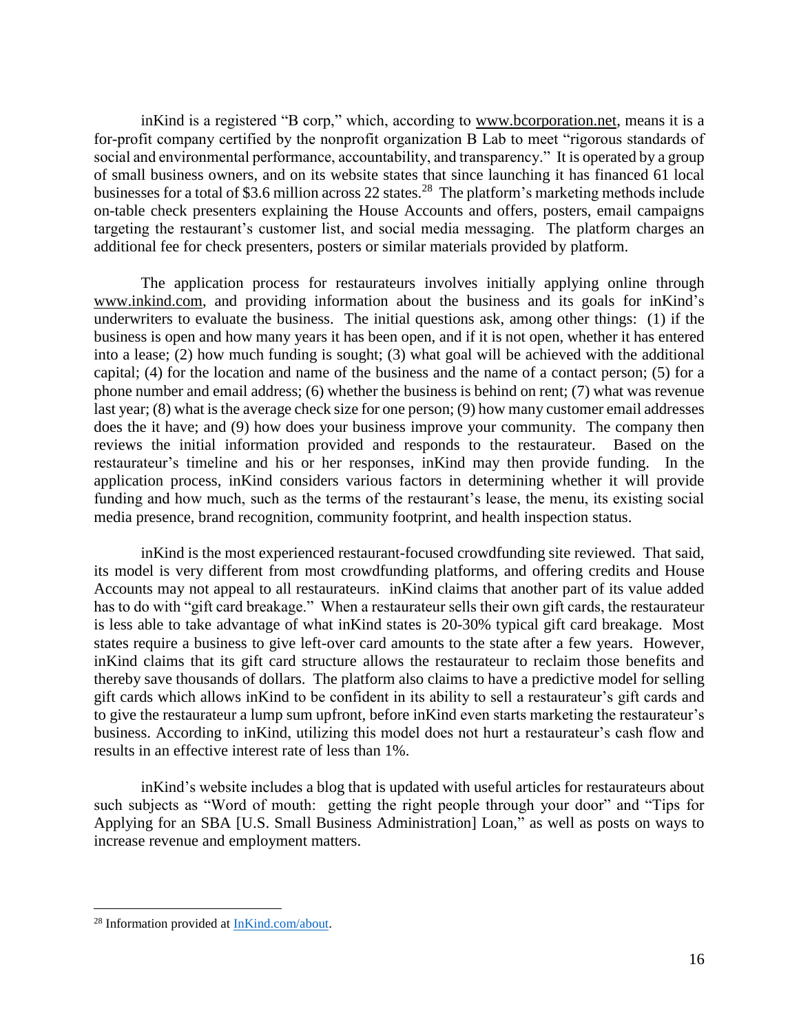inKind is a registered "B corp," which, according to www.bcorporation.net, means it is a for-profit company certified by the nonprofit organization B Lab to meet "rigorous standards of social and environmental performance, accountability, and transparency." It is operated by a group of small business owners, and on its website states that since launching it has financed 61 local businesses for a total of $3.6 million across 22 states.[28] The platform's marketing methods include on-table check presenters explaining the House Accounts and offers, posters, email campaigns targeting the restaurant's customer list, and social media messaging. The platform charges an additional fee for check presenters, posters or similar materials provided by platform.

The application process for restaurateurs involves initially applying online through www.inkind.com, and providing information about the business and its goals for inKind's underwriters to evaluate the business. The initial questions ask, among other things: (1) if the business is open and how many years it has been open, and if it is not open, whether it has entered into a lease; (2) how much funding is sought; (3) what goal will be achieved with the additional capital; (4) for the location and name of the business and the name of a contact person; (5) for a phone number and email address; (6) whether the business is behind on rent; (7) what was revenue last year; (8) what is the average check size for one person; (9) how many customer email addresses does the it have; and (9) how does your business improve your community. The company then reviews the initial information provided and responds to the restaurateur. Based on the restaurateur's timeline and his or her responses, inKind may then provide funding. In the application process, inKind considers various factors in determining whether it will provide funding and how much, such as the terms of the restaurant's lease, the menu, its existing social media presence, brand recognition, community footprint, and health inspection status.

inKind is the most experienced restaurant-focused crowdfunding site reviewed. That said, its model is very different from most crowdfunding platforms, and offering credits and House Accounts may not appeal to all restaurateurs. inKind claims that another part of its value added has to do with "gift card breakage." When a restaurateur sells their own gift cards, the restaurateur is less able to take advantage of what inKind states is 20-30% typical gift card breakage. Most states require a business to give left-over card amounts to the state after a few years. However, inKind claims that its gift card structure allows the restaurateur to reclaim those benefits and thereby save thousands of dollars. The platform also claims to have a predictive model for selling gift cards which allows inKind to be confident in its ability to sell a restaurateur's gift cards and to give the restaurateur a lump sum upfront, before inKind even starts marketing the restaurateur's business. According to inKind, utilizing this model does not hurt a restaurateur's cash flow and results in an effective interest rate of less than 1%.

inKind's website includes a blog that is updated with useful articles for restaurateurs about such subjects as "Word of mouth: getting the right people through your door" and "Tips for Applying for an SBA [U.S. Small Business Administration] Loan," as well as posts on ways to increase revenue and employment matters.

---

[28] Information provided at InKind.com/about.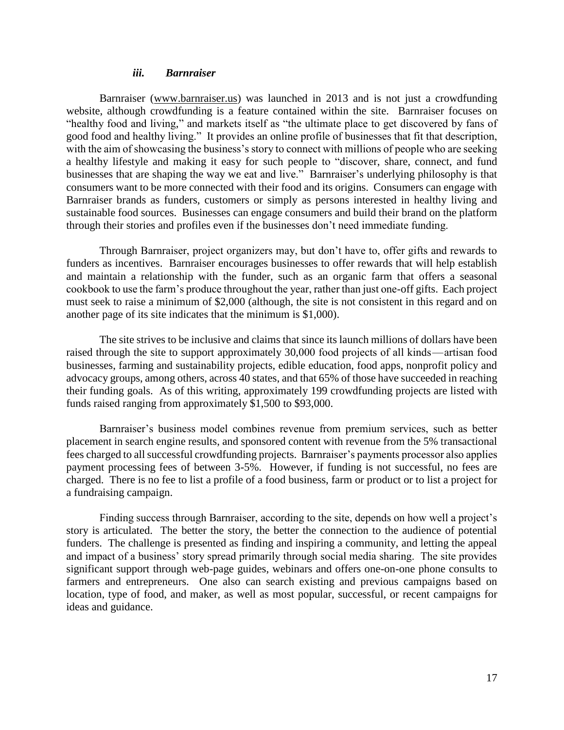### *iii. Barnraiser*

Barnraiser (www.barnraiser.us) was launched in 2013 and is not just a crowdfunding website, although crowdfunding is a feature contained within the site. Barnraiser focuses on "healthy food and living," and markets itself as "the ultimate place to get discovered by fans of good food and healthy living." It provides an online profile of businesses that fit that description, with the aim of showcasing the business's story to connect with millions of people who are seeking a healthy lifestyle and making it easy for such people to "discover, share, connect, and fund businesses that are shaping the way we eat and live." Barnraiser's underlying philosophy is that consumers want to be more connected with their food and its origins. Consumers can engage with Barnraiser brands as funders, customers or simply as persons interested in healthy living and sustainable food sources. Businesses can engage consumers and build their brand on the platform through their stories and profiles even if the businesses don't need immediate funding.

Through Barnraiser, project organizers may, but don't have to, offer gifts and rewards to funders as incentives. Barnraiser encourages businesses to offer rewards that will help establish and maintain a relationship with the funder, such as an organic farm that offers a seasonal cookbook to use the farm's produce throughout the year, rather than just one-off gifts. Each project must seek to raise a minimum of $2,000 (although, the site is not consistent in this regard and on another page of its site indicates that the minimum is $1,000).

The site strives to be inclusive and claims that since its launch millions of dollars have been raised through the site to support approximately 30,000 food projects of all kinds—artisan food businesses, farming and sustainability projects, edible education, food apps, nonprofit policy and advocacy groups, among others, across 40 states, and that 65% of those have succeeded in reaching their funding goals. As of this writing, approximately 199 crowdfunding projects are listed with funds raised ranging from approximately $1,500 to $93,000.

Barnraiser's business model combines revenue from premium services, such as better placement in search engine results, and sponsored content with revenue from the 5% transactional fees charged to all successful crowdfunding projects. Barnraiser's payments processor also applies payment processing fees of between 3-5%. However, if funding is not successful, no fees are charged. There is no fee to list a profile of a food business, farm or product or to list a project for a fundraising campaign.

Finding success through Barnraiser, according to the site, depends on how well a project's story is articulated. The better the story, the better the connection to the audience of potential funders. The challenge is presented as finding and inspiring a community, and letting the appeal and impact of a business' story spread primarily through social media sharing. The site provides significant support through web-page guides, webinars and offers one-on-one phone consults to farmers and entrepreneurs. One also can search existing and previous campaigns based on location, type of food, and maker, as well as most popular, successful, or recent campaigns for ideas and guidance.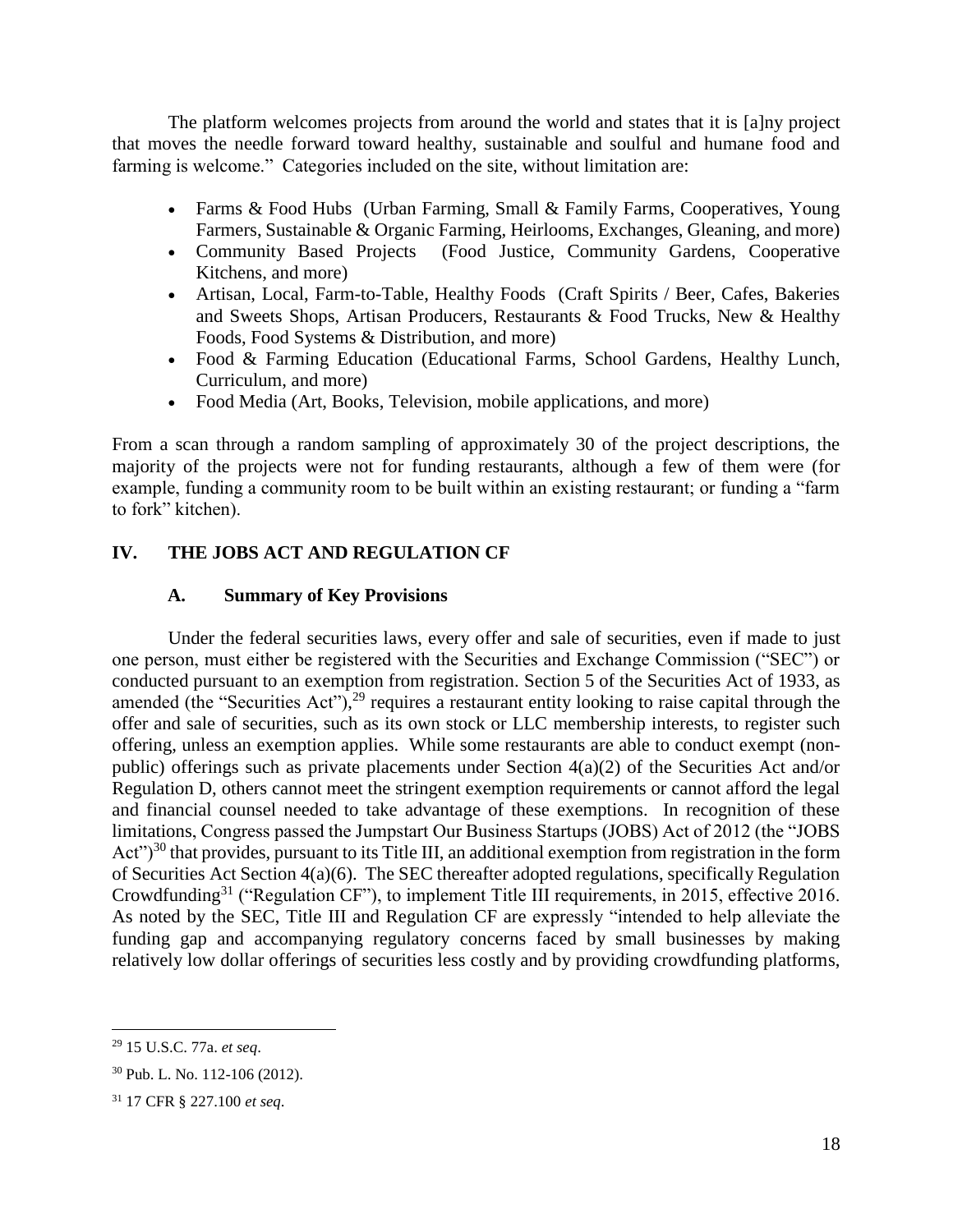The platform welcomes projects from around the world and states that it is [a]ny project that moves the needle forward toward healthy, sustainable and soulful and humane food and farming is welcome." Categories included on the site, without limitation are:

- Farms & Food Hubs (Urban Farming, Small & Family Farms, Cooperatives, Young Farmers, Sustainable & Organic Farming, Heirlooms, Exchanges, Gleaning, and more)
- Community Based Projects (Food Justice, Community Gardens, Cooperative Kitchens, and more)
- Artisan, Local, Farm-to-Table, Healthy Foods (Craft Spirits / Beer, Cafes, Bakeries and Sweets Shops, Artisan Producers, Restaurants & Food Trucks, New & Healthy Foods, Food Systems & Distribution, and more)
- Food & Farming Education (Educational Farms, School Gardens, Healthy Lunch, Curriculum, and more)
- Food Media (Art, Books, Television, mobile applications, and more)

From a scan through a random sampling of approximately 30 of the project descriptions, the majority of the projects were not for funding restaurants, although a few of them were (for example, funding a community room to be built within an existing restaurant; or funding a "farm to fork" kitchen).

## IV. THE JOBS ACT AND REGULATION CF

### A. Summary of Key Provisions

Under the federal securities laws, every offer and sale of securities, even if made to just one person, must either be registered with the Securities and Exchange Commission ("SEC") or conducted pursuant to an exemption from registration. Section 5 of the Securities Act of 1933, as amended (the "Securities Act"),[29] requires a restaurant entity looking to raise capital through the offer and sale of securities, such as its own stock or LLC membership interests, to register such offering, unless an exemption applies. While some restaurants are able to conduct exempt (non-public) offerings such as private placements under Section 4(a)(2) of the Securities Act and/or Regulation D, others cannot meet the stringent exemption requirements or cannot afford the legal and financial counsel needed to take advantage of these exemptions. In recognition of these limitations, Congress passed the Jumpstart Our Business Startups (JOBS) Act of 2012 (the "JOBS Act")[30] that provides, pursuant to its Title III, an additional exemption from registration in the form of Securities Act Section 4(a)(6). The SEC thereafter adopted regulations, specifically Regulation Crowdfunding[31] ("Regulation CF"), to implement Title III requirements, in 2015, effective 2016. As noted by the SEC, Title III and Regulation CF are expressly "intended to help alleviate the funding gap and accompanying regulatory concerns faced by small businesses by making relatively low dollar offerings of securities less costly and by providing crowdfunding platforms,

---

[29] 15 U.S.C. 77a. *et seq*.

[30] Pub. L. No. 112-106 (2012).

[31] 17 CFR § 227.100 *et seq*.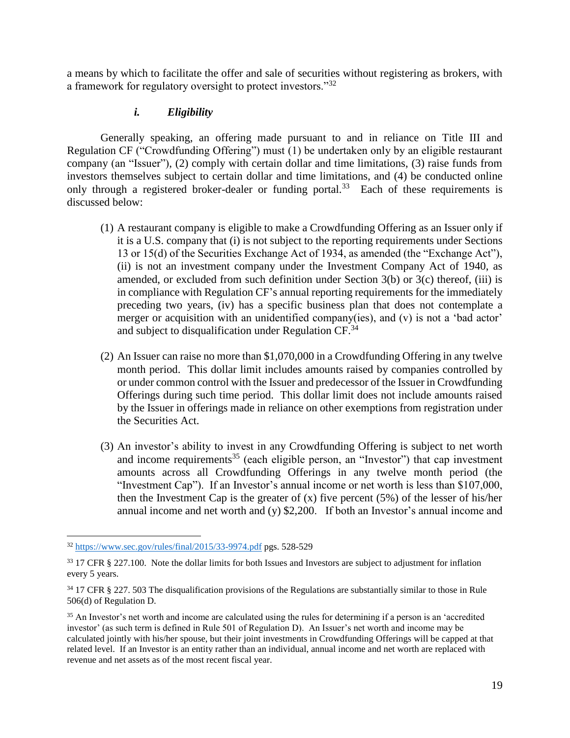a means by which to facilitate the offer and sale of securities without registering as brokers, with a framework for regulatory oversight to protect investors."[32]

#### *i. Eligibility*

Generally speaking, an offering made pursuant to and in reliance on Title III and Regulation CF ("Crowdfunding Offering") must (1) be undertaken only by an eligible restaurant company (an "Issuer"), (2) comply with certain dollar and time limitations, (3) raise funds from investors themselves subject to certain dollar and time limitations, and (4) be conducted online only through a registered broker-dealer or funding portal.[33] Each of these requirements is discussed below:

(1) A restaurant company is eligible to make a Crowdfunding Offering as an Issuer only if it is a U.S. company that (i) is not subject to the reporting requirements under Sections 13 or 15(d) of the Securities Exchange Act of 1934, as amended (the "Exchange Act"), (ii) is not an investment company under the Investment Company Act of 1940, as amended, or excluded from such definition under Section 3(b) or 3(c) thereof, (iii) is in compliance with Regulation CF's annual reporting requirements for the immediately preceding two years, (iv) has a specific business plan that does not contemplate a merger or acquisition with an unidentified company(ies), and (v) is not a 'bad actor' and subject to disqualification under Regulation CF.[34]

(2) An Issuer can raise no more than $1,070,000 in a Crowdfunding Offering in any twelve month period. This dollar limit includes amounts raised by companies controlled by or under common control with the Issuer and predecessor of the Issuer in Crowdfunding Offerings during such time period. This dollar limit does not include amounts raised by the Issuer in offerings made in reliance on other exemptions from registration under the Securities Act.

(3) An investor's ability to invest in any Crowdfunding Offering is subject to net worth and income requirements[35] (each eligible person, an "Investor") that cap investment amounts across all Crowdfunding Offerings in any twelve month period (the "Investment Cap"). If an Investor's annual income or net worth is less than $107,000, then the Investment Cap is the greater of (x) five percent (5%) of the lesser of his/her annual income and net worth and (y) $2,200. If both an Investor's annual income and

---

[32] https://www.sec.gov/rules/final/2015/33-9974.pdf pgs. 528-529

[33] 17 CFR § 227.100. Note the dollar limits for both Issues and Investors are subject to adjustment for inflation every 5 years.

[34] 17 CFR § 227. 503 The disqualification provisions of the Regulations are substantially similar to those in Rule 506(d) of Regulation D.

[35] An Investor's net worth and income are calculated using the rules for determining if a person is an 'accredited investor' (as such term is defined in Rule 501 of Regulation D). An Issuer's net worth and income may be calculated jointly with his/her spouse, but their joint investments in Crowdfunding Offerings will be capped at that related level. If an Investor is an entity rather than an individual, annual income and net worth are replaced with revenue and net assets as of the most recent fiscal year.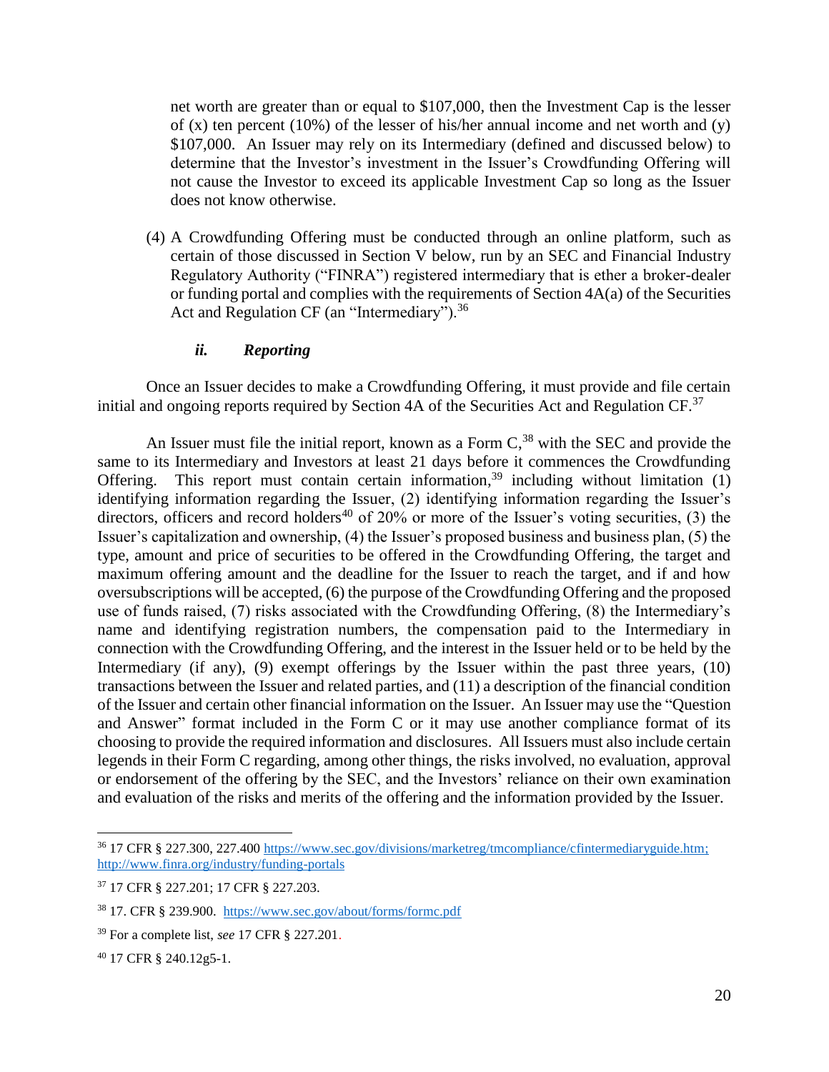net worth are greater than or equal to $107,000, then the Investment Cap is the lesser of (x) ten percent (10%) of the lesser of his/her annual income and net worth and (y) $107,000. An Issuer may rely on its Intermediary (defined and discussed below) to determine that the Investor's investment in the Issuer's Crowdfunding Offering will not cause the Investor to exceed its applicable Investment Cap so long as the Issuer does not know otherwise.

(4) A Crowdfunding Offering must be conducted through an online platform, such as certain of those discussed in Section V below, run by an SEC and Financial Industry Regulatory Authority ("FINRA") registered intermediary that is ether a broker-dealer or funding portal and complies with the requirements of Section 4A(a) of the Securities Act and Regulation CF (an "Intermediary").[36]

#### *ii. Reporting*

Once an Issuer decides to make a Crowdfunding Offering, it must provide and file certain initial and ongoing reports required by Section 4A of the Securities Act and Regulation CF.[37]

An Issuer must file the initial report, known as a Form C,[38] with the SEC and provide the same to its Intermediary and Investors at least 21 days before it commences the Crowdfunding Offering. This report must contain certain information,[39] including without limitation (1) identifying information regarding the Issuer, (2) identifying information regarding the Issuer's directors, officers and record holders[40] of 20% or more of the Issuer's voting securities, (3) the Issuer's capitalization and ownership, (4) the Issuer's proposed business and business plan, (5) the type, amount and price of securities to be offered in the Crowdfunding Offering, the target and maximum offering amount and the deadline for the Issuer to reach the target, and if and how oversubscriptions will be accepted, (6) the purpose of the Crowdfunding Offering and the proposed use of funds raised, (7) risks associated with the Crowdfunding Offering, (8) the Intermediary's name and identifying registration numbers, the compensation paid to the Intermediary in connection with the Crowdfunding Offering, and the interest in the Issuer held or to be held by the Intermediary (if any), (9) exempt offerings by the Issuer within the past three years, (10) transactions between the Issuer and related parties, and (11) a description of the financial condition of the Issuer and certain other financial information on the Issuer. An Issuer may use the "Question and Answer" format included in the Form C or it may use another compliance format of its choosing to provide the required information and disclosures. All Issuers must also include certain legends in their Form C regarding, among other things, the risks involved, no evaluation, approval or endorsement of the offering by the SEC, and the Investors' reliance on their own examination and evaluation of the risks and merits of the offering and the information provided by the Issuer.

---

[36] 17 CFR § 227.300, 227.400 https://www.sec.gov/divisions/marketreg/tmcompliance/cfintermediaryguide.htm; http://www.finra.org/industry/funding-portals

[37] 17 CFR § 227.201; 17 CFR § 227.203.

[38] 17. CFR § 239.900. https://www.sec.gov/about/forms/formc.pdf

[39] For a complete list, *see* 17 CFR § 227.201.

[40] 17 CFR § 240.12g5-1.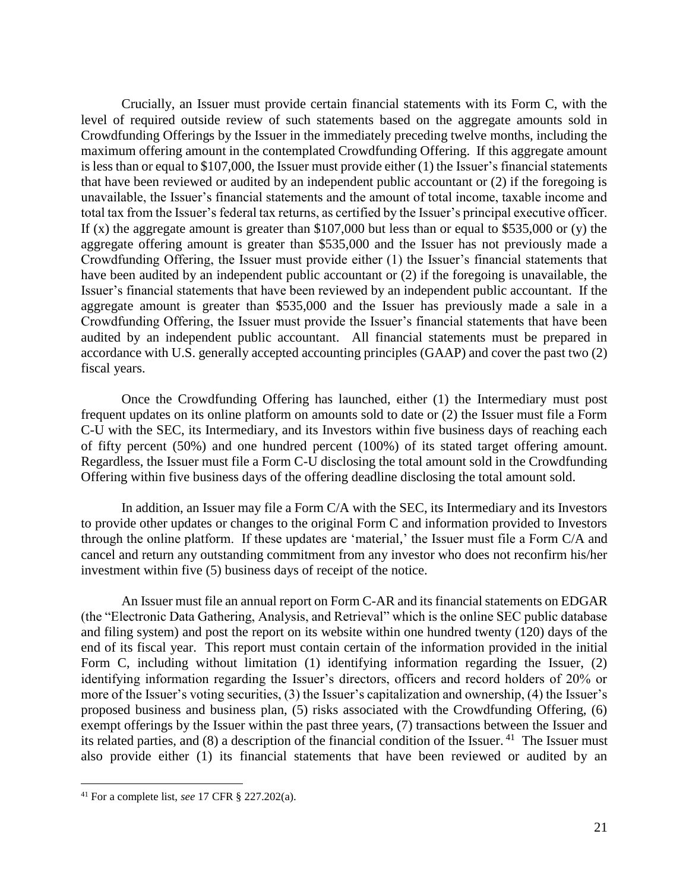Crucially, an Issuer must provide certain financial statements with its Form C, with the level of required outside review of such statements based on the aggregate amounts sold in Crowdfunding Offerings by the Issuer in the immediately preceding twelve months, including the maximum offering amount in the contemplated Crowdfunding Offering. If this aggregate amount is less than or equal to $107,000, the Issuer must provide either (1) the Issuer's financial statements that have been reviewed or audited by an independent public accountant or (2) if the foregoing is unavailable, the Issuer's financial statements and the amount of total income, taxable income and total tax from the Issuer's federal tax returns, as certified by the Issuer's principal executive officer. If (x) the aggregate amount is greater than $107,000 but less than or equal to $535,000 or (y) the aggregate offering amount is greater than $535,000 and the Issuer has not previously made a Crowdfunding Offering, the Issuer must provide either (1) the Issuer's financial statements that have been audited by an independent public accountant or (2) if the foregoing is unavailable, the Issuer's financial statements that have been reviewed by an independent public accountant. If the aggregate amount is greater than $535,000 and the Issuer has previously made a sale in a Crowdfunding Offering, the Issuer must provide the Issuer's financial statements that have been audited by an independent public accountant. All financial statements must be prepared in accordance with U.S. generally accepted accounting principles (GAAP) and cover the past two (2) fiscal years.

Once the Crowdfunding Offering has launched, either (1) the Intermediary must post frequent updates on its online platform on amounts sold to date or (2) the Issuer must file a Form C-U with the SEC, its Intermediary, and its Investors within five business days of reaching each of fifty percent (50%) and one hundred percent (100%) of its stated target offering amount. Regardless, the Issuer must file a Form C-U disclosing the total amount sold in the Crowdfunding Offering within five business days of the offering deadline disclosing the total amount sold.

In addition, an Issuer may file a Form C/A with the SEC, its Intermediary and its Investors to provide other updates or changes to the original Form C and information provided to Investors through the online platform. If these updates are 'material,' the Issuer must file a Form C/A and cancel and return any outstanding commitment from any investor who does not reconfirm his/her investment within five (5) business days of receipt of the notice.

An Issuer must file an annual report on Form C-AR and its financial statements on EDGAR (the "Electronic Data Gathering, Analysis, and Retrieval" which is the online SEC public database and filing system) and post the report on its website within one hundred twenty (120) days of the end of its fiscal year. This report must contain certain of the information provided in the initial Form C, including without limitation (1) identifying information regarding the Issuer, (2) identifying information regarding the Issuer's directors, officers and record holders of 20% or more of the Issuer's voting securities, (3) the Issuer's capitalization and ownership, (4) the Issuer's proposed business and business plan, (5) risks associated with the Crowdfunding Offering, (6) exempt offerings by the Issuer within the past three years, (7) transactions between the Issuer and its related parties, and (8) a description of the financial condition of the Issuer.[41] The Issuer must also provide either (1) its financial statements that have been reviewed or audited by an

[41] For a complete list, *see* 17 CFR § 227.202(a).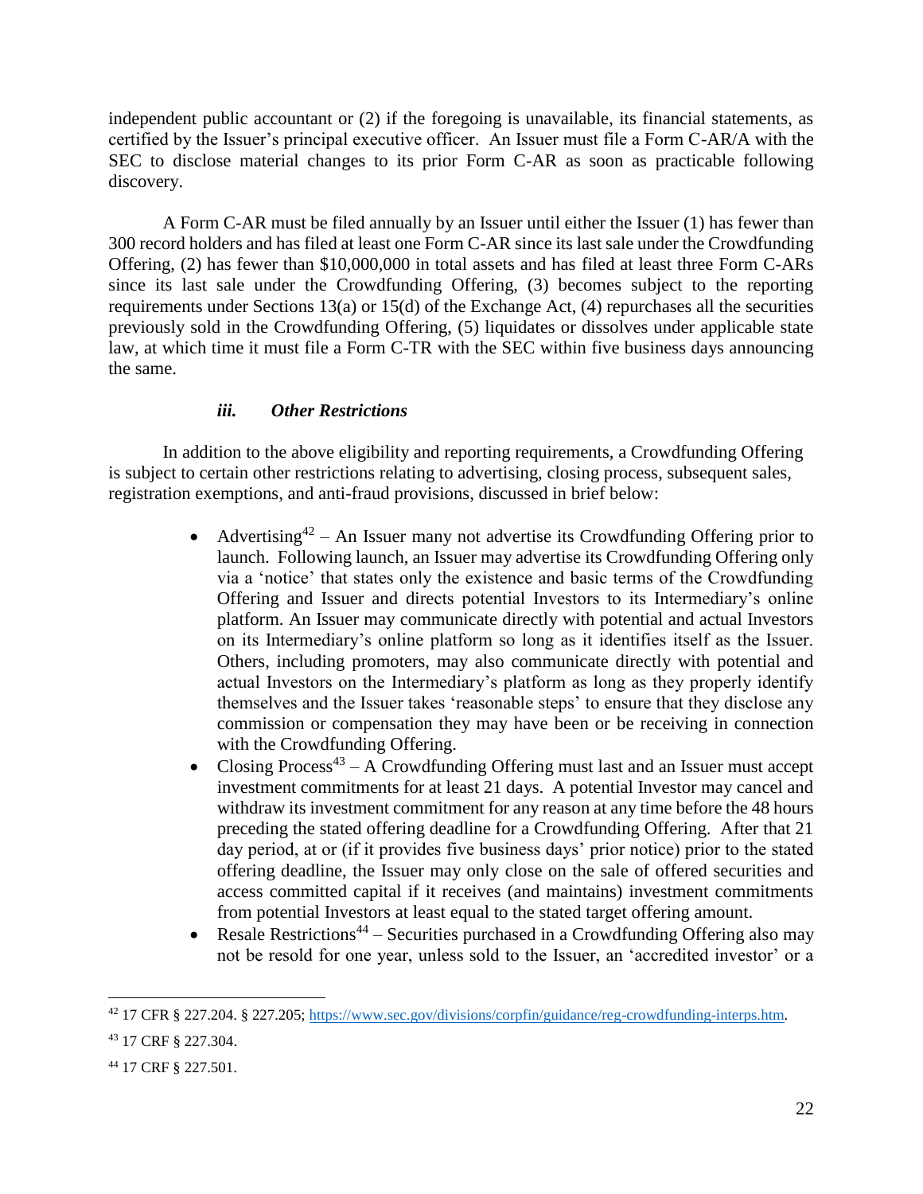independent public accountant or (2) if the foregoing is unavailable, its financial statements, as certified by the Issuer's principal executive officer. An Issuer must file a Form C-AR/A with the SEC to disclose material changes to its prior Form C-AR as soon as practicable following discovery.

A Form C-AR must be filed annually by an Issuer until either the Issuer (1) has fewer than 300 record holders and has filed at least one Form C-AR since its last sale under the Crowdfunding Offering, (2) has fewer than $10,000,000 in total assets and has filed at least three Form C-ARs since its last sale under the Crowdfunding Offering, (3) becomes subject to the reporting requirements under Sections 13(a) or 15(d) of the Exchange Act, (4) repurchases all the securities previously sold in the Crowdfunding Offering, (5) liquidates or dissolves under applicable state law, at which time it must file a Form C-TR with the SEC within five business days announcing the same.

### *iii. Other Restrictions*

In addition to the above eligibility and reporting requirements, a Crowdfunding Offering is subject to certain other restrictions relating to advertising, closing process, subsequent sales, registration exemptions, and anti-fraud provisions, discussed in brief below:

- Advertising[42] – An Issuer many not advertise its Crowdfunding Offering prior to launch. Following launch, an Issuer may advertise its Crowdfunding Offering only via a 'notice' that states only the existence and basic terms of the Crowdfunding Offering and Issuer and directs potential Investors to its Intermediary's online platform. An Issuer may communicate directly with potential and actual Investors on its Intermediary's online platform so long as it identifies itself as the Issuer. Others, including promoters, may also communicate directly with potential and actual Investors on the Intermediary's platform as long as they properly identify themselves and the Issuer takes 'reasonable steps' to ensure that they disclose any commission or compensation they may have been or be receiving in connection with the Crowdfunding Offering.
- Closing Process[43] – A Crowdfunding Offering must last and an Issuer must accept investment commitments for at least 21 days. A potential Investor may cancel and withdraw its investment commitment for any reason at any time before the 48 hours preceding the stated offering deadline for a Crowdfunding Offering. After that 21 day period, at or (if it provides five business days' prior notice) prior to the stated offering deadline, the Issuer may only close on the sale of offered securities and access committed capital if it receives (and maintains) investment commitments from potential Investors at least equal to the stated target offering amount.
- Resale Restrictions[44] – Securities purchased in a Crowdfunding Offering also may not be resold for one year, unless sold to the Issuer, an 'accredited investor' or a

[42] 17 CFR § 227.204. § 227.205; https://www.sec.gov/divisions/corpfin/guidance/reg-crowdfunding-interps.htm.

[43] 17 CRF § 227.304.

[44] 17 CRF § 227.501.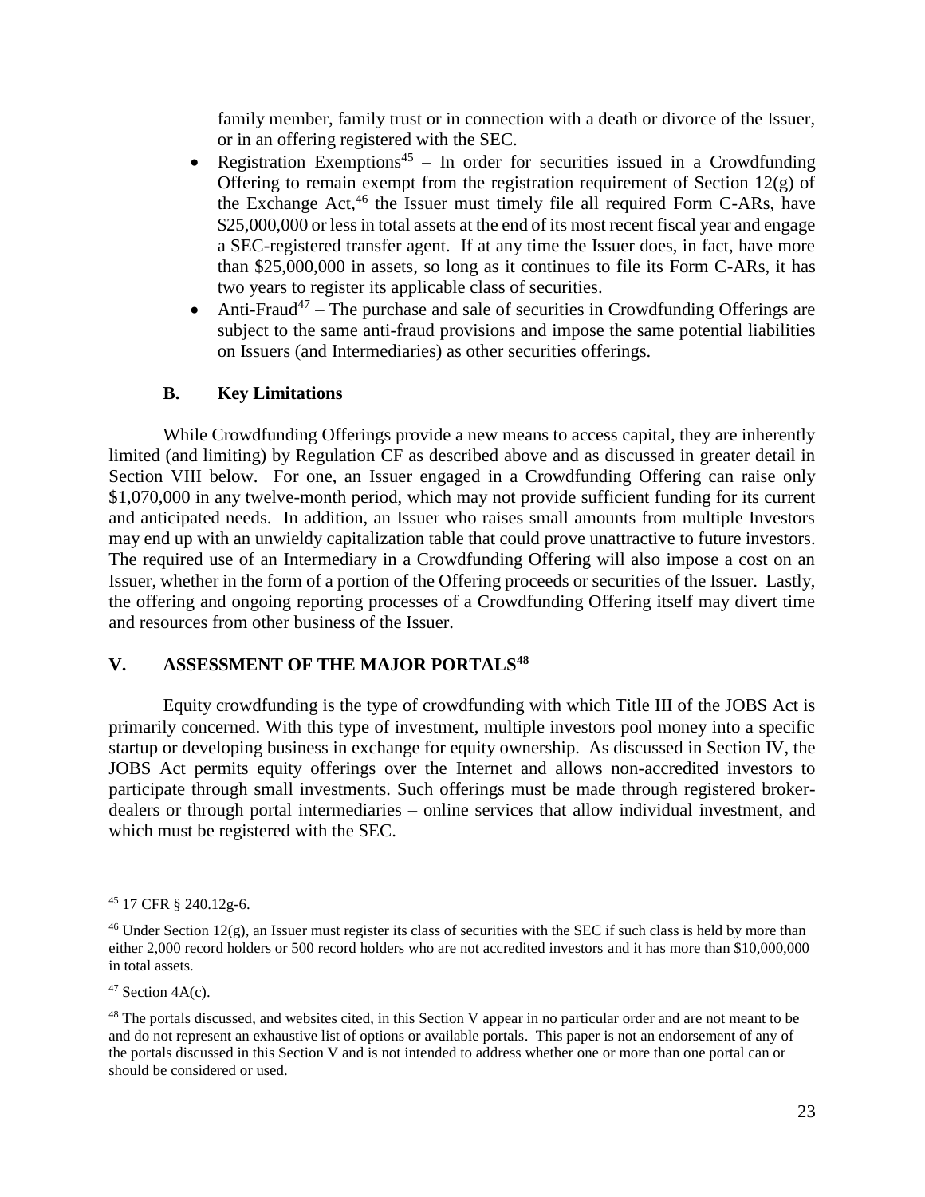family member, family trust or in connection with a death or divorce of the Issuer, or in an offering registered with the SEC.

- Registration Exemptions[45] – In order for securities issued in a Crowdfunding Offering to remain exempt from the registration requirement of Section 12(g) of the Exchange Act,[46] the Issuer must timely file all required Form C-ARs, have $25,000,000 or less in total assets at the end of its most recent fiscal year and engage a SEC-registered transfer agent. If at any time the Issuer does, in fact, have more than $25,000,000 in assets, so long as it continues to file its Form C-ARs, it has two years to register its applicable class of securities.
- Anti-Fraud[47] – The purchase and sale of securities in Crowdfunding Offerings are subject to the same anti-fraud provisions and impose the same potential liabilities on Issuers (and Intermediaries) as other securities offerings.

### B. Key Limitations

While Crowdfunding Offerings provide a new means to access capital, they are inherently limited (and limiting) by Regulation CF as described above and as discussed in greater detail in Section VIII below. For one, an Issuer engaged in a Crowdfunding Offering can raise only $1,070,000 in any twelve-month period, which may not provide sufficient funding for its current and anticipated needs. In addition, an Issuer who raises small amounts from multiple Investors may end up with an unwieldy capitalization table that could prove unattractive to future investors. The required use of an Intermediary in a Crowdfunding Offering will also impose a cost on an Issuer, whether in the form of a portion of the Offering proceeds or securities of the Issuer. Lastly, the offering and ongoing reporting processes of a Crowdfunding Offering itself may divert time and resources from other business of the Issuer.

## V. ASSESSMENT OF THE MAJOR PORTALS[48]

Equity crowdfunding is the type of crowdfunding with which Title III of the JOBS Act is primarily concerned. With this type of investment, multiple investors pool money into a specific startup or developing business in exchange for equity ownership. As discussed in Section IV, the JOBS Act permits equity offerings over the Internet and allows non-accredited investors to participate through small investments. Such offerings must be made through registered broker-dealers or through portal intermediaries – online services that allow individual investment, and which must be registered with the SEC.

---

[45] 17 CFR § 240.12g-6.

[46] Under Section 12(g), an Issuer must register its class of securities with the SEC if such class is held by more than either 2,000 record holders or 500 record holders who are not accredited investors and it has more than $10,000,000 in total assets.

[47] Section 4A(c).

[48] The portals discussed, and websites cited, in this Section V appear in no particular order and are not meant to be and do not represent an exhaustive list of options or available portals. This paper is not an endorsement of any of the portals discussed in this Section V and is not intended to address whether one or more than one portal can or should be considered or used.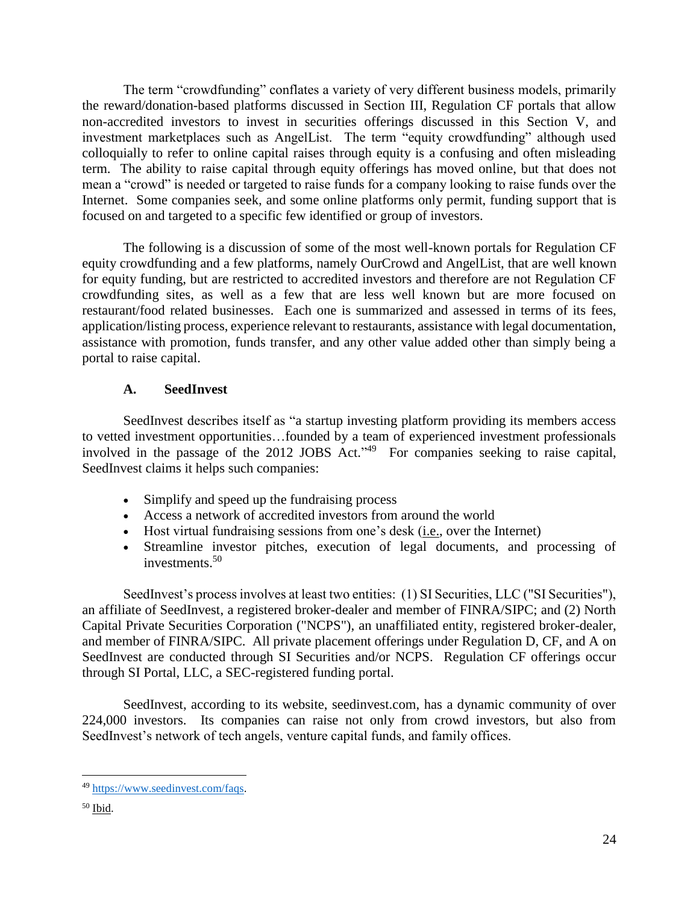The term "crowdfunding" conflates a variety of very different business models, primarily the reward/donation-based platforms discussed in Section III, Regulation CF portals that allow non-accredited investors to invest in securities offerings discussed in this Section V, and investment marketplaces such as AngelList. The term "equity crowdfunding" although used colloquially to refer to online capital raises through equity is a confusing and often misleading term. The ability to raise capital through equity offerings has moved online, but that does not mean a "crowd" is needed or targeted to raise funds for a company looking to raise funds over the Internet. Some companies seek, and some online platforms only permit, funding support that is focused on and targeted to a specific few identified or group of investors.

The following is a discussion of some of the most well-known portals for Regulation CF equity crowdfunding and a few platforms, namely OurCrowd and AngelList, that are well known for equity funding, but are restricted to accredited investors and therefore are not Regulation CF crowdfunding sites, as well as a few that are less well known but are more focused on restaurant/food related businesses. Each one is summarized and assessed in terms of its fees, application/listing process, experience relevant to restaurants, assistance with legal documentation, assistance with promotion, funds transfer, and any other value added other than simply being a portal to raise capital.

### A. SeedInvest

SeedInvest describes itself as "a startup investing platform providing its members access to vetted investment opportunities…founded by a team of experienced investment professionals involved in the passage of the 2012 JOBS Act."[49] For companies seeking to raise capital, SeedInvest claims it helps such companies:

- Simplify and speed up the fundraising process
- Access a network of accredited investors from around the world
- Host virtual fundraising sessions from one's desk (i.e., over the Internet)
- Streamline investor pitches, execution of legal documents, and processing of investments.[50]

SeedInvest's process involves at least two entities: (1) SI Securities, LLC ("SI Securities"), an affiliate of SeedInvest, a registered broker-dealer and member of FINRA/SIPC; and (2) North Capital Private Securities Corporation ("NCPS"), an unaffiliated entity, registered broker-dealer, and member of FINRA/SIPC. All private placement offerings under Regulation D, CF, and A on SeedInvest are conducted through SI Securities and/or NCPS. Regulation CF offerings occur through SI Portal, LLC, a SEC-registered funding portal.

SeedInvest, according to its website, seedinvest.com, has a dynamic community of over 224,000 investors. Its companies can raise not only from crowd investors, but also from SeedInvest's network of tech angels, venture capital funds, and family offices.

---

[49] https://www.seedinvest.com/faqs.

[50] Ibid.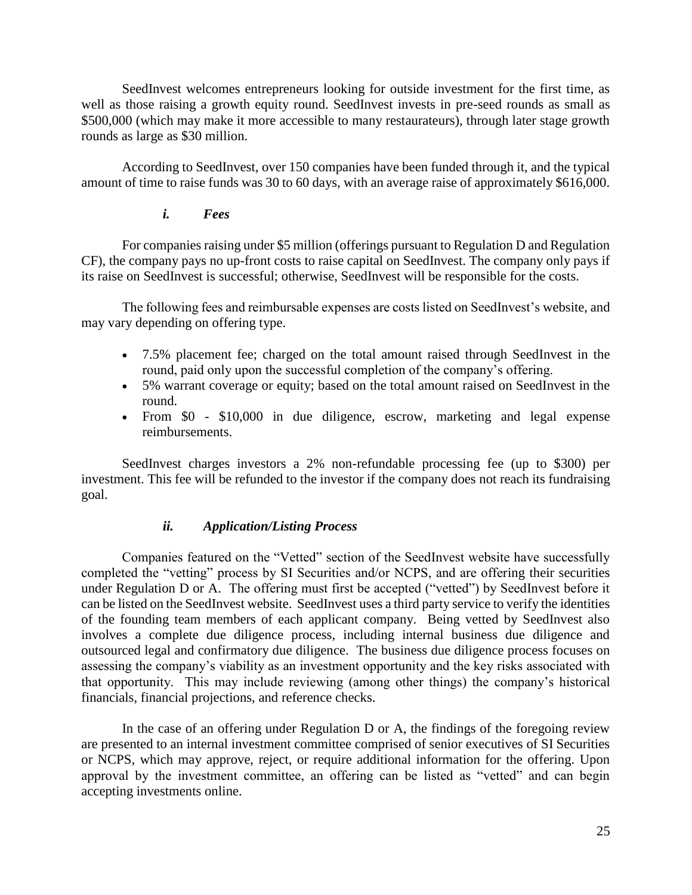SeedInvest welcomes entrepreneurs looking for outside investment for the first time, as well as those raising a growth equity round. SeedInvest invests in pre-seed rounds as small as \$500,000 (which may make it more accessible to many restaurateurs), through later stage growth rounds as large as \$30 million.

According to SeedInvest, over 150 companies have been funded through it, and the typical amount of time to raise funds was 30 to 60 days, with an average raise of approximately \$616,000.

### *i. Fees*

For companies raising under \$5 million (offerings pursuant to Regulation D and Regulation CF), the company pays no up-front costs to raise capital on SeedInvest. The company only pays if its raise on SeedInvest is successful; otherwise, SeedInvest will be responsible for the costs.

The following fees and reimbursable expenses are costs listed on SeedInvest's website, and may vary depending on offering type.

- 7.5% placement fee; charged on the total amount raised through SeedInvest in the round, paid only upon the successful completion of the company's offering.
- 5% warrant coverage or equity; based on the total amount raised on SeedInvest in the round.
- From \$0 - \$10,000 in due diligence, escrow, marketing and legal expense reimbursements.

SeedInvest charges investors a 2% non-refundable processing fee (up to \$300) per investment. This fee will be refunded to the investor if the company does not reach its fundraising goal.

### *ii. Application/Listing Process*

Companies featured on the "Vetted" section of the SeedInvest website have successfully completed the "vetting" process by SI Securities and/or NCPS, and are offering their securities under Regulation D or A. The offering must first be accepted ("vetted") by SeedInvest before it can be listed on the SeedInvest website. SeedInvest uses a third party service to verify the identities of the founding team members of each applicant company. Being vetted by SeedInvest also involves a complete due diligence process, including internal business due diligence and outsourced legal and confirmatory due diligence. The business due diligence process focuses on assessing the company's viability as an investment opportunity and the key risks associated with that opportunity. This may include reviewing (among other things) the company's historical financials, financial projections, and reference checks.

In the case of an offering under Regulation D or A, the findings of the foregoing review are presented to an internal investment committee comprised of senior executives of SI Securities or NCPS, which may approve, reject, or require additional information for the offering. Upon approval by the investment committee, an offering can be listed as "vetted" and can begin accepting investments online.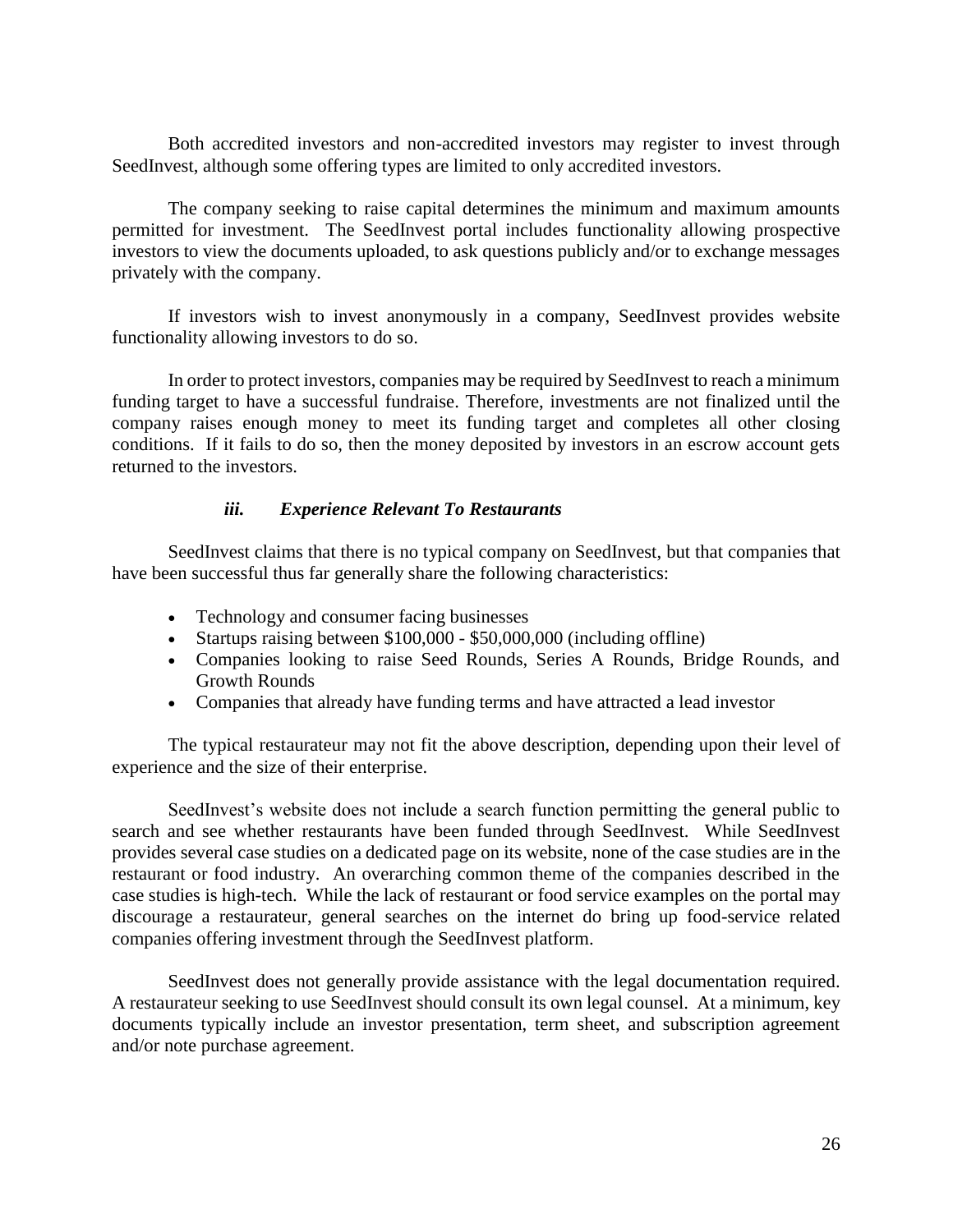Both accredited investors and non-accredited investors may register to invest through SeedInvest, although some offering types are limited to only accredited investors.

The company seeking to raise capital determines the minimum and maximum amounts permitted for investment. The SeedInvest portal includes functionality allowing prospective investors to view the documents uploaded, to ask questions publicly and/or to exchange messages privately with the company.

If investors wish to invest anonymously in a company, SeedInvest provides website functionality allowing investors to do so.

In order to protect investors, companies may be required by SeedInvest to reach a minimum funding target to have a successful fundraise. Therefore, investments are not finalized until the company raises enough money to meet its funding target and completes all other closing conditions. If it fails to do so, then the money deposited by investors in an escrow account gets returned to the investors.

### *iii. Experience Relevant To Restaurants*

SeedInvest claims that there is no typical company on SeedInvest, but that companies that have been successful thus far generally share the following characteristics:

- Technology and consumer facing businesses
- Startups raising between $100,000 - $50,000,000 (including offline)
- Companies looking to raise Seed Rounds, Series A Rounds, Bridge Rounds, and Growth Rounds
- Companies that already have funding terms and have attracted a lead investor

The typical restaurateur may not fit the above description, depending upon their level of experience and the size of their enterprise.

SeedInvest's website does not include a search function permitting the general public to search and see whether restaurants have been funded through SeedInvest. While SeedInvest provides several case studies on a dedicated page on its website, none of the case studies are in the restaurant or food industry. An overarching common theme of the companies described in the case studies is high-tech. While the lack of restaurant or food service examples on the portal may discourage a restaurateur, general searches on the internet do bring up food-service related companies offering investment through the SeedInvest platform.

SeedInvest does not generally provide assistance with the legal documentation required. A restaurateur seeking to use SeedInvest should consult its own legal counsel. At a minimum, key documents typically include an investor presentation, term sheet, and subscription agreement and/or note purchase agreement.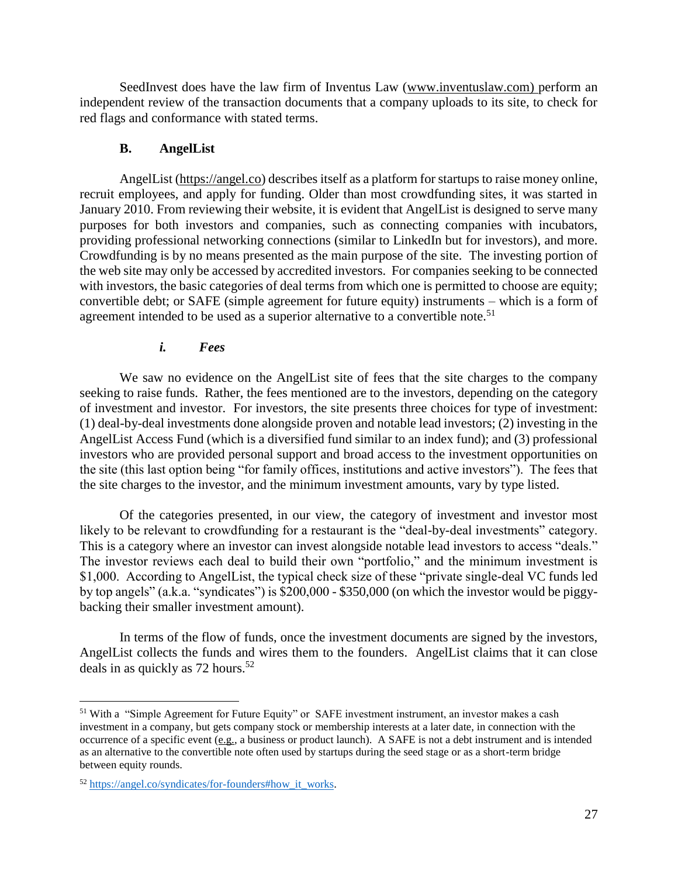SeedInvest does have the law firm of Inventus Law (www.inventuslaw.com) perform an independent review of the transaction documents that a company uploads to its site, to check for red flags and conformance with stated terms.

### B. AngelList

AngelList (https://angel.co) describes itself as a platform for startups to raise money online, recruit employees, and apply for funding. Older than most crowdfunding sites, it was started in January 2010. From reviewing their website, it is evident that AngelList is designed to serve many purposes for both investors and companies, such as connecting companies with incubators, providing professional networking connections (similar to LinkedIn but for investors), and more. Crowdfunding is by no means presented as the main purpose of the site. The investing portion of the web site may only be accessed by accredited investors. For companies seeking to be connected with investors, the basic categories of deal terms from which one is permitted to choose are equity; convertible debt; or SAFE (simple agreement for future equity) instruments – which is a form of agreement intended to be used as a superior alternative to a convertible note.[51]

#### *i. Fees*

We saw no evidence on the AngelList site of fees that the site charges to the company seeking to raise funds. Rather, the fees mentioned are to the investors, depending on the category of investment and investor. For investors, the site presents three choices for type of investment: (1) deal-by-deal investments done alongside proven and notable lead investors; (2) investing in the AngelList Access Fund (which is a diversified fund similar to an index fund); and (3) professional investors who are provided personal support and broad access to the investment opportunities on the site (this last option being "for family offices, institutions and active investors"). The fees that the site charges to the investor, and the minimum investment amounts, vary by type listed.

Of the categories presented, in our view, the category of investment and investor most likely to be relevant to crowdfunding for a restaurant is the "deal-by-deal investments" category. This is a category where an investor can invest alongside notable lead investors to access "deals." The investor reviews each deal to build their own "portfolio," and the minimum investment is \$1,000. According to AngelList, the typical check size of these "private single-deal VC funds led by top angels" (a.k.a. "syndicates") is \$200,000 - \$350,000 (on which the investor would be piggy-backing their smaller investment amount).

In terms of the flow of funds, once the investment documents are signed by the investors, AngelList collects the funds and wires them to the founders. AngelList claims that it can close deals in as quickly as 72 hours.[52]

---

[51] With a "Simple Agreement for Future Equity" or SAFE investment instrument, an investor makes a cash investment in a company, but gets company stock or membership interests at a later date, in connection with the occurrence of a specific event (e.g., a business or product launch). A SAFE is not a debt instrument and is intended as an alternative to the convertible note often used by startups during the seed stage or as a short-term bridge between equity rounds.

[52] https://angel.co/syndicates/for-founders#how_it_works.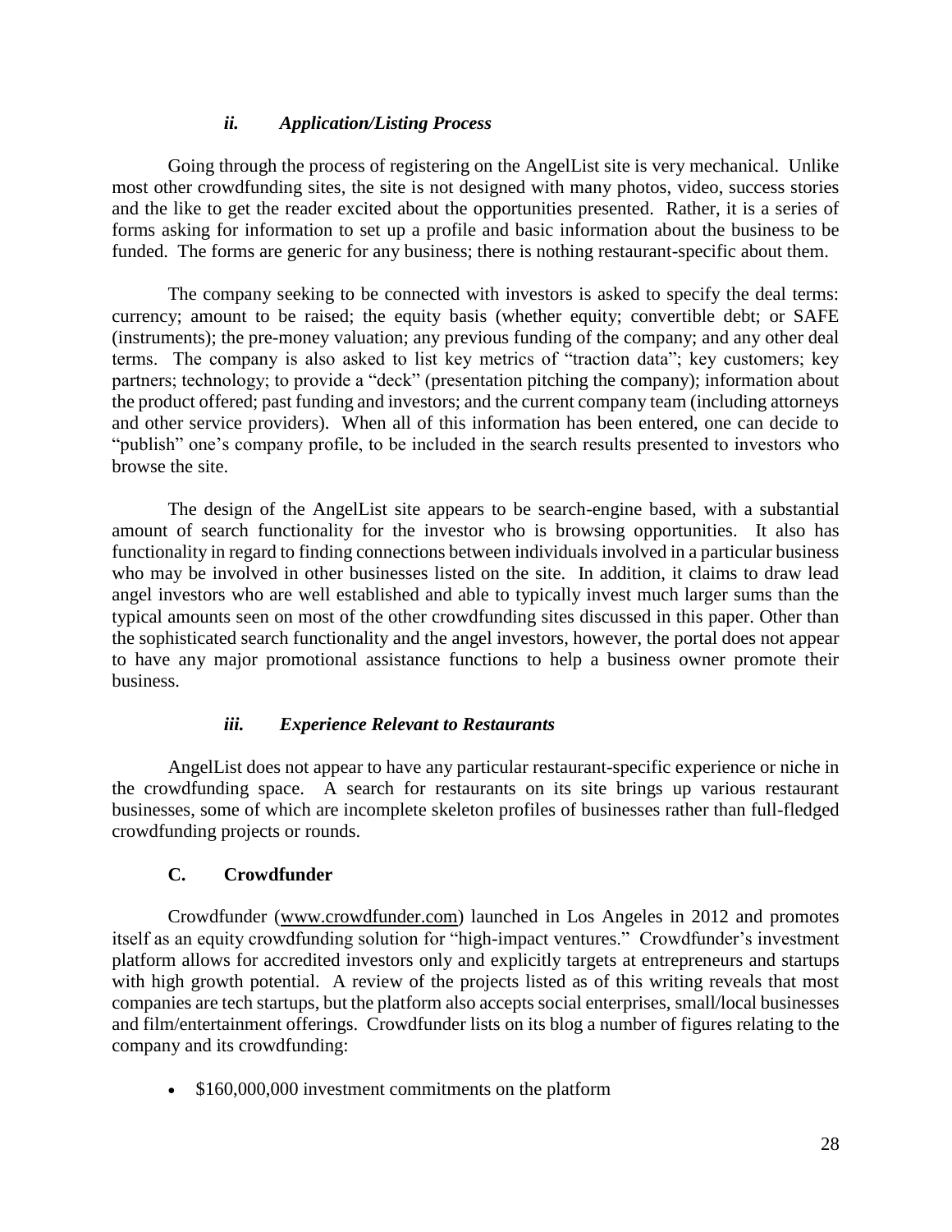#### *ii. Application/Listing Process*

Going through the process of registering on the AngelList site is very mechanical. Unlike most other crowdfunding sites, the site is not designed with many photos, video, success stories and the like to get the reader excited about the opportunities presented. Rather, it is a series of forms asking for information to set up a profile and basic information about the business to be funded. The forms are generic for any business; there is nothing restaurant-specific about them.

The company seeking to be connected with investors is asked to specify the deal terms: currency; amount to be raised; the equity basis (whether equity; convertible debt; or SAFE (instruments); the pre-money valuation; any previous funding of the company; and any other deal terms. The company is also asked to list key metrics of "traction data"; key customers; key partners; technology; to provide a "deck" (presentation pitching the company); information about the product offered; past funding and investors; and the current company team (including attorneys and other service providers). When all of this information has been entered, one can decide to "publish" one's company profile, to be included in the search results presented to investors who browse the site.

The design of the AngelList site appears to be search-engine based, with a substantial amount of search functionality for the investor who is browsing opportunities. It also has functionality in regard to finding connections between individuals involved in a particular business who may be involved in other businesses listed on the site. In addition, it claims to draw lead angel investors who are well established and able to typically invest much larger sums than the typical amounts seen on most of the other crowdfunding sites discussed in this paper. Other than the sophisticated search functionality and the angel investors, however, the portal does not appear to have any major promotional assistance functions to help a business owner promote their business.

#### *iii. Experience Relevant to Restaurants*

AngelList does not appear to have any particular restaurant-specific experience or niche in the crowdfunding space. A search for restaurants on its site brings up various restaurant businesses, some of which are incomplete skeleton profiles of businesses rather than full-fledged crowdfunding projects or rounds.

### C. Crowdfunder

Crowdfunder (www.crowdfunder.com) launched in Los Angeles in 2012 and promotes itself as an equity crowdfunding solution for "high-impact ventures." Crowdfunder's investment platform allows for accredited investors only and explicitly targets at entrepreneurs and startups with high growth potential. A review of the projects listed as of this writing reveals that most companies are tech startups, but the platform also accepts social enterprises, small/local businesses and film/entertainment offerings. Crowdfunder lists on its blog a number of figures relating to the company and its crowdfunding:

- $160,000,000 investment commitments on the platform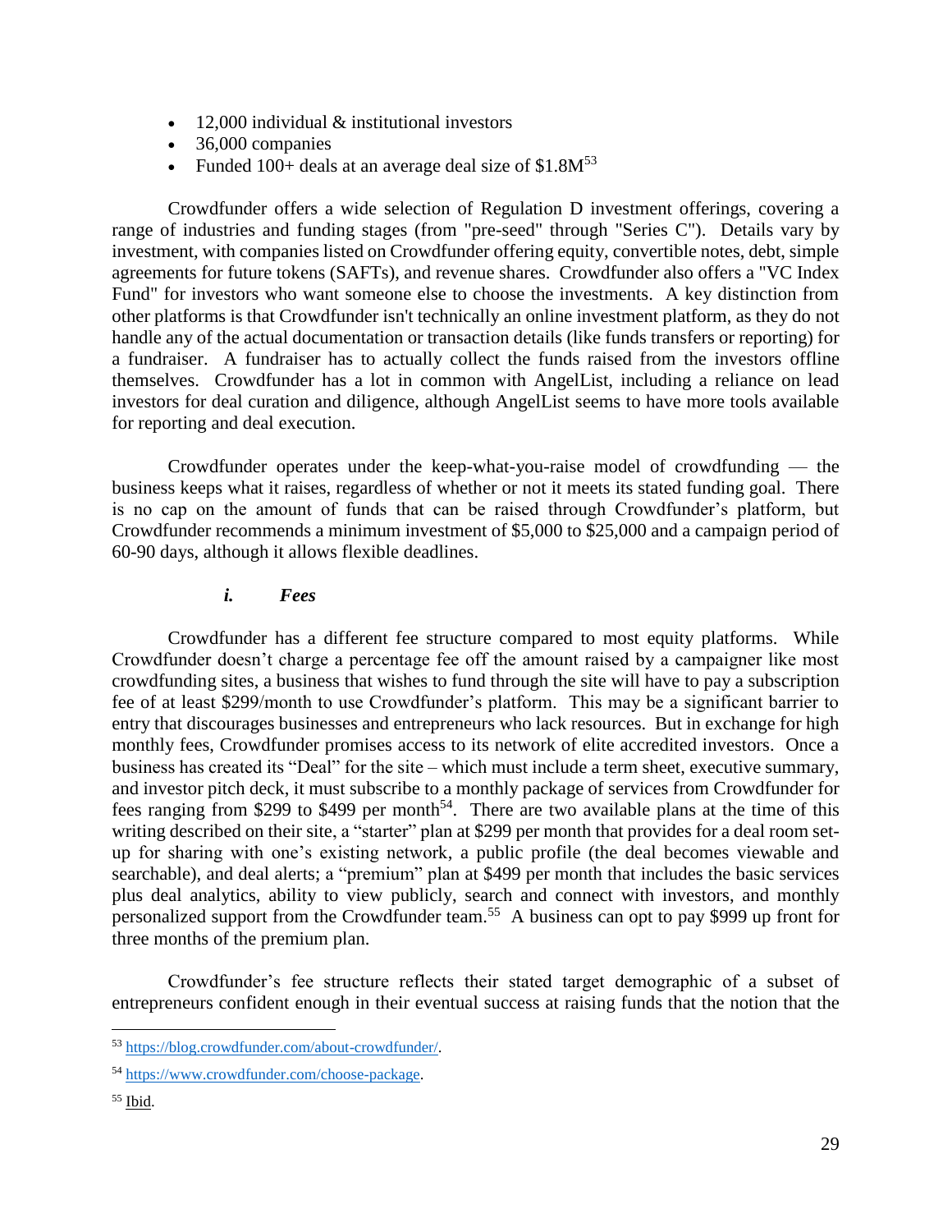- 12,000 individual & institutional investors
- 36,000 companies
- Funded 100+ deals at an average deal size of $1.8M[53]

Crowdfunder offers a wide selection of Regulation D investment offerings, covering a range of industries and funding stages (from "pre-seed" through "Series C"). Details vary by investment, with companies listed on Crowdfunder offering equity, convertible notes, debt, simple agreements for future tokens (SAFTs), and revenue shares. Crowdfunder also offers a "VC Index Fund" for investors who want someone else to choose the investments. A key distinction from other platforms is that Crowdfunder isn't technically an online investment platform, as they do not handle any of the actual documentation or transaction details (like funds transfers or reporting) for a fundraiser. A fundraiser has to actually collect the funds raised from the investors offline themselves. Crowdfunder has a lot in common with AngelList, including a reliance on lead investors for deal curation and diligence, although AngelList seems to have more tools available for reporting and deal execution.

Crowdfunder operates under the keep-what-you-raise model of crowdfunding — the business keeps what it raises, regardless of whether or not it meets its stated funding goal. There is no cap on the amount of funds that can be raised through Crowdfunder's platform, but Crowdfunder recommends a minimum investment of $5,000 to $25,000 and a campaign period of 60-90 days, although it allows flexible deadlines.

#### *i. Fees*

Crowdfunder has a different fee structure compared to most equity platforms. While Crowdfunder doesn't charge a percentage fee off the amount raised by a campaigner like most crowdfunding sites, a business that wishes to fund through the site will have to pay a subscription fee of at least $299/month to use Crowdfunder's platform. This may be a significant barrier to entry that discourages businesses and entrepreneurs who lack resources. But in exchange for high monthly fees, Crowdfunder promises access to its network of elite accredited investors. Once a business has created its "Deal" for the site – which must include a term sheet, executive summary, and investor pitch deck, it must subscribe to a monthly package of services from Crowdfunder for fees ranging from $299 to $499 per month[54]. There are two available plans at the time of this writing described on their site, a "starter" plan at $299 per month that provides for a deal room set-up for sharing with one's existing network, a public profile (the deal becomes viewable and searchable), and deal alerts; a "premium" plan at $499 per month that includes the basic services plus deal analytics, ability to view publicly, search and connect with investors, and monthly personalized support from the Crowdfunder team.[55] A business can opt to pay $999 up front for three months of the premium plan.

Crowdfunder's fee structure reflects their stated target demographic of a subset of entrepreneurs confident enough in their eventual success at raising funds that the notion that the

---

[53] https://blog.crowdfunder.com/about-crowdfunder/.

[54] https://www.crowdfunder.com/choose-package.

[55] Ibid.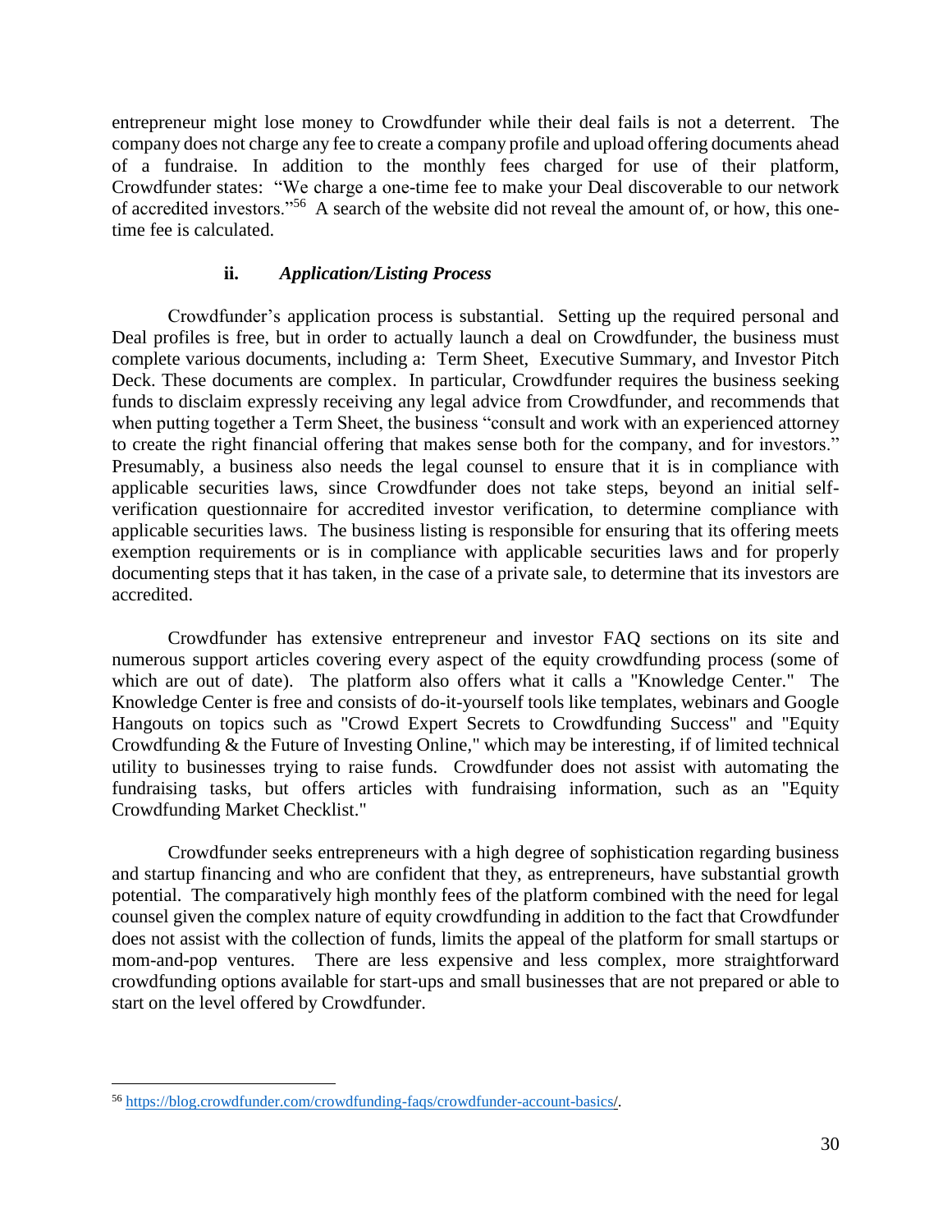entrepreneur might lose money to Crowdfunder while their deal fails is not a deterrent. The company does not charge any fee to create a company profile and upload offering documents ahead of a fundraise. In addition to the monthly fees charged for use of their platform, Crowdfunder states: "We charge a one-time fee to make your Deal discoverable to our network of accredited investors."[56] A search of the website did not reveal the amount of, or how, this one-time fee is calculated.

### ii. *Application/Listing Process*

Crowdfunder's application process is substantial. Setting up the required personal and Deal profiles is free, but in order to actually launch a deal on Crowdfunder, the business must complete various documents, including a: Term Sheet, Executive Summary, and Investor Pitch Deck. These documents are complex. In particular, Crowdfunder requires the business seeking funds to disclaim expressly receiving any legal advice from Crowdfunder, and recommends that when putting together a Term Sheet, the business "consult and work with an experienced attorney to create the right financial offering that makes sense both for the company, and for investors." Presumably, a business also needs the legal counsel to ensure that it is in compliance with applicable securities laws, since Crowdfunder does not take steps, beyond an initial self-verification questionnaire for accredited investor verification, to determine compliance with applicable securities laws. The business listing is responsible for ensuring that its offering meets exemption requirements or is in compliance with applicable securities laws and for properly documenting steps that it has taken, in the case of a private sale, to determine that its investors are accredited.

Crowdfunder has extensive entrepreneur and investor FAQ sections on its site and numerous support articles covering every aspect of the equity crowdfunding process (some of which are out of date). The platform also offers what it calls a "Knowledge Center." The Knowledge Center is free and consists of do-it-yourself tools like templates, webinars and Google Hangouts on topics such as "Crowd Expert Secrets to Crowdfunding Success" and "Equity Crowdfunding & the Future of Investing Online," which may be interesting, if of limited technical utility to businesses trying to raise funds. Crowdfunder does not assist with automating the fundraising tasks, but offers articles with fundraising information, such as an "Equity Crowdfunding Market Checklist."

Crowdfunder seeks entrepreneurs with a high degree of sophistication regarding business and startup financing and who are confident that they, as entrepreneurs, have substantial growth potential. The comparatively high monthly fees of the platform combined with the need for legal counsel given the complex nature of equity crowdfunding in addition to the fact that Crowdfunder does not assist with the collection of funds, limits the appeal of the platform for small startups or mom-and-pop ventures. There are less expensive and less complex, more straightforward crowdfunding options available for start-ups and small businesses that are not prepared or able to start on the level offered by Crowdfunder.

---

[56] https://blog.crowdfunder.com/crowdfunding-faqs/crowdfunder-account-basics/.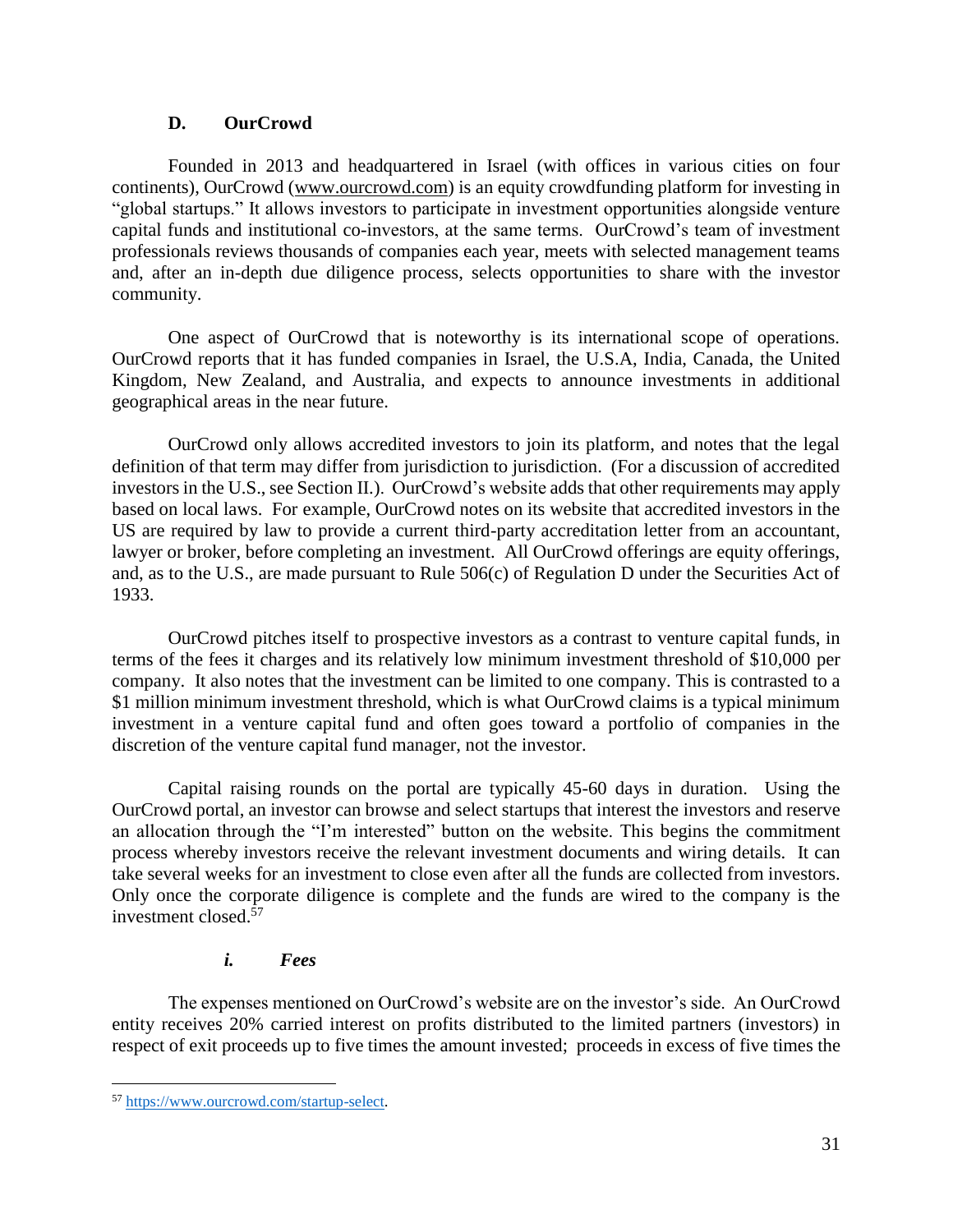### D. OurCrowd

Founded in 2013 and headquartered in Israel (with offices in various cities on four continents), OurCrowd (www.ourcrowd.com) is an equity crowdfunding platform for investing in "global startups." It allows investors to participate in investment opportunities alongside venture capital funds and institutional co-investors, at the same terms. OurCrowd's team of investment professionals reviews thousands of companies each year, meets with selected management teams and, after an in-depth due diligence process, selects opportunities to share with the investor community.

One aspect of OurCrowd that is noteworthy is its international scope of operations. OurCrowd reports that it has funded companies in Israel, the U.S.A, India, Canada, the United Kingdom, New Zealand, and Australia, and expects to announce investments in additional geographical areas in the near future.

OurCrowd only allows accredited investors to join its platform, and notes that the legal definition of that term may differ from jurisdiction to jurisdiction. (For a discussion of accredited investors in the U.S., see Section II.). OurCrowd's website adds that other requirements may apply based on local laws. For example, OurCrowd notes on its website that accredited investors in the US are required by law to provide a current third-party accreditation letter from an accountant, lawyer or broker, before completing an investment. All OurCrowd offerings are equity offerings, and, as to the U.S., are made pursuant to Rule 506(c) of Regulation D under the Securities Act of 1933.

OurCrowd pitches itself to prospective investors as a contrast to venture capital funds, in terms of the fees it charges and its relatively low minimum investment threshold of $10,000 per company. It also notes that the investment can be limited to one company. This is contrasted to a $1 million minimum investment threshold, which is what OurCrowd claims is a typical minimum investment in a venture capital fund and often goes toward a portfolio of companies in the discretion of the venture capital fund manager, not the investor.

Capital raising rounds on the portal are typically 45-60 days in duration. Using the OurCrowd portal, an investor can browse and select startups that interest the investors and reserve an allocation through the "I'm interested" button on the website. This begins the commitment process whereby investors receive the relevant investment documents and wiring details. It can take several weeks for an investment to close even after all the funds are collected from investors. Only once the corporate diligence is complete and the funds are wired to the company is the investment closed.[57]

#### *i. Fees*

The expenses mentioned on OurCrowd's website are on the investor's side. An OurCrowd entity receives 20% carried interest on profits distributed to the limited partners (investors) in respect of exit proceeds up to five times the amount invested; proceeds in excess of five times the

[57] https://www.ourcrowd.com/startup-select.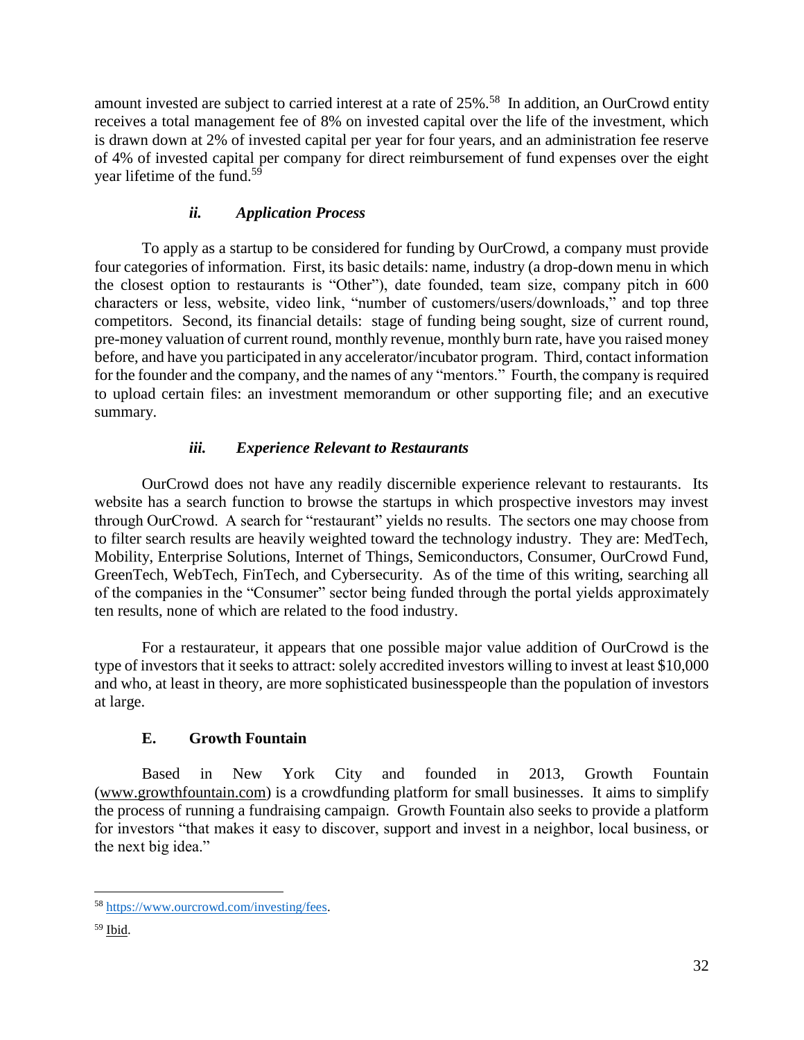amount invested are subject to carried interest at a rate of 25%.[58] In addition, an OurCrowd entity receives a total management fee of 8% on invested capital over the life of the investment, which is drawn down at 2% of invested capital per year for four years, and an administration fee reserve of 4% of invested capital per company for direct reimbursement of fund expenses over the eight year lifetime of the fund.[59]

#### *ii. Application Process*

To apply as a startup to be considered for funding by OurCrowd, a company must provide four categories of information. First, its basic details: name, industry (a drop-down menu in which the closest option to restaurants is "Other"), date founded, team size, company pitch in 600 characters or less, website, video link, "number of customers/users/downloads," and top three competitors. Second, its financial details: stage of funding being sought, size of current round, pre-money valuation of current round, monthly revenue, monthly burn rate, have you raised money before, and have you participated in any accelerator/incubator program. Third, contact information for the founder and the company, and the names of any "mentors." Fourth, the company is required to upload certain files: an investment memorandum or other supporting file; and an executive summary.

#### *iii. Experience Relevant to Restaurants*

OurCrowd does not have any readily discernible experience relevant to restaurants. Its website has a search function to browse the startups in which prospective investors may invest through OurCrowd. A search for "restaurant" yields no results. The sectors one may choose from to filter search results are heavily weighted toward the technology industry. They are: MedTech, Mobility, Enterprise Solutions, Internet of Things, Semiconductors, Consumer, OurCrowd Fund, GreenTech, WebTech, FinTech, and Cybersecurity. As of the time of this writing, searching all of the companies in the "Consumer" sector being funded through the portal yields approximately ten results, none of which are related to the food industry.

For a restaurateur, it appears that one possible major value addition of OurCrowd is the type of investors that it seeks to attract: solely accredited investors willing to invest at least $10,000 and who, at least in theory, are more sophisticated businesspeople than the population of investors at large.

### E. Growth Fountain

Based in New York City and founded in 2013, Growth Fountain (www.growthfountain.com) is a crowdfunding platform for small businesses. It aims to simplify the process of running a fundraising campaign. Growth Fountain also seeks to provide a platform for investors "that makes it easy to discover, support and invest in a neighbor, local business, or the next big idea."

---

[58] https://www.ourcrowd.com/investing/fees.

[59] Ibid.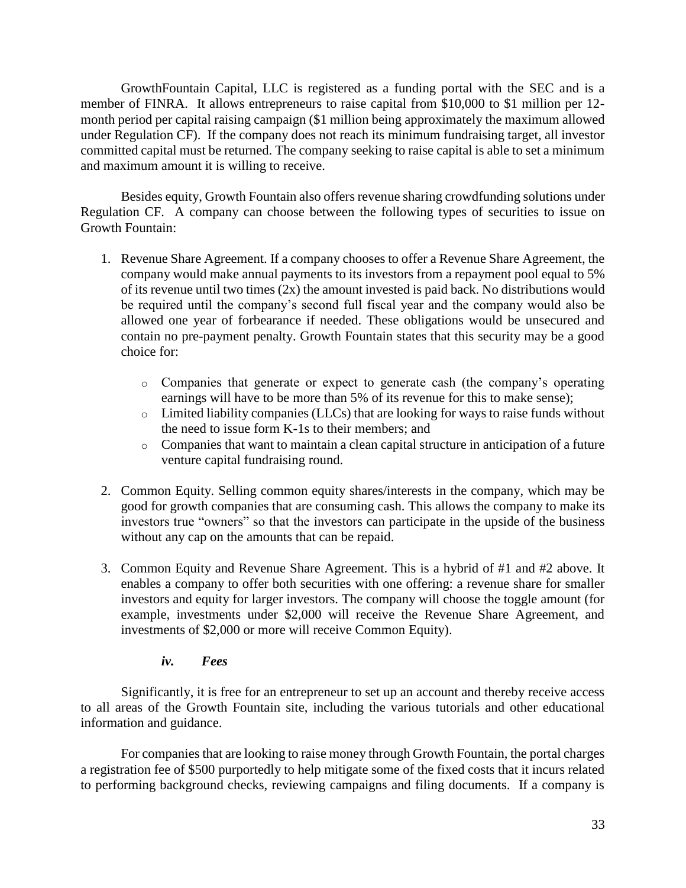GrowthFountain Capital, LLC is registered as a funding portal with the SEC and is a member of FINRA. It allows entrepreneurs to raise capital from $10,000 to $1 million per 12-month period per capital raising campaign ($1 million being approximately the maximum allowed under Regulation CF). If the company does not reach its minimum fundraising target, all investor committed capital must be returned. The company seeking to raise capital is able to set a minimum and maximum amount it is willing to receive.

Besides equity, Growth Fountain also offers revenue sharing crowdfunding solutions under Regulation CF. A company can choose between the following types of securities to issue on Growth Fountain:

1. Revenue Share Agreement. If a company chooses to offer a Revenue Share Agreement, the company would make annual payments to its investors from a repayment pool equal to 5% of its revenue until two times (2x) the amount invested is paid back. No distributions would be required until the company's second full fiscal year and the company would also be allowed one year of forbearance if needed. These obligations would be unsecured and contain no pre-payment penalty. Growth Fountain states that this security may be a good choice for:
   - Companies that generate or expect to generate cash (the company's operating earnings will have to be more than 5% of its revenue for this to make sense);
   - Limited liability companies (LLCs) that are looking for ways to raise funds without the need to issue form K-1s to their members; and
   - Companies that want to maintain a clean capital structure in anticipation of a future venture capital fundraising round.
2. Common Equity. Selling common equity shares/interests in the company, which may be good for growth companies that are consuming cash. This allows the company to make its investors true "owners" so that the investors can participate in the upside of the business without any cap on the amounts that can be repaid.
3. Common Equity and Revenue Share Agreement. This is a hybrid of #1 and #2 above. It enables a company to offer both securities with one offering: a revenue share for smaller investors and equity for larger investors. The company will choose the toggle amount (for example, investments under $2,000 will receive the Revenue Share Agreement, and investments of $2,000 or more will receive Common Equity).

#### ***iv. Fees***

Significantly, it is free for an entrepreneur to set up an account and thereby receive access to all areas of the Growth Fountain site, including the various tutorials and other educational information and guidance.

For companies that are looking to raise money through Growth Fountain, the portal charges a registration fee of $500 purportedly to help mitigate some of the fixed costs that it incurs related to performing background checks, reviewing campaigns and filing documents. If a company is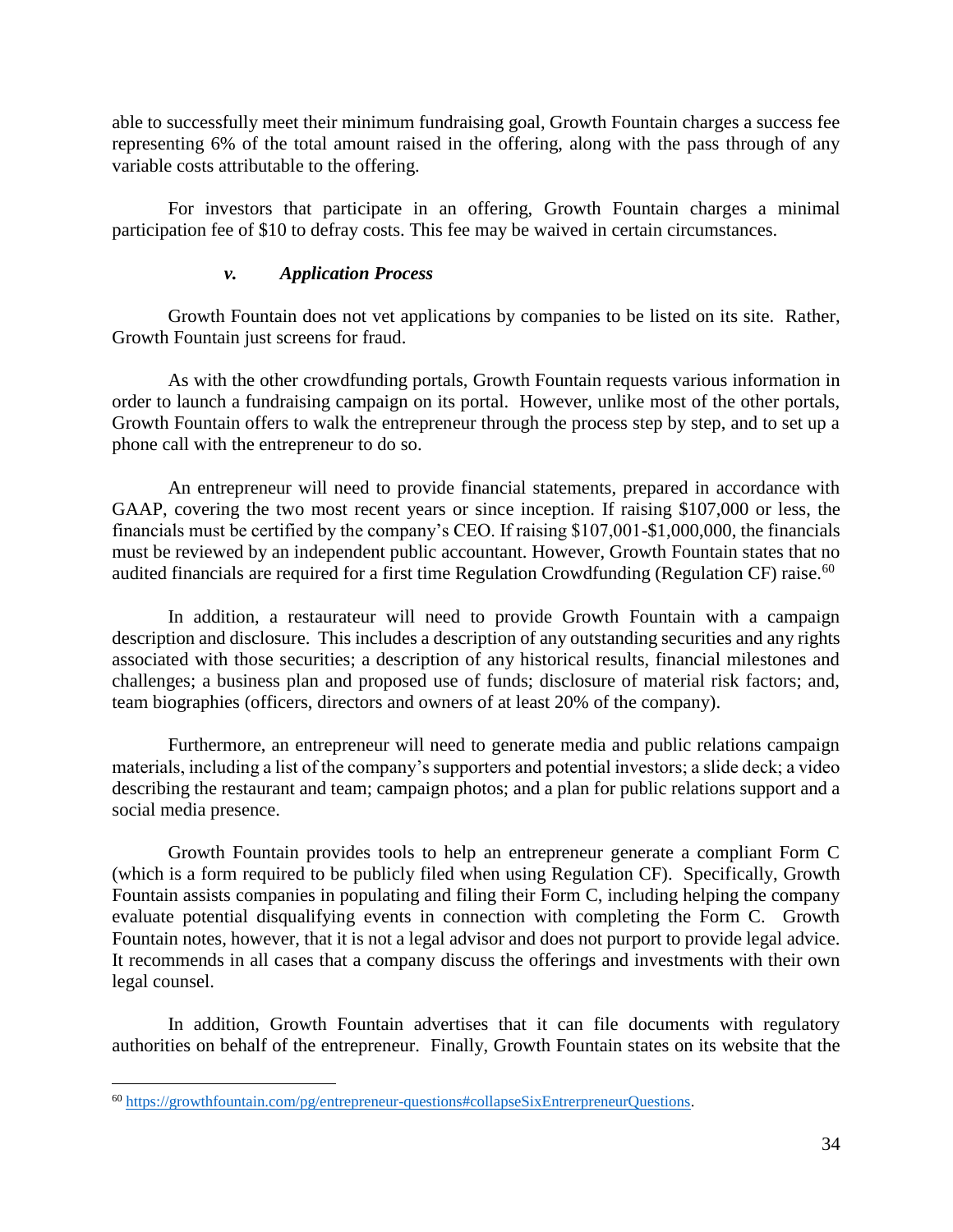able to successfully meet their minimum fundraising goal, Growth Fountain charges a success fee representing 6% of the total amount raised in the offering, along with the pass through of any variable costs attributable to the offering.

For investors that participate in an offering, Growth Fountain charges a minimal participation fee of $10 to defray costs. This fee may be waived in certain circumstances.

#### *v. Application Process*

Growth Fountain does not vet applications by companies to be listed on its site. Rather, Growth Fountain just screens for fraud.

As with the other crowdfunding portals, Growth Fountain requests various information in order to launch a fundraising campaign on its portal. However, unlike most of the other portals, Growth Fountain offers to walk the entrepreneur through the process step by step, and to set up a phone call with the entrepreneur to do so.

An entrepreneur will need to provide financial statements, prepared in accordance with GAAP, covering the two most recent years or since inception. If raising $107,000 or less, the financials must be certified by the company's CEO. If raising $107,001-$1,000,000, the financials must be reviewed by an independent public accountant. However, Growth Fountain states that no audited financials are required for a first time Regulation Crowdfunding (Regulation CF) raise.[60]

In addition, a restaurateur will need to provide Growth Fountain with a campaign description and disclosure. This includes a description of any outstanding securities and any rights associated with those securities; a description of any historical results, financial milestones and challenges; a business plan and proposed use of funds; disclosure of material risk factors; and, team biographies (officers, directors and owners of at least 20% of the company).

Furthermore, an entrepreneur will need to generate media and public relations campaign materials, including a list of the company's supporters and potential investors; a slide deck; a video describing the restaurant and team; campaign photos; and a plan for public relations support and a social media presence.

Growth Fountain provides tools to help an entrepreneur generate a compliant Form C (which is a form required to be publicly filed when using Regulation CF). Specifically, Growth Fountain assists companies in populating and filing their Form C, including helping the company evaluate potential disqualifying events in connection with completing the Form C. Growth Fountain notes, however, that it is not a legal advisor and does not purport to provide legal advice. It recommends in all cases that a company discuss the offerings and investments with their own legal counsel.

In addition, Growth Fountain advertises that it can file documents with regulatory authorities on behalf of the entrepreneur. Finally, Growth Fountain states on its website that the

---

[60] https://growthfountain.com/pg/entrepreneur-questions#collapseSixEntrerpreneurQuestions.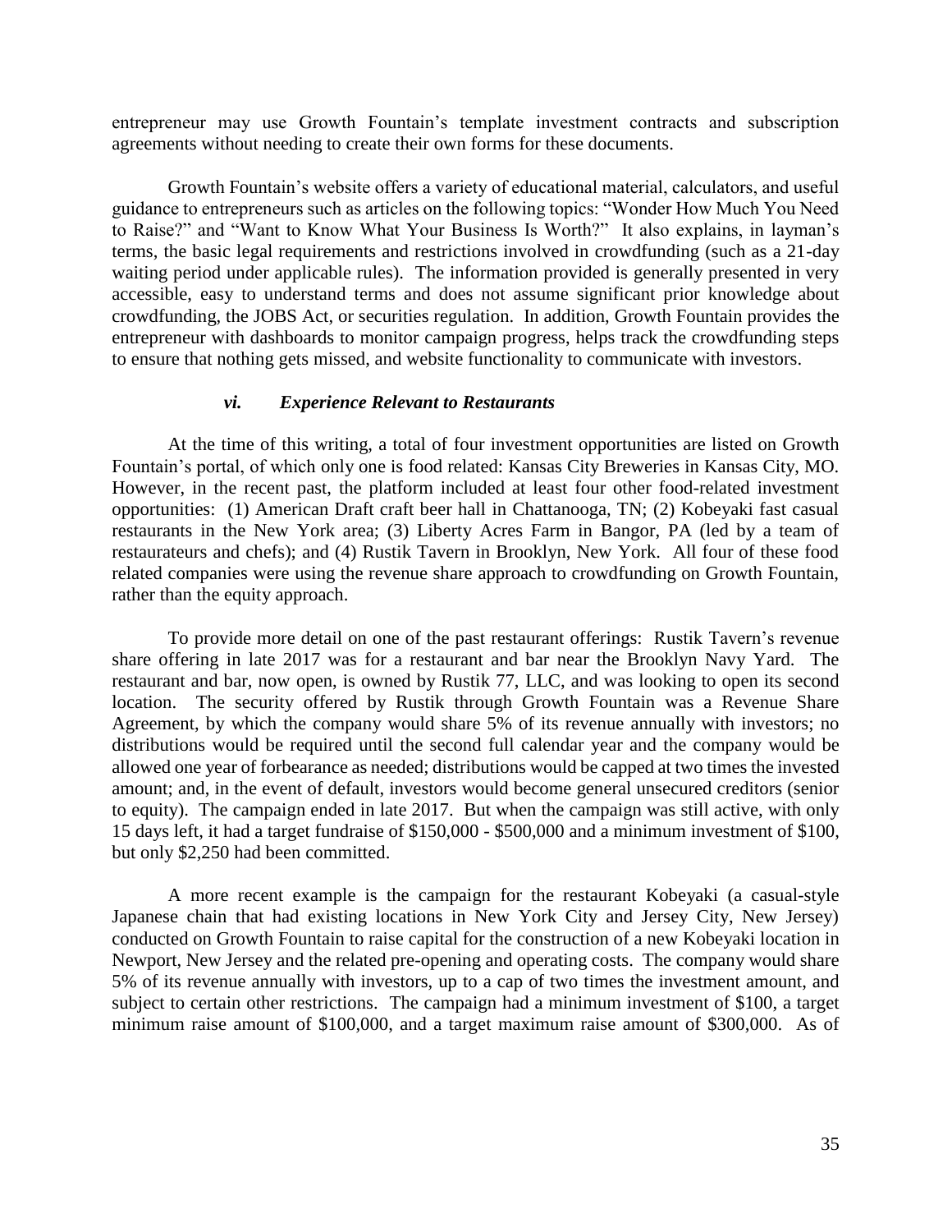entrepreneur may use Growth Fountain's template investment contracts and subscription agreements without needing to create their own forms for these documents.

Growth Fountain's website offers a variety of educational material, calculators, and useful guidance to entrepreneurs such as articles on the following topics: "Wonder How Much You Need to Raise?" and "Want to Know What Your Business Is Worth?" It also explains, in layman's terms, the basic legal requirements and restrictions involved in crowdfunding (such as a 21-day waiting period under applicable rules). The information provided is generally presented in very accessible, easy to understand terms and does not assume significant prior knowledge about crowdfunding, the JOBS Act, or securities regulation. In addition, Growth Fountain provides the entrepreneur with dashboards to monitor campaign progress, helps track the crowdfunding steps to ensure that nothing gets missed, and website functionality to communicate with investors.

#### *vi. Experience Relevant to Restaurants*

At the time of this writing, a total of four investment opportunities are listed on Growth Fountain's portal, of which only one is food related: Kansas City Breweries in Kansas City, MO. However, in the recent past, the platform included at least four other food-related investment opportunities: (1) American Draft craft beer hall in Chattanooga, TN; (2) Kobeyaki fast casual restaurants in the New York area; (3) Liberty Acres Farm in Bangor, PA (led by a team of restaurateurs and chefs); and (4) Rustik Tavern in Brooklyn, New York. All four of these food related companies were using the revenue share approach to crowdfunding on Growth Fountain, rather than the equity approach.

To provide more detail on one of the past restaurant offerings: Rustik Tavern's revenue share offering in late 2017 was for a restaurant and bar near the Brooklyn Navy Yard. The restaurant and bar, now open, is owned by Rustik 77, LLC, and was looking to open its second location. The security offered by Rustik through Growth Fountain was a Revenue Share Agreement, by which the company would share 5% of its revenue annually with investors; no distributions would be required until the second full calendar year and the company would be allowed one year of forbearance as needed; distributions would be capped at two times the invested amount; and, in the event of default, investors would become general unsecured creditors (senior to equity). The campaign ended in late 2017. But when the campaign was still active, with only 15 days left, it had a target fundraise of $150,000 - $500,000 and a minimum investment of $100, but only $2,250 had been committed.

A more recent example is the campaign for the restaurant Kobeyaki (a casual-style Japanese chain that had existing locations in New York City and Jersey City, New Jersey) conducted on Growth Fountain to raise capital for the construction of a new Kobeyaki location in Newport, New Jersey and the related pre-opening and operating costs. The company would share 5% of its revenue annually with investors, up to a cap of two times the investment amount, and subject to certain other restrictions. The campaign had a minimum investment of $100, a target minimum raise amount of $100,000, and a target maximum raise amount of $300,000. As of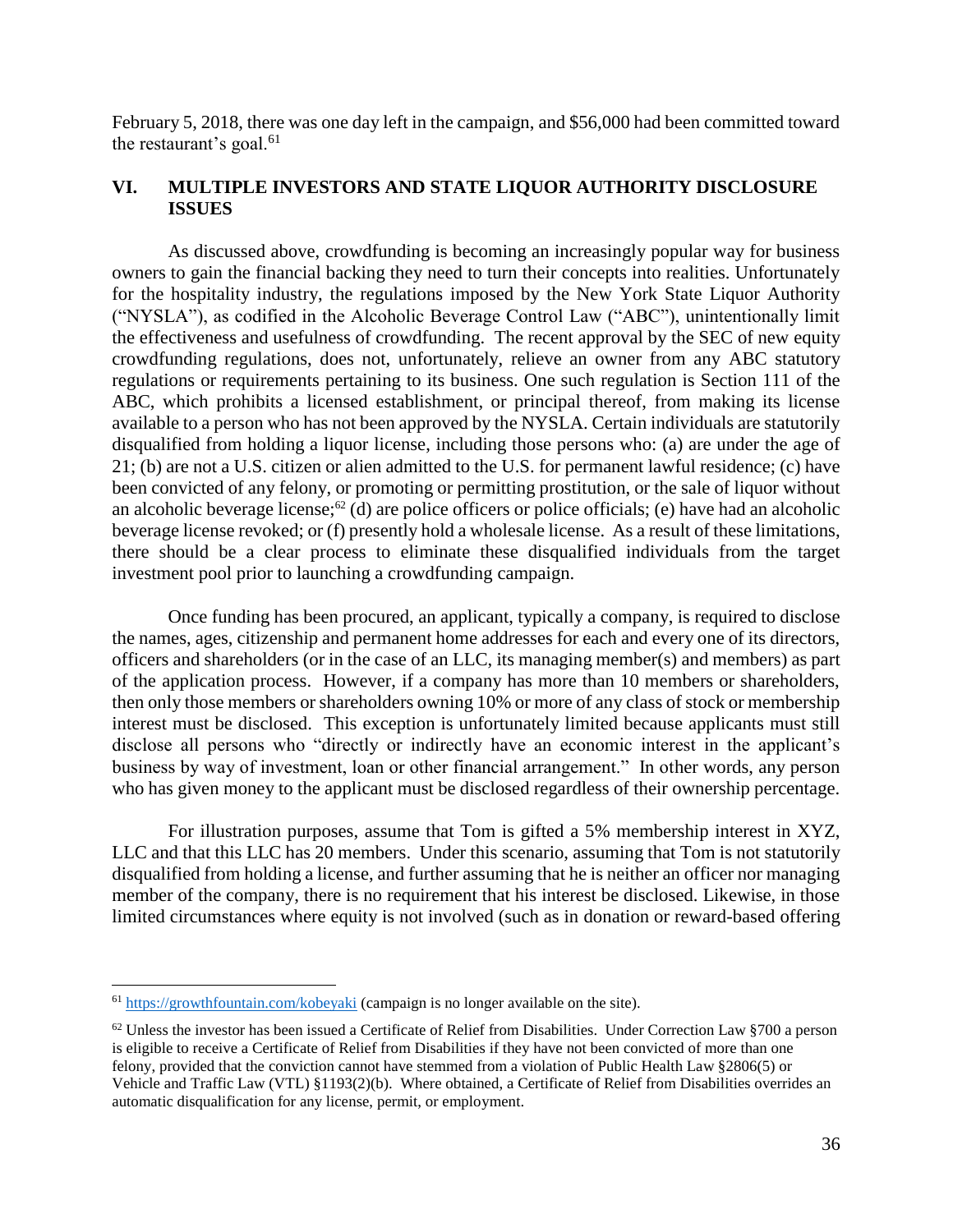February 5, 2018, there was one day left in the campaign, and $56,000 had been committed toward the restaurant's goal.[61]

## VI. MULTIPLE INVESTORS AND STATE LIQUOR AUTHORITY DISCLOSURE ISSUES

As discussed above, crowdfunding is becoming an increasingly popular way for business owners to gain the financial backing they need to turn their concepts into realities. Unfortunately for the hospitality industry, the regulations imposed by the New York State Liquor Authority ("NYSLA"), as codified in the Alcoholic Beverage Control Law ("ABC"), unintentionally limit the effectiveness and usefulness of crowdfunding. The recent approval by the SEC of new equity crowdfunding regulations, does not, unfortunately, relieve an owner from any ABC statutory regulations or requirements pertaining to its business. One such regulation is Section 111 of the ABC, which prohibits a licensed establishment, or principal thereof, from making its license available to a person who has not been approved by the NYSLA. Certain individuals are statutorily disqualified from holding a liquor license, including those persons who: (a) are under the age of 21; (b) are not a U.S. citizen or alien admitted to the U.S. for permanent lawful residence; (c) have been convicted of any felony, or promoting or permitting prostitution, or the sale of liquor without an alcoholic beverage license;[62] (d) are police officers or police officials; (e) have had an alcoholic beverage license revoked; or (f) presently hold a wholesale license. As a result of these limitations, there should be a clear process to eliminate these disqualified individuals from the target investment pool prior to launching a crowdfunding campaign.

Once funding has been procured, an applicant, typically a company, is required to disclose the names, ages, citizenship and permanent home addresses for each and every one of its directors, officers and shareholders (or in the case of an LLC, its managing member(s) and members) as part of the application process. However, if a company has more than 10 members or shareholders, then only those members or shareholders owning 10% or more of any class of stock or membership interest must be disclosed. This exception is unfortunately limited because applicants must still disclose all persons who "directly or indirectly have an economic interest in the applicant's business by way of investment, loan or other financial arrangement." In other words, any person who has given money to the applicant must be disclosed regardless of their ownership percentage.

For illustration purposes, assume that Tom is gifted a 5% membership interest in XYZ, LLC and that this LLC has 20 members. Under this scenario, assuming that Tom is not statutorily disqualified from holding a license, and further assuming that he is neither an officer nor managing member of the company, there is no requirement that his interest be disclosed. Likewise, in those limited circumstances where equity is not involved (such as in donation or reward-based offering

---

[61] https://growthfountain.com/kobeyaki (campaign is no longer available on the site).

[62] Unless the investor has been issued a Certificate of Relief from Disabilities. Under Correction Law §700 a person is eligible to receive a Certificate of Relief from Disabilities if they have not been convicted of more than one felony, provided that the conviction cannot have stemmed from a violation of Public Health Law §2806(5) or Vehicle and Traffic Law (VTL) §1193(2)(b). Where obtained, a Certificate of Relief from Disabilities overrides an automatic disqualification for any license, permit, or employment.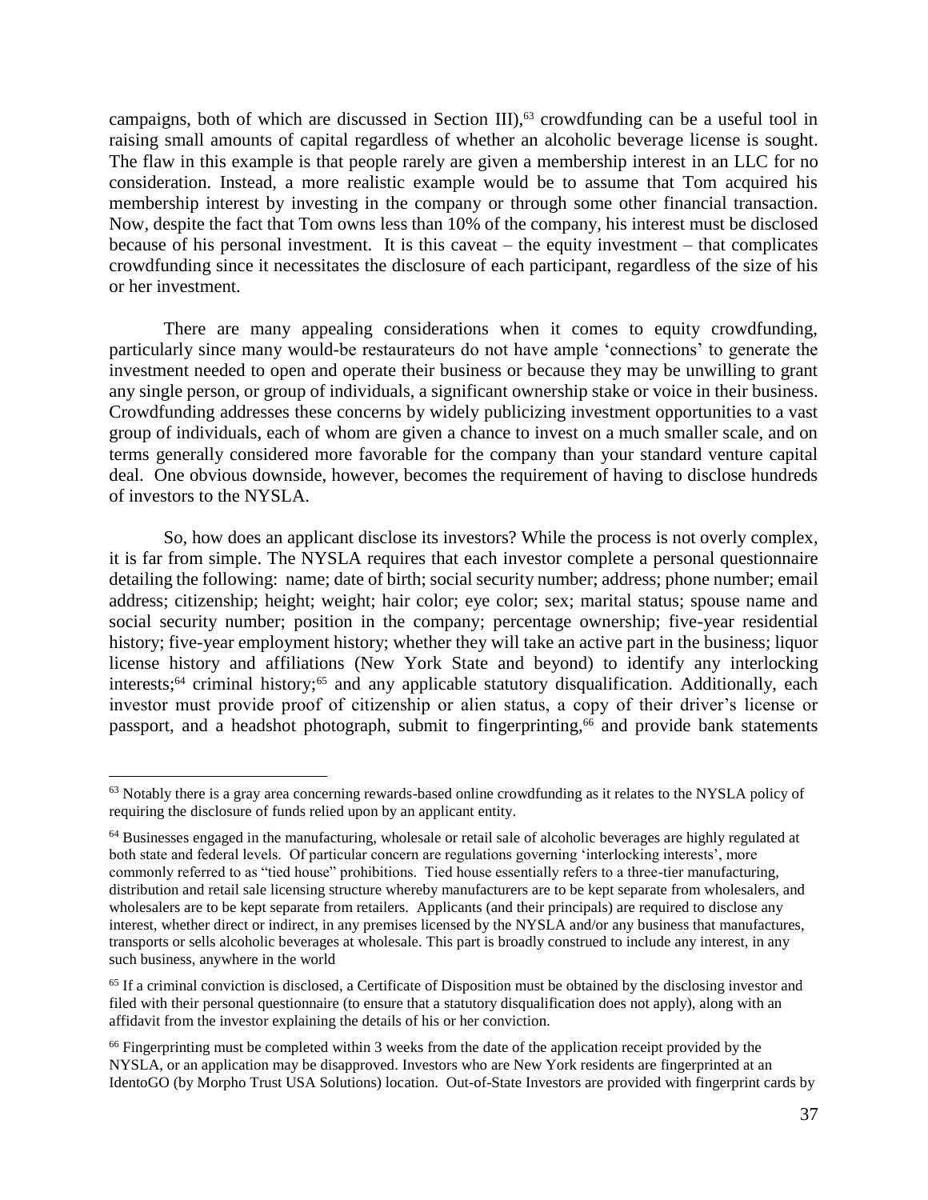campaigns, both of which are discussed in Section III),[63] crowdfunding can be a useful tool in raising small amounts of capital regardless of whether an alcoholic beverage license is sought. The flaw in this example is that people rarely are given a membership interest in an LLC for no consideration. Instead, a more realistic example would be to assume that Tom acquired his membership interest by investing in the company or through some other financial transaction. Now, despite the fact that Tom owns less than 10% of the company, his interest must be disclosed because of his personal investment. It is this caveat – the equity investment – that complicates crowdfunding since it necessitates the disclosure of each participant, regardless of the size of his or her investment.

There are many appealing considerations when it comes to equity crowdfunding, particularly since many would-be restaurateurs do not have ample 'connections' to generate the investment needed to open and operate their business or because they may be unwilling to grant any single person, or group of individuals, a significant ownership stake or voice in their business. Crowdfunding addresses these concerns by widely publicizing investment opportunities to a vast group of individuals, each of whom are given a chance to invest on a much smaller scale, and on terms generally considered more favorable for the company than your standard venture capital deal. One obvious downside, however, becomes the requirement of having to disclose hundreds of investors to the NYSLA.

So, how does an applicant disclose its investors? While the process is not overly complex, it is far from simple. The NYSLA requires that each investor complete a personal questionnaire detailing the following: name; date of birth; social security number; address; phone number; email address; citizenship; height; weight; hair color; eye color; sex; marital status; spouse name and social security number; position in the company; percentage ownership; five-year residential history; five-year employment history; whether they will take an active part in the business; liquor license history and affiliations (New York State and beyond) to identify any interlocking interests;[64] criminal history;[65] and any applicable statutory disqualification. Additionally, each investor must provide proof of citizenship or alien status, a copy of their driver's license or passport, and a headshot photograph, submit to fingerprinting,[66] and provide bank statements

---

[63] Notably there is a gray area concerning rewards-based online crowdfunding as it relates to the NYSLA policy of requiring the disclosure of funds relied upon by an applicant entity.

[64] Businesses engaged in the manufacturing, wholesale or retail sale of alcoholic beverages are highly regulated at both state and federal levels. Of particular concern are regulations governing 'interlocking interests', more commonly referred to as "tied house" prohibitions. Tied house essentially refers to a three-tier manufacturing, distribution and retail sale licensing structure whereby manufacturers are to be kept separate from wholesalers, and wholesalers are to be kept separate from retailers. Applicants (and their principals) are required to disclose any interest, whether direct or indirect, in any premises licensed by the NYSLA and/or any business that manufactures, transports or sells alcoholic beverages at wholesale. This part is broadly construed to include any interest, in any such business, anywhere in the world

[65] If a criminal conviction is disclosed, a Certificate of Disposition must be obtained by the disclosing investor and filed with their personal questionnaire (to ensure that a statutory disqualification does not apply), along with an affidavit from the investor explaining the details of his or her conviction.

[66] Fingerprinting must be completed within 3 weeks from the date of the application receipt provided by the NYSLA, or an application may be disapproved. Investors who are New York residents are fingerprinted at an IdentoGO (by Morpho Trust USA Solutions) location. Out-of-State Investors are provided with fingerprint cards by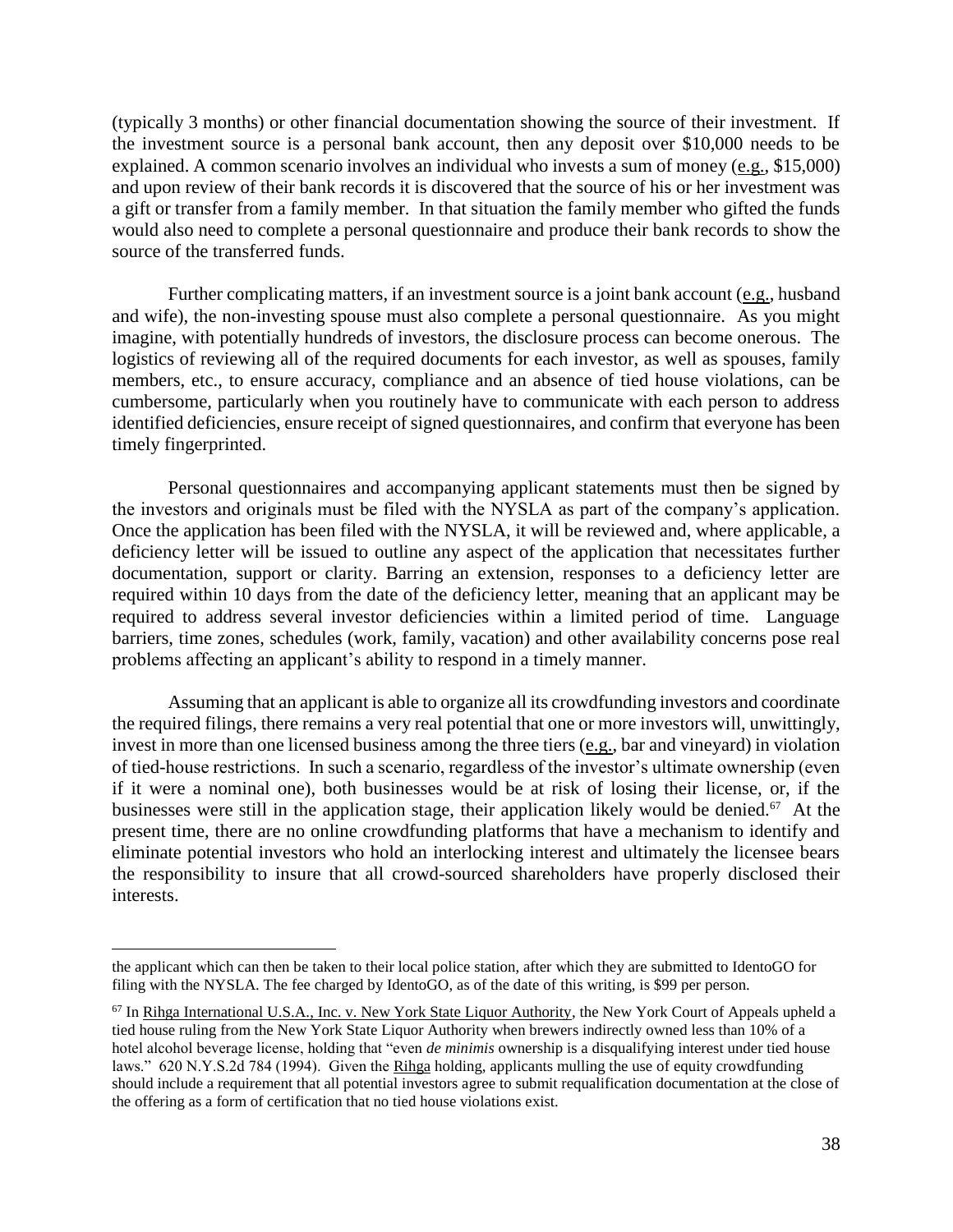(typically 3 months) or other financial documentation showing the source of their investment. If the investment source is a personal bank account, then any deposit over \$10,000 needs to be explained. A common scenario involves an individual who invests a sum of money (e.g., \$15,000) and upon review of their bank records it is discovered that the source of his or her investment was a gift or transfer from a family member. In that situation the family member who gifted the funds would also need to complete a personal questionnaire and produce their bank records to show the source of the transferred funds.

Further complicating matters, if an investment source is a joint bank account (e.g., husband and wife), the non-investing spouse must also complete a personal questionnaire. As you might imagine, with potentially hundreds of investors, the disclosure process can become onerous. The logistics of reviewing all of the required documents for each investor, as well as spouses, family members, etc., to ensure accuracy, compliance and an absence of tied house violations, can be cumbersome, particularly when you routinely have to communicate with each person to address identified deficiencies, ensure receipt of signed questionnaires, and confirm that everyone has been timely fingerprinted.

Personal questionnaires and accompanying applicant statements must then be signed by the investors and originals must be filed with the NYSLA as part of the company's application. Once the application has been filed with the NYSLA, it will be reviewed and, where applicable, a deficiency letter will be issued to outline any aspect of the application that necessitates further documentation, support or clarity. Barring an extension, responses to a deficiency letter are required within 10 days from the date of the deficiency letter, meaning that an applicant may be required to address several investor deficiencies within a limited period of time. Language barriers, time zones, schedules (work, family, vacation) and other availability concerns pose real problems affecting an applicant's ability to respond in a timely manner.

Assuming that an applicant is able to organize all its crowdfunding investors and coordinate the required filings, there remains a very real potential that one or more investors will, unwittingly, invest in more than one licensed business among the three tiers (e.g., bar and vineyard) in violation of tied-house restrictions. In such a scenario, regardless of the investor's ultimate ownership (even if it were a nominal one), both businesses would be at risk of losing their license, or, if the businesses were still in the application stage, their application likely would be denied.[67] At the present time, there are no online crowdfunding platforms that have a mechanism to identify and eliminate potential investors who hold an interlocking interest and ultimately the licensee bears the responsibility to insure that all crowd-sourced shareholders have properly disclosed their interests.

---

the applicant which can then be taken to their local police station, after which they are submitted to IdentoGO for filing with the NYSLA. The fee charged by IdentoGO, as of the date of this writing, is \$99 per person.

[67] In Rihga International U.S.A., Inc. v. New York State Liquor Authority, the New York Court of Appeals upheld a tied house ruling from the New York State Liquor Authority when brewers indirectly owned less than 10% of a hotel alcohol beverage license, holding that "even *de minimis* ownership is a disqualifying interest under tied house laws." 620 N.Y.S.2d 784 (1994). Given the Rihga holding, applicants mulling the use of equity crowdfunding should include a requirement that all potential investors agree to submit requalification documentation at the close of the offering as a form of certification that no tied house violations exist.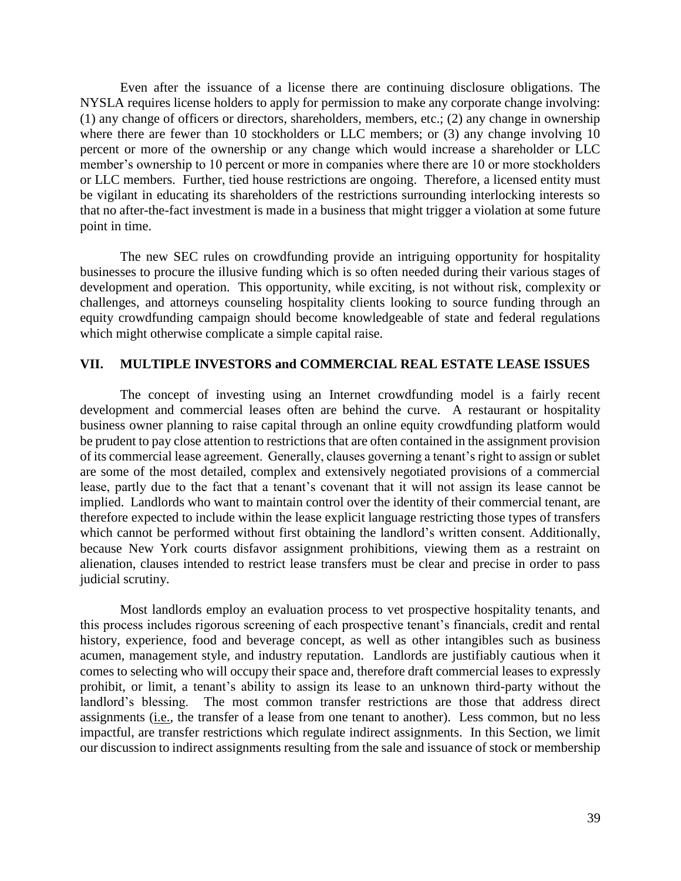Even after the issuance of a license there are continuing disclosure obligations. The NYSLA requires license holders to apply for permission to make any corporate change involving: (1) any change of officers or directors, shareholders, members, etc.; (2) any change in ownership where there are fewer than 10 stockholders or LLC members; or (3) any change involving 10 percent or more of the ownership or any change which would increase a shareholder or LLC member's ownership to 10 percent or more in companies where there are 10 or more stockholders or LLC members. Further, tied house restrictions are ongoing. Therefore, a licensed entity must be vigilant in educating its shareholders of the restrictions surrounding interlocking interests so that no after-the-fact investment is made in a business that might trigger a violation at some future point in time.

The new SEC rules on crowdfunding provide an intriguing opportunity for hospitality businesses to procure the illusive funding which is so often needed during their various stages of development and operation. This opportunity, while exciting, is not without risk, complexity or challenges, and attorneys counseling hospitality clients looking to source funding through an equity crowdfunding campaign should become knowledgeable of state and federal regulations which might otherwise complicate a simple capital raise.

## VII. MULTIPLE INVESTORS and COMMERCIAL REAL ESTATE LEASE ISSUES

The concept of investing using an Internet crowdfunding model is a fairly recent development and commercial leases often are behind the curve. A restaurant or hospitality business owner planning to raise capital through an online equity crowdfunding platform would be prudent to pay close attention to restrictions that are often contained in the assignment provision of its commercial lease agreement. Generally, clauses governing a tenant's right to assign or sublet are some of the most detailed, complex and extensively negotiated provisions of a commercial lease, partly due to the fact that a tenant's covenant that it will not assign its lease cannot be implied. Landlords who want to maintain control over the identity of their commercial tenant, are therefore expected to include within the lease explicit language restricting those types of transfers which cannot be performed without first obtaining the landlord's written consent. Additionally, because New York courts disfavor assignment prohibitions, viewing them as a restraint on alienation, clauses intended to restrict lease transfers must be clear and precise in order to pass judicial scrutiny.

Most landlords employ an evaluation process to vet prospective hospitality tenants, and this process includes rigorous screening of each prospective tenant's financials, credit and rental history, experience, food and beverage concept, as well as other intangibles such as business acumen, management style, and industry reputation. Landlords are justifiably cautious when it comes to selecting who will occupy their space and, therefore draft commercial leases to expressly prohibit, or limit, a tenant's ability to assign its lease to an unknown third-party without the landlord's blessing. The most common transfer restrictions are those that address direct assignments (i.e., the transfer of a lease from one tenant to another). Less common, but no less impactful, are transfer restrictions which regulate indirect assignments. In this Section, we limit our discussion to indirect assignments resulting from the sale and issuance of stock or membership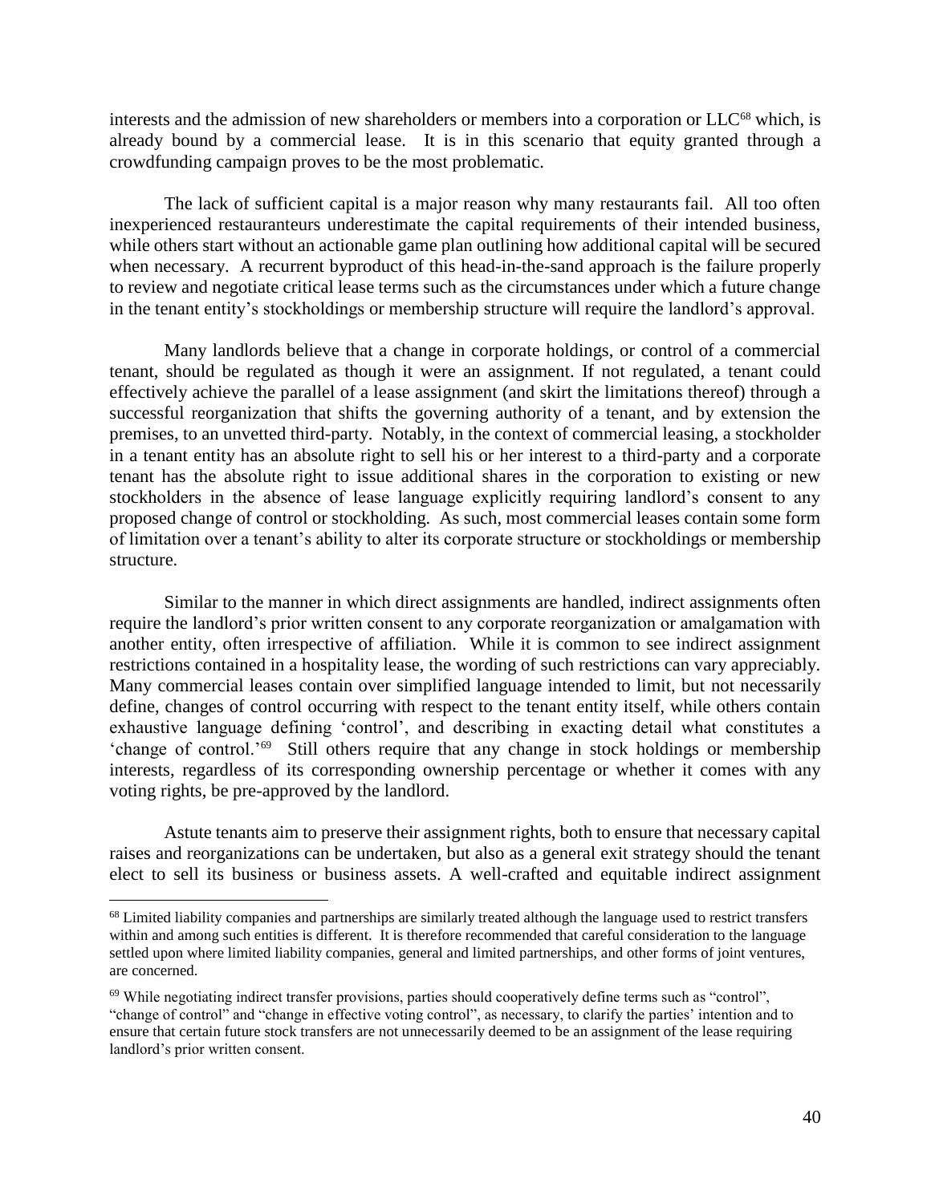interests and the admission of new shareholders or members into a corporation or LLC[68] which, is already bound by a commercial lease. It is in this scenario that equity granted through a crowdfunding campaign proves to be the most problematic.

The lack of sufficient capital is a major reason why many restaurants fail. All too often inexperienced restauranteurs underestimate the capital requirements of their intended business, while others start without an actionable game plan outlining how additional capital will be secured when necessary. A recurrent byproduct of this head-in-the-sand approach is the failure properly to review and negotiate critical lease terms such as the circumstances under which a future change in the tenant entity's stockholdings or membership structure will require the landlord's approval.

Many landlords believe that a change in corporate holdings, or control of a commercial tenant, should be regulated as though it were an assignment. If not regulated, a tenant could effectively achieve the parallel of a lease assignment (and skirt the limitations thereof) through a successful reorganization that shifts the governing authority of a tenant, and by extension the premises, to an unvetted third-party. Notably, in the context of commercial leasing, a stockholder in a tenant entity has an absolute right to sell his or her interest to a third-party and a corporate tenant has the absolute right to issue additional shares in the corporation to existing or new stockholders in the absence of lease language explicitly requiring landlord's consent to any proposed change of control or stockholding. As such, most commercial leases contain some form of limitation over a tenant's ability to alter its corporate structure or stockholdings or membership structure.

Similar to the manner in which direct assignments are handled, indirect assignments often require the landlord's prior written consent to any corporate reorganization or amalgamation with another entity, often irrespective of affiliation. While it is common to see indirect assignment restrictions contained in a hospitality lease, the wording of such restrictions can vary appreciably. Many commercial leases contain over simplified language intended to limit, but not necessarily define, changes of control occurring with respect to the tenant entity itself, while others contain exhaustive language defining 'control', and describing in exacting detail what constitutes a 'change of control.'[69] Still others require that any change in stock holdings or membership interests, regardless of its corresponding ownership percentage or whether it comes with any voting rights, be pre-approved by the landlord.

Astute tenants aim to preserve their assignment rights, both to ensure that necessary capital raises and reorganizations can be undertaken, but also as a general exit strategy should the tenant elect to sell its business or business assets. A well-crafted and equitable indirect assignment

---

[68] Limited liability companies and partnerships are similarly treated although the language used to restrict transfers within and among such entities is different. It is therefore recommended that careful consideration to the language settled upon where limited liability companies, general and limited partnerships, and other forms of joint ventures, are concerned.

[69] While negotiating indirect transfer provisions, parties should cooperatively define terms such as "control", "change of control" and "change in effective voting control", as necessary, to clarify the parties' intention and to ensure that certain future stock transfers are not unnecessarily deemed to be an assignment of the lease requiring landlord's prior written consent.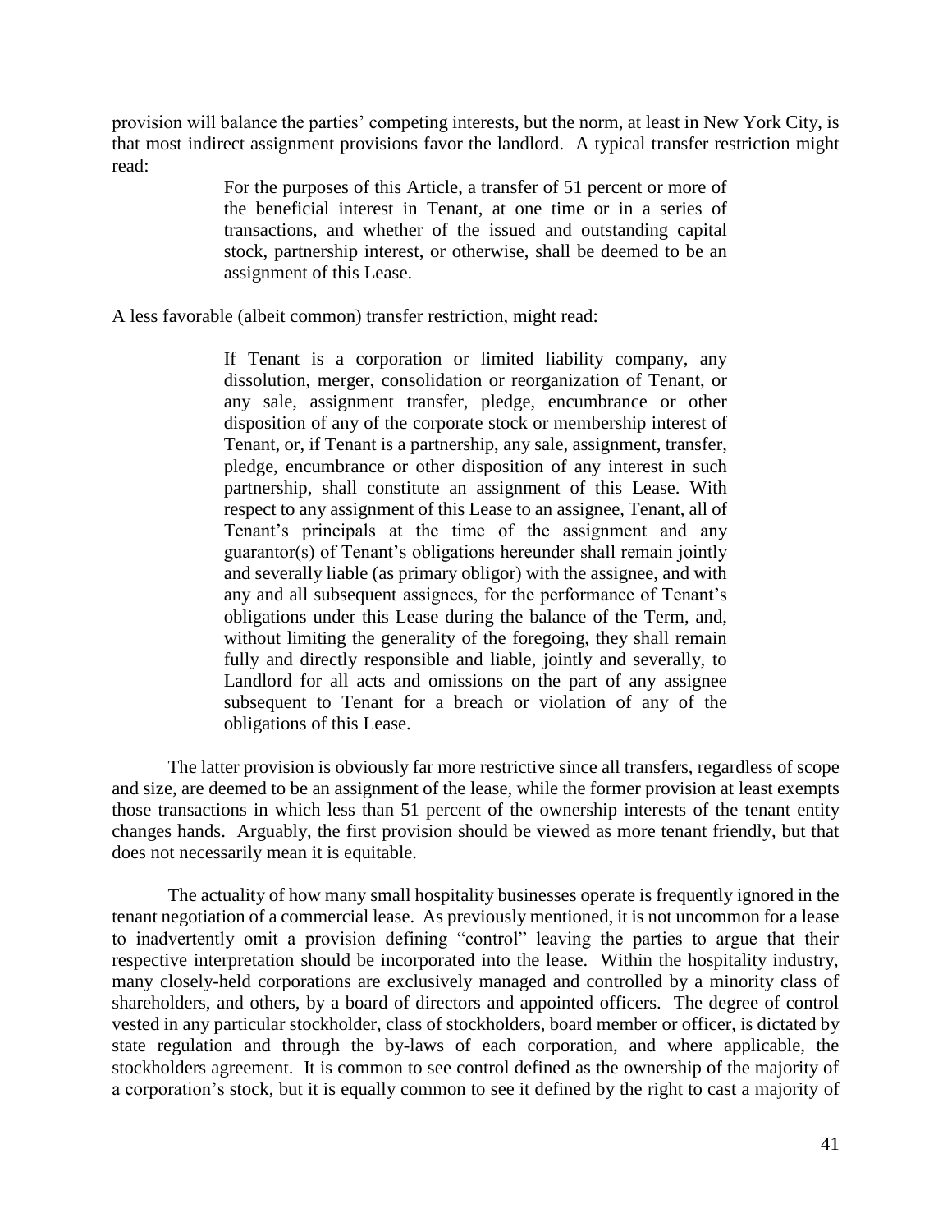provision will balance the parties' competing interests, but the norm, at least in New York City, is that most indirect assignment provisions favor the landlord. A typical transfer restriction might read:

> For the purposes of this Article, a transfer of 51 percent or more of the beneficial interest in Tenant, at one time or in a series of transactions, and whether of the issued and outstanding capital stock, partnership interest, or otherwise, shall be deemed to be an assignment of this Lease.

A less favorable (albeit common) transfer restriction, might read:

> If Tenant is a corporation or limited liability company, any dissolution, merger, consolidation or reorganization of Tenant, or any sale, assignment transfer, pledge, encumbrance or other disposition of any of the corporate stock or membership interest of Tenant, or, if Tenant is a partnership, any sale, assignment, transfer, pledge, encumbrance or other disposition of any interest in such partnership, shall constitute an assignment of this Lease. With respect to any assignment of this Lease to an assignee, Tenant, all of Tenant's principals at the time of the assignment and any guarantor(s) of Tenant's obligations hereunder shall remain jointly and severally liable (as primary obligor) with the assignee, and with any and all subsequent assignees, for the performance of Tenant's obligations under this Lease during the balance of the Term, and, without limiting the generality of the foregoing, they shall remain fully and directly responsible and liable, jointly and severally, to Landlord for all acts and omissions on the part of any assignee subsequent to Tenant for a breach or violation of any of the obligations of this Lease.

The latter provision is obviously far more restrictive since all transfers, regardless of scope and size, are deemed to be an assignment of the lease, while the former provision at least exempts those transactions in which less than 51 percent of the ownership interests of the tenant entity changes hands. Arguably, the first provision should be viewed as more tenant friendly, but that does not necessarily mean it is equitable.

The actuality of how many small hospitality businesses operate is frequently ignored in the tenant negotiation of a commercial lease. As previously mentioned, it is not uncommon for a lease to inadvertently omit a provision defining "control" leaving the parties to argue that their respective interpretation should be incorporated into the lease. Within the hospitality industry, many closely-held corporations are exclusively managed and controlled by a minority class of shareholders, and others, by a board of directors and appointed officers. The degree of control vested in any particular stockholder, class of stockholders, board member or officer, is dictated by state regulation and through the by-laws of each corporation, and where applicable, the stockholders agreement. It is common to see control defined as the ownership of the majority of a corporation's stock, but it is equally common to see it defined by the right to cast a majority of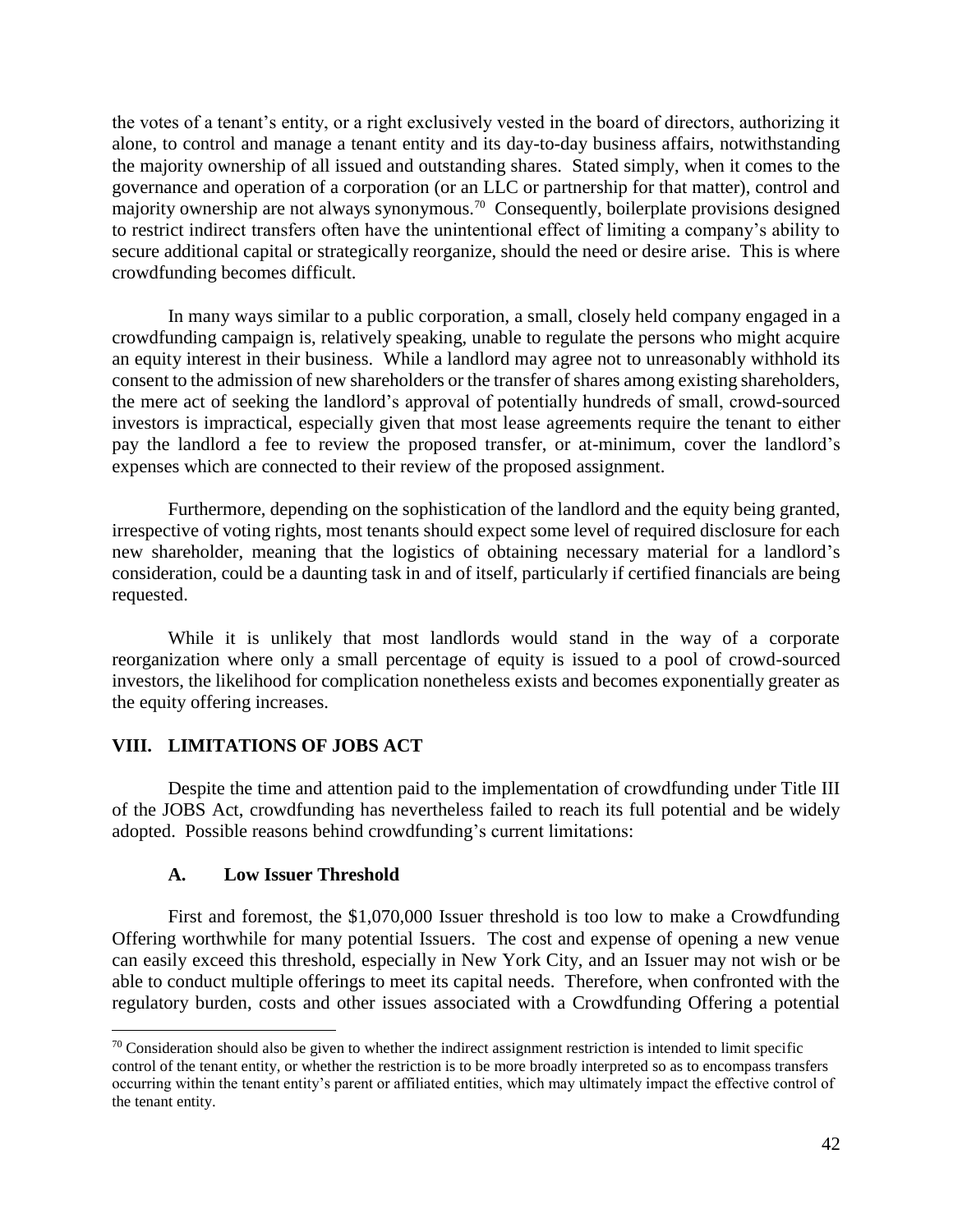the votes of a tenant's entity, or a right exclusively vested in the board of directors, authorizing it alone, to control and manage a tenant entity and its day-to-day business affairs, notwithstanding the majority ownership of all issued and outstanding shares. Stated simply, when it comes to the governance and operation of a corporation (or an LLC or partnership for that matter), control and majority ownership are not always synonymous.[70] Consequently, boilerplate provisions designed to restrict indirect transfers often have the unintentional effect of limiting a company's ability to secure additional capital or strategically reorganize, should the need or desire arise. This is where crowdfunding becomes difficult.

In many ways similar to a public corporation, a small, closely held company engaged in a crowdfunding campaign is, relatively speaking, unable to regulate the persons who might acquire an equity interest in their business. While a landlord may agree not to unreasonably withhold its consent to the admission of new shareholders or the transfer of shares among existing shareholders, the mere act of seeking the landlord's approval of potentially hundreds of small, crowd-sourced investors is impractical, especially given that most lease agreements require the tenant to either pay the landlord a fee to review the proposed transfer, or at-minimum, cover the landlord's expenses which are connected to their review of the proposed assignment.

Furthermore, depending on the sophistication of the landlord and the equity being granted, irrespective of voting rights, most tenants should expect some level of required disclosure for each new shareholder, meaning that the logistics of obtaining necessary material for a landlord's consideration, could be a daunting task in and of itself, particularly if certified financials are being requested.

While it is unlikely that most landlords would stand in the way of a corporate reorganization where only a small percentage of equity is issued to a pool of crowd-sourced investors, the likelihood for complication nonetheless exists and becomes exponentially greater as the equity offering increases.

## VIII. LIMITATIONS OF JOBS ACT

Despite the time and attention paid to the implementation of crowdfunding under Title III of the JOBS Act, crowdfunding has nevertheless failed to reach its full potential and be widely adopted. Possible reasons behind crowdfunding's current limitations:

### A. Low Issuer Threshold

First and foremost, the $1,070,000 Issuer threshold is too low to make a Crowdfunding Offering worthwhile for many potential Issuers. The cost and expense of opening a new venue can easily exceed this threshold, especially in New York City, and an Issuer may not wish or be able to conduct multiple offerings to meet its capital needs. Therefore, when confronted with the regulatory burden, costs and other issues associated with a Crowdfunding Offering a potential

[70] Consideration should also be given to whether the indirect assignment restriction is intended to limit specific control of the tenant entity, or whether the restriction is to be more broadly interpreted so as to encompass transfers occurring within the tenant entity's parent or affiliated entities, which may ultimately impact the effective control of the tenant entity.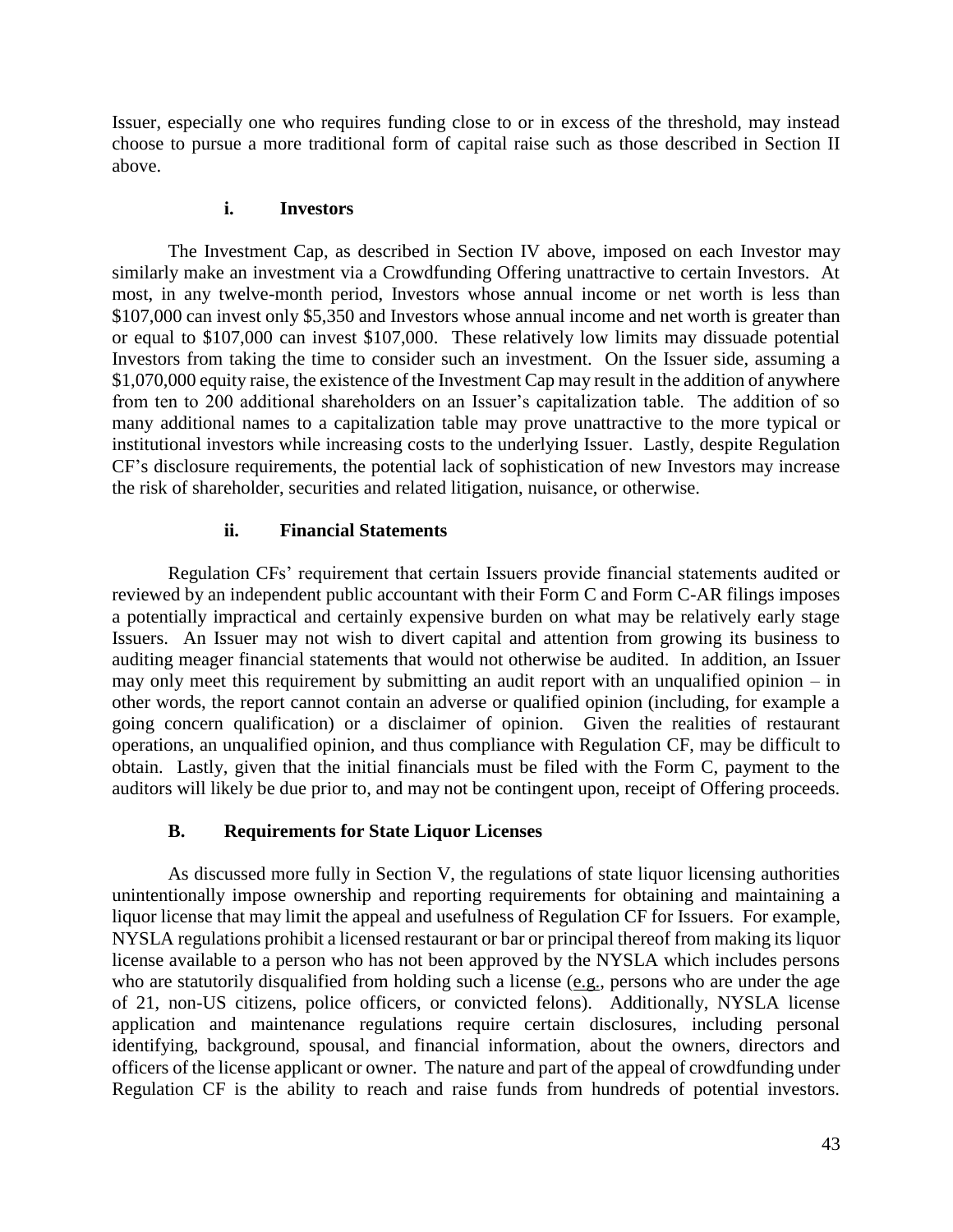Issuer, especially one who requires funding close to or in excess of the threshold, may instead choose to pursue a more traditional form of capital raise such as those described in Section II above.

#### i. Investors

The Investment Cap, as described in Section IV above, imposed on each Investor may similarly make an investment via a Crowdfunding Offering unattractive to certain Investors. At most, in any twelve-month period, Investors whose annual income or net worth is less than $107,000 can invest only $5,350 and Investors whose annual income and net worth is greater than or equal to $107,000 can invest $107,000. These relatively low limits may dissuade potential Investors from taking the time to consider such an investment. On the Issuer side, assuming a $1,070,000 equity raise, the existence of the Investment Cap may result in the addition of anywhere from ten to 200 additional shareholders on an Issuer's capitalization table. The addition of so many additional names to a capitalization table may prove unattractive to the more typical or institutional investors while increasing costs to the underlying Issuer. Lastly, despite Regulation CF's disclosure requirements, the potential lack of sophistication of new Investors may increase the risk of shareholder, securities and related litigation, nuisance, or otherwise.

#### ii. Financial Statements

Regulation CFs' requirement that certain Issuers provide financial statements audited or reviewed by an independent public accountant with their Form C and Form C-AR filings imposes a potentially impractical and certainly expensive burden on what may be relatively early stage Issuers. An Issuer may not wish to divert capital and attention from growing its business to auditing meager financial statements that would not otherwise be audited. In addition, an Issuer may only meet this requirement by submitting an audit report with an unqualified opinion – in other words, the report cannot contain an adverse or qualified opinion (including, for example a going concern qualification) or a disclaimer of opinion. Given the realities of restaurant operations, an unqualified opinion, and thus compliance with Regulation CF, may be difficult to obtain. Lastly, given that the initial financials must be filed with the Form C, payment to the auditors will likely be due prior to, and may not be contingent upon, receipt of Offering proceeds.

### B. Requirements for State Liquor Licenses

As discussed more fully in Section V, the regulations of state liquor licensing authorities unintentionally impose ownership and reporting requirements for obtaining and maintaining a liquor license that may limit the appeal and usefulness of Regulation CF for Issuers. For example, NYSLA regulations prohibit a licensed restaurant or bar or principal thereof from making its liquor license available to a person who has not been approved by the NYSLA which includes persons who are statutorily disqualified from holding such a license (e.g., persons who are under the age of 21, non-US citizens, police officers, or convicted felons). Additionally, NYSLA license application and maintenance regulations require certain disclosures, including personal identifying, background, spousal, and financial information, about the owners, directors and officers of the license applicant or owner. The nature and part of the appeal of crowdfunding under Regulation CF is the ability to reach and raise funds from hundreds of potential investors.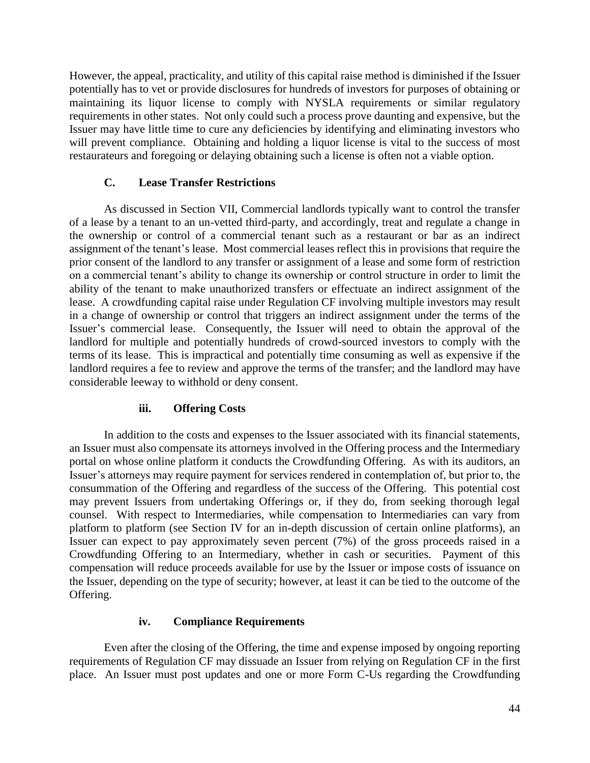However, the appeal, practicality, and utility of this capital raise method is diminished if the Issuer potentially has to vet or provide disclosures for hundreds of investors for purposes of obtaining or maintaining its liquor license to comply with NYSLA requirements or similar regulatory requirements in other states. Not only could such a process prove daunting and expensive, but the Issuer may have little time to cure any deficiencies by identifying and eliminating investors who will prevent compliance. Obtaining and holding a liquor license is vital to the success of most restaurateurs and foregoing or delaying obtaining such a license is often not a viable option.

### C. Lease Transfer Restrictions

As discussed in Section VII, Commercial landlords typically want to control the transfer of a lease by a tenant to an un-vetted third-party, and accordingly, treat and regulate a change in the ownership or control of a commercial tenant such as a restaurant or bar as an indirect assignment of the tenant's lease. Most commercial leases reflect this in provisions that require the prior consent of the landlord to any transfer or assignment of a lease and some form of restriction on a commercial tenant's ability to change its ownership or control structure in order to limit the ability of the tenant to make unauthorized transfers or effectuate an indirect assignment of the lease. A crowdfunding capital raise under Regulation CF involving multiple investors may result in a change of ownership or control that triggers an indirect assignment under the terms of the Issuer's commercial lease. Consequently, the Issuer will need to obtain the approval of the landlord for multiple and potentially hundreds of crowd-sourced investors to comply with the terms of its lease. This is impractical and potentially time consuming as well as expensive if the landlord requires a fee to review and approve the terms of the transfer; and the landlord may have considerable leeway to withhold or deny consent.

#### iii. Offering Costs

In addition to the costs and expenses to the Issuer associated with its financial statements, an Issuer must also compensate its attorneys involved in the Offering process and the Intermediary portal on whose online platform it conducts the Crowdfunding Offering. As with its auditors, an Issuer's attorneys may require payment for services rendered in contemplation of, but prior to, the consummation of the Offering and regardless of the success of the Offering. This potential cost may prevent Issuers from undertaking Offerings or, if they do, from seeking thorough legal counsel. With respect to Intermediaries, while compensation to Intermediaries can vary from platform to platform (see Section IV for an in-depth discussion of certain online platforms), an Issuer can expect to pay approximately seven percent (7%) of the gross proceeds raised in a Crowdfunding Offering to an Intermediary, whether in cash or securities. Payment of this compensation will reduce proceeds available for use by the Issuer or impose costs of issuance on the Issuer, depending on the type of security; however, at least it can be tied to the outcome of the Offering.

#### iv. Compliance Requirements

Even after the closing of the Offering, the time and expense imposed by ongoing reporting requirements of Regulation CF may dissuade an Issuer from relying on Regulation CF in the first place. An Issuer must post updates and one or more Form C-Us regarding the Crowdfunding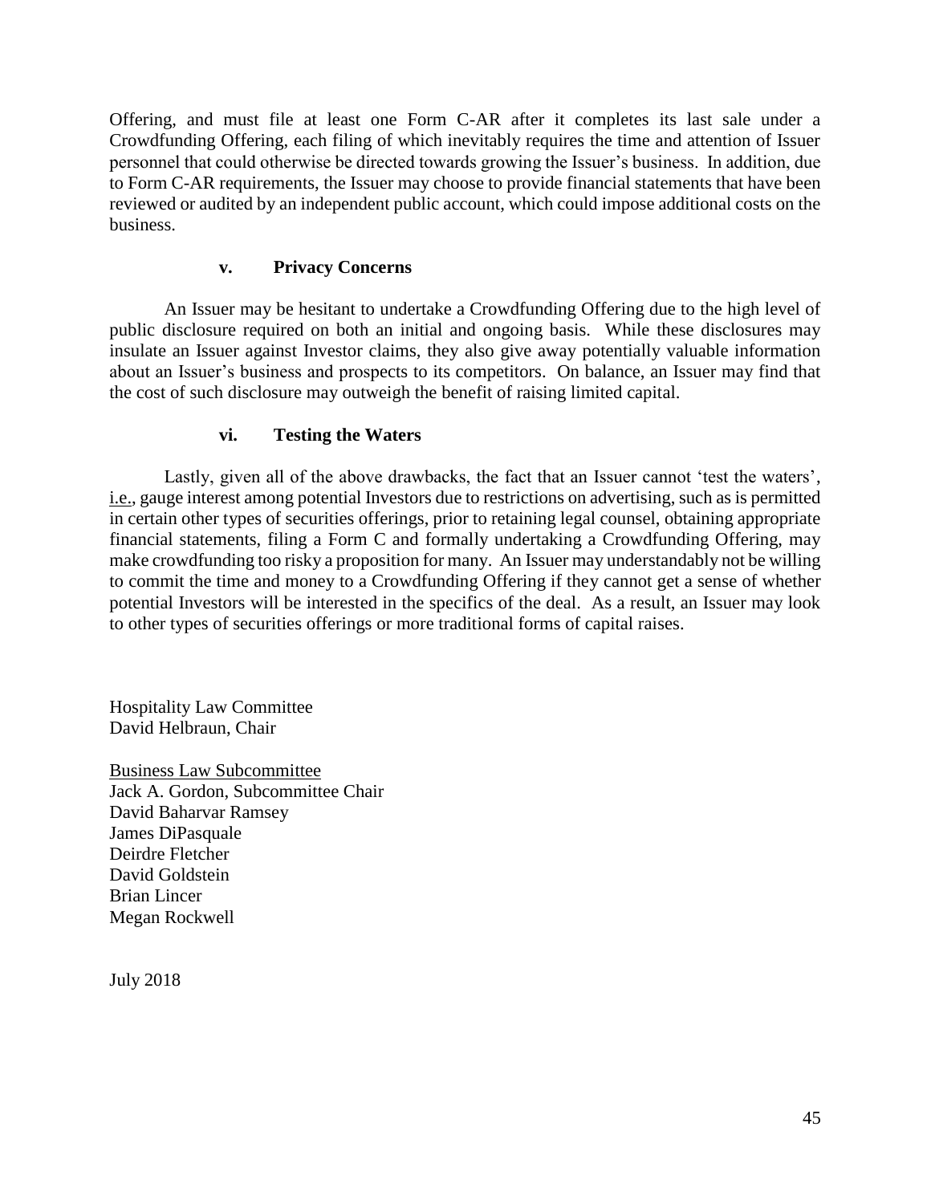Offering, and must file at least one Form C-AR after it completes its last sale under a Crowdfunding Offering, each filing of which inevitably requires the time and attention of Issuer personnel that could otherwise be directed towards growing the Issuer's business. In addition, due to Form C-AR requirements, the Issuer may choose to provide financial statements that have been reviewed or audited by an independent public account, which could impose additional costs on the business.

### v. Privacy Concerns

An Issuer may be hesitant to undertake a Crowdfunding Offering due to the high level of public disclosure required on both an initial and ongoing basis. While these disclosures may insulate an Issuer against Investor claims, they also give away potentially valuable information about an Issuer's business and prospects to its competitors. On balance, an Issuer may find that the cost of such disclosure may outweigh the benefit of raising limited capital.

### vi. Testing the Waters

Lastly, given all of the above drawbacks, the fact that an Issuer cannot 'test the waters', i.e., gauge interest among potential Investors due to restrictions on advertising, such as is permitted in certain other types of securities offerings, prior to retaining legal counsel, obtaining appropriate financial statements, filing a Form C and formally undertaking a Crowdfunding Offering, may make crowdfunding too risky a proposition for many. An Issuer may understandably not be willing to commit the time and money to a Crowdfunding Offering if they cannot get a sense of whether potential Investors will be interested in the specifics of the deal. As a result, an Issuer may look to other types of securities offerings or more traditional forms of capital raises.

Hospitality Law Committee
David Helbraun, Chair

Business Law Subcommittee
Jack A. Gordon, Subcommittee Chair
David Baharvar Ramsey
James DiPasquale
Deirdre Fletcher
David Goldstein
Brian Lincer
Megan Rockwell

July 2018